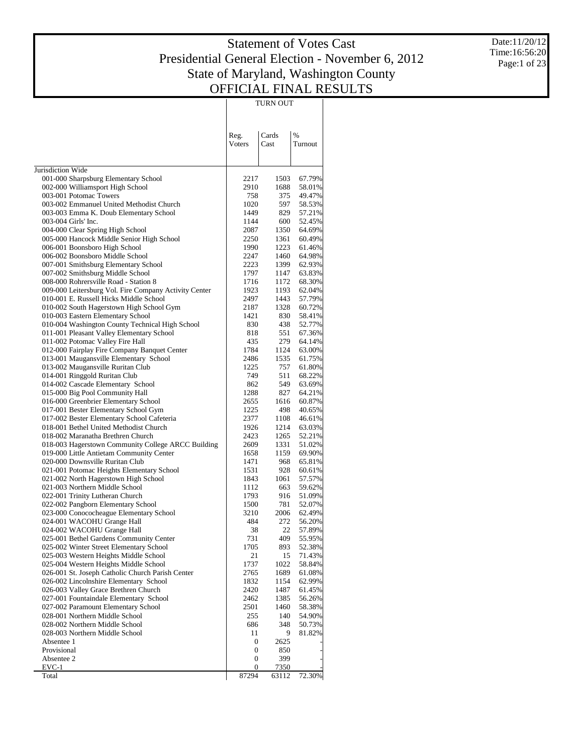# Statement of Votes Cast
## Presidential General Election - November 6, 2012
## State of Maryland, Washington County
## OFFICIAL FINAL RESULTS

Date:11/20/12
Time:16:56:20

| | TURN OUT | | |
|---|---|---|---|
| | Reg. Voters | Cards Cast | % Turnout |
| Jurisdiction Wide | | | |
| 001-000 Sharpsburg Elementary School | 2217 | 1503 | 67.79% |
| 002-000 Williamsport High School | 2910 | 1688 | 58.01% |
| 003-001 Potomac Towers | 758 | 375 | 49.47% |
| 003-002 Emmanuel United Methodist Church | 1020 | 597 | 58.53% |
| 003-003 Emma K. Doub Elementary School | 1449 | 829 | 57.21% |
| 003-004 Girls' Inc. | 1144 | 600 | 52.45% |
| 004-000 Clear Spring High School | 2087 | 1350 | 64.69% |
| 005-000 Hancock Middle Senior High School | 2250 | 1361 | 60.49% |
| 006-001 Boonsboro High School | 1990 | 1223 | 61.46% |
| 006-002 Boonsboro Middle School | 2247 | 1460 | 64.98% |
| 007-001 Smithsburg Elementary School | 2223 | 1399 | 62.93% |
| 007-002 Smithsburg Middle School | 1797 | 1147 | 63.83% |
| 008-000 Rohrersville Road - Station 8 | 1716 | 1172 | 68.30% |
| 009-000 Leitersburg Vol. Fire Company Activity Center | 1923 | 1193 | 62.04% |
| 010-001 E. Russell Hicks Middle School | 2497 | 1443 | 57.79% |
| 010-002 South Hagerstown High School Gym | 2187 | 1328 | 60.72% |
| 010-003 Eastern Elementary School | 1421 | 830 | 58.41% |
| 010-004 Washington County Technical High School | 830 | 438 | 52.77% |
| 011-001 Pleasant Valley Elementary School | 818 | 551 | 67.36% |
| 011-002 Potomac Valley Fire Hall | 435 | 279 | 64.14% |
| 012-000 Fairplay Fire Company Banquet Center | 1784 | 1124 | 63.00% |
| 013-001 Maugansville Elementary School | 2486 | 1535 | 61.75% |
| 013-002 Maugansville Ruritan Club | 1225 | 757 | 61.80% |
| 014-001 Ringgold Ruritan Club | 749 | 511 | 68.22% |
| 014-002 Cascade Elementary School | 862 | 549 | 63.69% |
| 015-000 Big Pool Community Hall | 1288 | 827 | 64.21% |
| 016-000 Greenbrier Elementary School | 2655 | 1616 | 60.87% |
| 017-001 Bester Elementary School Gym | 1225 | 498 | 40.65% |
| 017-002 Bester Elementary School Cafeteria | 2377 | 1108 | 46.61% |
| 018-001 Bethel United Methodist Church | 1926 | 1214 | 63.03% |
| 018-002 Maranatha Brethren Church | 2423 | 1265 | 52.21% |
| 018-003 Hagerstown Community College ARCC Building | 2609 | 1331 | 51.02% |
| 019-000 Little Antietam Community Center | 1658 | 1159 | 69.90% |
| 020-000 Downsville Ruritan Club | 1471 | 968 | 65.81% |
| 021-001 Potomac Heights Elementary School | 1531 | 928 | 60.61% |
| 021-002 North Hagerstown High School | 1843 | 1061 | 57.57% |
| 021-003 Northern Middle School | 1112 | 663 | 59.62% |
| 022-001 Trinity Lutheran Church | 1793 | 916 | 51.09% |
| 022-002 Pangborn Elementary School | 1500 | 781 | 52.07% |
| 023-000 Conococheague Elementary School | 3210 | 2006 | 62.49% |
| 024-001 WACOHU Grange Hall | 484 | 272 | 56.20% |
| 024-002 WACOHU Grange Hall | 38 | 22 | 57.89% |
| 025-001 Bethel Gardens Community Center | 731 | 409 | 55.95% |
| 025-002 Winter Street Elementary School | 1705 | 893 | 52.38% |
| 025-003 Western Heights Middle School | 21 | 15 | 71.43% |
| 025-004 Western Heights Middle School | 1737 | 1022 | 58.84% |
| 026-001 St. Joseph Catholic Church Parish Center | 2765 | 1689 | 61.08% |
| 026-002 Lincolnshire Elementary School | 1832 | 1154 | 62.99% |
| 026-003 Valley Grace Brethren Church | 2420 | 1487 | 61.45% |
| 027-001 Fountaindale Elementary School | 2462 | 1385 | 56.26% |
| 027-002 Paramount Elementary School | 2501 | 1460 | 58.38% |
| 028-001 Northern Middle School | 255 | 140 | 54.90% |
| 028-002 Northern Middle School | 686 | 348 | 50.73% |
| 028-003 Northern Middle School | 11 | 9 | 81.82% |
| Absentee 1 | 0 | 2625 | - |
| Provisional | 0 | 850 | - |
| Absentee 2 | 0 | 399 | - |
| EVC-1 | 0 | 7350 | - |
| Total | 87294 | 63112 | 72.30% |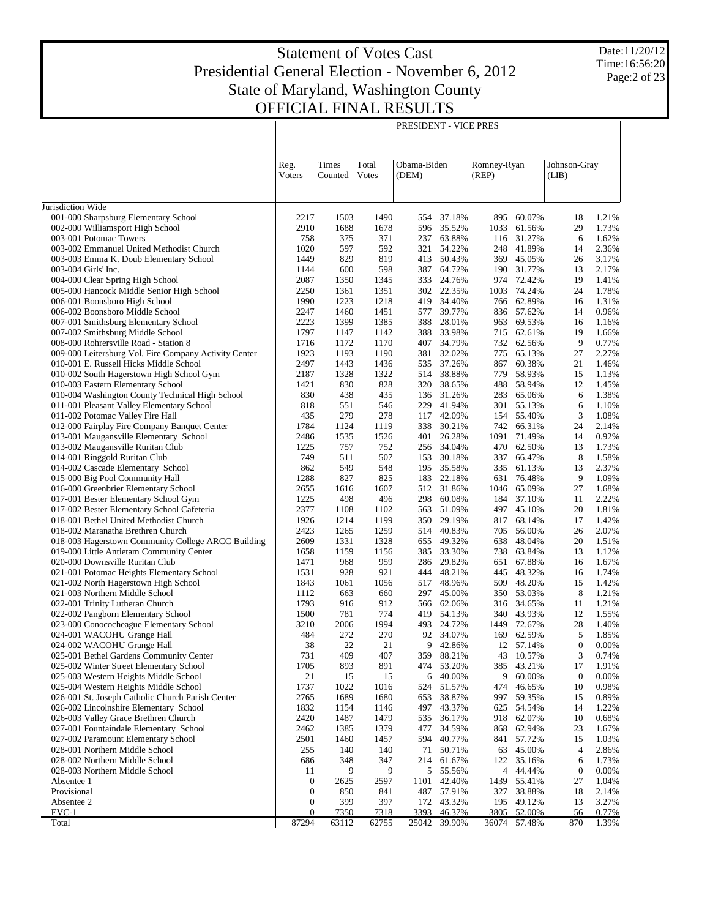# Statement of Votes Cast
## Presidential General Election - November 6, 2012
## State of Maryland, Washington County
## OFFICIAL FINAL RESULTS

Date:11/20/12
Time:16:56:20

| | Reg. Voters | Times Counted | Total Votes | PRESIDENT - VICE PRES Obama-Biden (DEM) | | Romney-Ryan (REP) | | Johnson-Gray (LIB) | |
|---|---|---|---|---|---|---|---|---|---|
| Jurisdiction Wide | | | | | | | | | |
| 001-000 Sharpsburg Elementary School | 2217 | 1503 | 1490 | 554 | 37.18% | 895 | 60.07% | 18 | 1.21% |
| 002-000 Williamsport High School | 2910 | 1688 | 1678 | 596 | 35.52% | 1033 | 61.56% | 29 | 1.73% |
| 003-001 Potomac Towers | 758 | 375 | 371 | 237 | 63.88% | 116 | 31.27% | 6 | 1.62% |
| 003-002 Emmanuel United Methodist Church | 1020 | 597 | 592 | 321 | 54.22% | 248 | 41.89% | 14 | 2.36% |
| 003-003 Emma K. Doub Elementary School | 1449 | 829 | 819 | 413 | 50.43% | 369 | 45.05% | 26 | 3.17% |
| 003-004 Girls' Inc. | 1144 | 600 | 598 | 387 | 64.72% | 190 | 31.77% | 13 | 2.17% |
| 004-000 Clear Spring High School | 2087 | 1350 | 1345 | 333 | 24.76% | 974 | 72.42% | 19 | 1.41% |
| 005-000 Hancock Middle Senior High School | 2250 | 1361 | 1351 | 302 | 22.35% | 1003 | 74.24% | 24 | 1.78% |
| 006-001 Boonsboro High School | 1990 | 1223 | 1218 | 419 | 34.40% | 766 | 62.89% | 16 | 1.31% |
| 006-002 Boonsboro Middle School | 2247 | 1460 | 1451 | 577 | 39.77% | 836 | 57.62% | 14 | 0.96% |
| 007-001 Smithsburg Elementary School | 2223 | 1399 | 1385 | 388 | 28.01% | 963 | 69.53% | 16 | 1.16% |
| 007-002 Smithsburg Middle School | 1797 | 1147 | 1142 | 388 | 33.98% | 715 | 62.61% | 19 | 1.66% |
| 008-000 Rohrersville Road - Station 8 | 1716 | 1172 | 1170 | 407 | 34.79% | 732 | 62.56% | 9 | 0.77% |
| 009-000 Leitersburg Vol. Fire Company Activity Center | 1923 | 1193 | 1190 | 381 | 32.02% | 775 | 65.13% | 27 | 2.27% |
| 010-001 E. Russell Hicks Middle School | 2497 | 1443 | 1436 | 535 | 37.26% | 867 | 60.38% | 21 | 1.46% |
| 010-002 South Hagerstown High School Gym | 2187 | 1328 | 1322 | 514 | 38.88% | 779 | 58.93% | 15 | 1.13% |
| 010-003 Eastern Elementary School | 1421 | 830 | 828 | 320 | 38.65% | 488 | 58.94% | 12 | 1.45% |
| 010-004 Washington County Technical High School | 830 | 438 | 435 | 136 | 31.26% | 283 | 65.06% | 6 | 1.38% |
| 011-001 Pleasant Valley Elementary School | 818 | 551 | 546 | 229 | 41.94% | 301 | 55.13% | 6 | 1.10% |
| 011-002 Potomac Valley Fire Hall | 435 | 279 | 278 | 117 | 42.09% | 154 | 55.40% | 3 | 1.08% |
| 012-000 Fairplay Fire Company Banquet Center | 1784 | 1124 | 1119 | 338 | 30.21% | 742 | 66.31% | 24 | 2.14% |
| 013-001 Maugansville Elementary School | 2486 | 1535 | 1526 | 401 | 26.28% | 1091 | 71.49% | 14 | 0.92% |
| 013-002 Maugansville Ruritan Club | 1225 | 757 | 752 | 256 | 34.04% | 470 | 62.50% | 13 | 1.73% |
| 014-001 Ringgold Ruritan Club | 749 | 511 | 507 | 153 | 30.18% | 337 | 66.47% | 8 | 1.58% |
| 014-002 Cascade Elementary School | 862 | 549 | 548 | 195 | 35.58% | 335 | 61.13% | 13 | 2.37% |
| 015-000 Big Pool Community Hall | 1288 | 827 | 825 | 183 | 22.18% | 631 | 76.48% | 9 | 1.09% |
| 016-000 Greenbrier Elementary School | 2655 | 1616 | 1607 | 512 | 31.86% | 1046 | 65.09% | 27 | 1.68% |
| 017-001 Bester Elementary School Gym | 1225 | 498 | 496 | 298 | 60.08% | 184 | 37.10% | 11 | 2.22% |
| 017-002 Bester Elementary School Cafeteria | 2377 | 1108 | 1102 | 563 | 51.09% | 497 | 45.10% | 20 | 1.81% |
| 018-001 Bethel United Methodist Church | 1926 | 1214 | 1199 | 350 | 29.19% | 817 | 68.14% | 17 | 1.42% |
| 018-002 Maranatha Brethren Church | 2423 | 1265 | 1259 | 514 | 40.83% | 705 | 56.00% | 26 | 2.07% |
| 018-003 Hagerstown Community College ARCC Building | 2609 | 1331 | 1328 | 655 | 49.32% | 638 | 48.04% | 20 | 1.51% |
| 019-000 Little Antietam Community Center | 1658 | 1159 | 1156 | 385 | 33.30% | 738 | 63.84% | 13 | 1.12% |
| 020-000 Downsville Ruritan Club | 1471 | 968 | 959 | 286 | 29.82% | 651 | 67.88% | 16 | 1.67% |
| 021-001 Potomac Heights Elementary School | 1531 | 928 | 921 | 444 | 48.21% | 445 | 48.32% | 16 | 1.74% |
| 021-002 North Hagerstown High School | 1843 | 1061 | 1056 | 517 | 48.96% | 509 | 48.20% | 15 | 1.42% |
| 021-003 Northern Middle School | 1112 | 663 | 660 | 297 | 45.00% | 350 | 53.03% | 8 | 1.21% |
| 022-001 Trinity Lutheran Church | 1793 | 916 | 912 | 566 | 62.06% | 316 | 34.65% | 11 | 1.21% |
| 022-002 Pangborn Elementary School | 1500 | 781 | 774 | 419 | 54.13% | 340 | 43.93% | 12 | 1.55% |
| 023-000 Conococheague Elementary School | 3210 | 2006 | 1994 | 493 | 24.72% | 1449 | 72.67% | 28 | 1.40% |
| 024-001 WACOHU Grange Hall | 484 | 272 | 270 | 92 | 34.07% | 169 | 62.59% | 5 | 1.85% |
| 024-002 WACOHU Grange Hall | 38 | 22 | 21 | 9 | 42.86% | 12 | 57.14% | 0 | 0.00% |
| 025-001 Bethel Gardens Community Center | 731 | 409 | 407 | 359 | 88.21% | 43 | 10.57% | 3 | 0.74% |
| 025-002 Winter Street Elementary School | 1705 | 893 | 891 | 474 | 53.20% | 385 | 43.21% | 17 | 1.91% |
| 025-003 Western Heights Middle School | 21 | 15 | 15 | 6 | 40.00% | 9 | 60.00% | 0 | 0.00% |
| 025-004 Western Heights Middle School | 1737 | 1022 | 1016 | 524 | 51.57% | 474 | 46.65% | 10 | 0.98% |
| 026-001 St. Joseph Catholic Church Parish Center | 2765 | 1689 | 1680 | 653 | 38.87% | 997 | 59.35% | 15 | 0.89% |
| 026-002 Lincolnshire Elementary School | 1832 | 1154 | 1146 | 497 | 43.37% | 625 | 54.54% | 14 | 1.22% |
| 026-003 Valley Grace Brethren Church | 2420 | 1487 | 1479 | 535 | 36.17% | 918 | 62.07% | 10 | 0.68% |
| 027-001 Fountaindale Elementary School | 2462 | 1385 | 1379 | 477 | 34.59% | 868 | 62.94% | 23 | 1.67% |
| 027-002 Paramount Elementary School | 2501 | 1460 | 1457 | 594 | 40.77% | 841 | 57.72% | 15 | 1.03% |
| 028-001 Northern Middle School | 255 | 140 | 140 | 71 | 50.71% | 63 | 45.00% | 4 | 2.86% |
| 028-002 Northern Middle School | 686 | 348 | 347 | 214 | 61.67% | 122 | 35.16% | 6 | 1.73% |
| 028-003 Northern Middle School | 11 | 9 | 9 | 5 | 55.56% | 4 | 44.44% | 0 | 0.00% |
| Absentee 1 | 0 | 2625 | 2597 | 1101 | 42.40% | 1439 | 55.41% | 27 | 1.04% |
| Provisional | 0 | 850 | 841 | 487 | 57.91% | 327 | 38.88% | 18 | 2.14% |
| Absentee 2 | 0 | 399 | 397 | 172 | 43.32% | 195 | 49.12% | 13 | 3.27% |
| EVC-1 | 0 | 7350 | 7318 | 3393 | 46.37% | 3805 | 52.00% | 56 | 0.77% |
| Total | 87294 | 63112 | 62755 | 25042 | 39.90% | 36074 | 57.48% | 870 | 1.39% |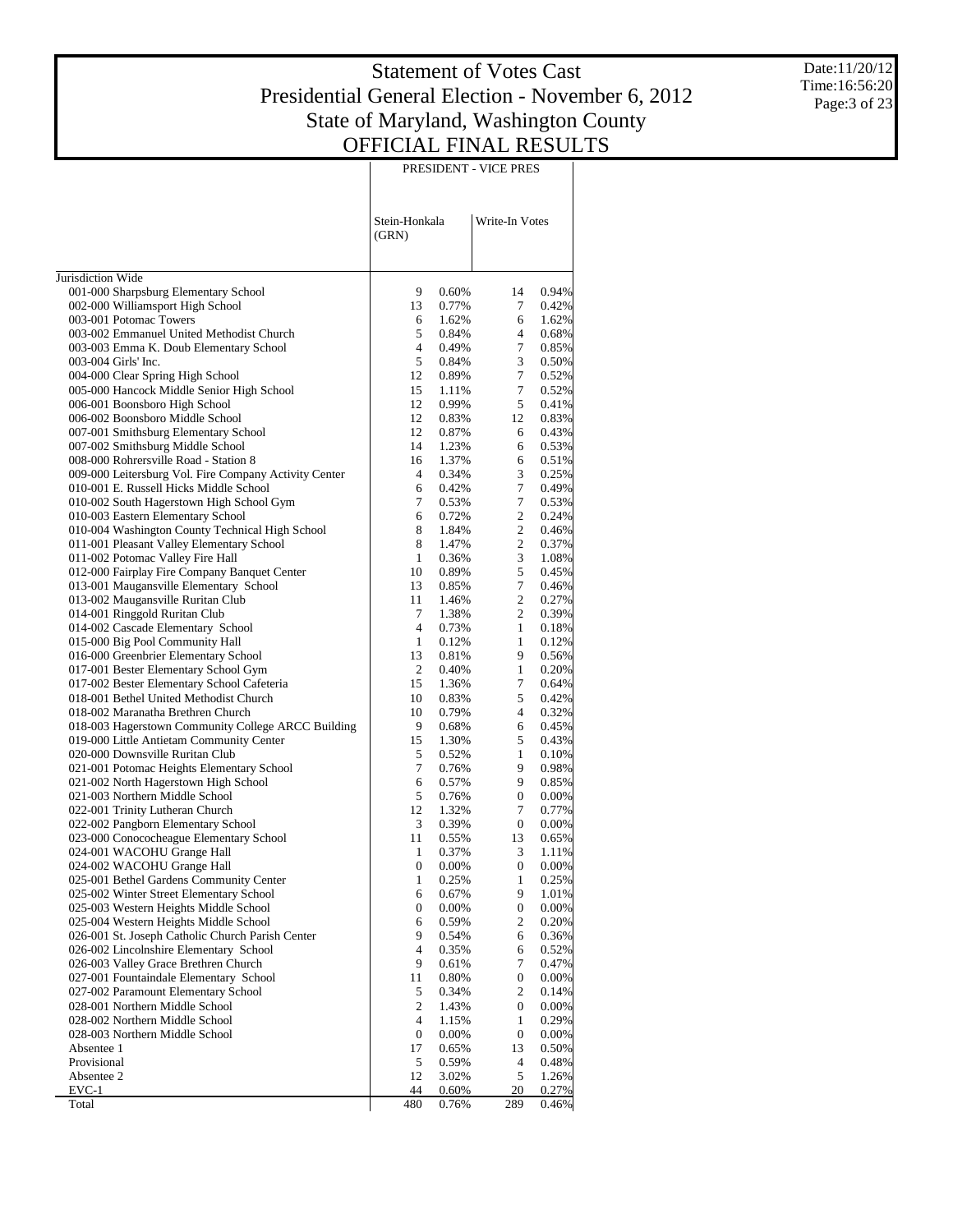# Statement of Votes Cast
## Presidential General Election - November 6, 2012
## State of Maryland, Washington County
## OFFICIAL FINAL RESULTS

Date:11/20/12
Time:16:56:20

| | PRESIDENT - VICE PRES | | | |
|---|---|---|---|---|
| | Stein-Honkala (GRN) | | Write-In Votes | |
| Jurisdiction Wide | | | | |
| 001-000 Sharpsburg Elementary School | 9 | 0.60% | 14 | 0.94% |
| 002-000 Williamsport High School | 13 | 0.77% | 7 | 0.42% |
| 003-001 Potomac Towers | 6 | 1.62% | 6 | 1.62% |
| 003-002 Emmanuel United Methodist Church | 5 | 0.84% | 4 | 0.68% |
| 003-003 Emma K. Doub Elementary School | 4 | 0.49% | 7 | 0.85% |
| 003-004 Girls' Inc. | 5 | 0.84% | 3 | 0.50% |
| 004-000 Clear Spring High School | 12 | 0.89% | 7 | 0.52% |
| 005-000 Hancock Middle Senior High School | 15 | 1.11% | 7 | 0.52% |
| 006-001 Boonsboro High School | 12 | 0.99% | 5 | 0.41% |
| 006-002 Boonsboro Middle School | 12 | 0.83% | 12 | 0.83% |
| 007-001 Smithsburg Elementary School | 12 | 0.87% | 6 | 0.43% |
| 007-002 Smithsburg Middle School | 14 | 1.23% | 6 | 0.53% |
| 008-000 Rohrersville Road - Station 8 | 16 | 1.37% | 6 | 0.51% |
| 009-000 Leitersburg Vol. Fire Company Activity Center | 4 | 0.34% | 3 | 0.25% |
| 010-001 E. Russell Hicks Middle School | 6 | 0.42% | 7 | 0.49% |
| 010-002 South Hagerstown High School Gym | 7 | 0.53% | 7 | 0.53% |
| 010-003 Eastern Elementary School | 6 | 0.72% | 2 | 0.24% |
| 010-004 Washington County Technical High School | 8 | 1.84% | 2 | 0.46% |
| 011-001 Pleasant Valley Elementary School | 8 | 1.47% | 2 | 0.37% |
| 011-002 Potomac Valley Fire Hall | 1 | 0.36% | 3 | 1.08% |
| 012-000 Fairplay Fire Company Banquet Center | 10 | 0.89% | 5 | 0.45% |
| 013-001 Maugansville Elementary School | 13 | 0.85% | 7 | 0.46% |
| 013-002 Maugansville Ruritan Club | 11 | 1.46% | 2 | 0.27% |
| 014-001 Ringgold Ruritan Club | 7 | 1.38% | 2 | 0.39% |
| 014-002 Cascade Elementary School | 4 | 0.73% | 1 | 0.18% |
| 015-000 Big Pool Community Hall | 1 | 0.12% | 1 | 0.12% |
| 016-000 Greenbrier Elementary School | 13 | 0.81% | 9 | 0.56% |
| 017-001 Bester Elementary School Gym | 2 | 0.40% | 1 | 0.20% |
| 017-002 Bester Elementary School Cafeteria | 15 | 1.36% | 7 | 0.64% |
| 018-001 Bethel United Methodist Church | 10 | 0.83% | 5 | 0.42% |
| 018-002 Maranatha Brethren Church | 10 | 0.79% | 4 | 0.32% |
| 018-003 Hagerstown Community College ARCC Building | 9 | 0.68% | 6 | 0.45% |
| 019-000 Little Antietam Community Center | 15 | 1.30% | 5 | 0.43% |
| 020-000 Downsville Ruritan Club | 5 | 0.52% | 1 | 0.10% |
| 021-001 Potomac Heights Elementary School | 7 | 0.76% | 9 | 0.98% |
| 021-002 North Hagerstown High School | 6 | 0.57% | 9 | 0.85% |
| 021-003 Northern Middle School | 5 | 0.76% | 0 | 0.00% |
| 022-001 Trinity Lutheran Church | 12 | 1.32% | 7 | 0.77% |
| 022-002 Pangborn Elementary School | 3 | 0.39% | 0 | 0.00% |
| 023-000 Conococheague Elementary School | 11 | 0.55% | 13 | 0.65% |
| 024-001 WACOHU Grange Hall | 1 | 0.37% | 3 | 1.11% |
| 024-002 WACOHU Grange Hall | 0 | 0.00% | 0 | 0.00% |
| 025-001 Bethel Gardens Community Center | 1 | 0.25% | 1 | 0.25% |
| 025-002 Winter Street Elementary School | 6 | 0.67% | 9 | 1.01% |
| 025-003 Western Heights Middle School | 0 | 0.00% | 0 | 0.00% |
| 025-004 Western Heights Middle School | 6 | 0.59% | 2 | 0.20% |
| 026-001 St. Joseph Catholic Church Parish Center | 9 | 0.54% | 6 | 0.36% |
| 026-002 Lincolnshire Elementary School | 4 | 0.35% | 6 | 0.52% |
| 026-003 Valley Grace Brethren Church | 9 | 0.61% | 7 | 0.47% |
| 027-001 Fountaindale Elementary School | 11 | 0.80% | 0 | 0.00% |
| 027-002 Paramount Elementary School | 5 | 0.34% | 2 | 0.14% |
| 028-001 Northern Middle School | 2 | 1.43% | 0 | 0.00% |
| 028-002 Northern Middle School | 4 | 1.15% | 1 | 0.29% |
| 028-003 Northern Middle School | 0 | 0.00% | 0 | 0.00% |
| Absentee 1 | 17 | 0.65% | 13 | 0.50% |
| Provisional | 5 | 0.59% | 4 | 0.48% |
| Absentee 2 | 12 | 3.02% | 5 | 1.26% |
| EVC-1 | 44 | 0.60% | 20 | 0.27% |
| Total | 480 | 0.76% | 289 | 0.46% |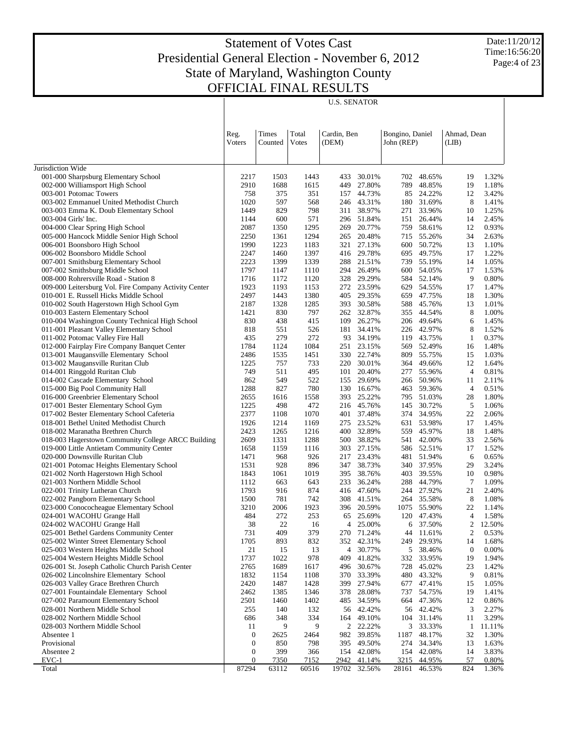# Statement of Votes Cast
# Presidential General Election - November 6, 2012
# State of Maryland, Washington County
# OFFICIAL FINAL RESULTS

Date:11/20/12
Time:16:56:20

U.S. SENATOR

| | Reg. Voters | Times Counted | Total Votes | Cardin, Ben (DEM) | | Bongino, Daniel John (REP) | | Ahmad, Dean (LIB) | |
|---|---|---|---|---|---|---|---|---|---|
| Jurisdiction Wide | | | | | | | | | |
| 001-000 Sharpsburg Elementary School | 2217 | 1503 | 1443 | 433 | 30.01% | 702 | 48.65% | 19 | 1.32% |
| 002-000 Williamsport High School | 2910 | 1688 | 1615 | 449 | 27.80% | 789 | 48.85% | 19 | 1.18% |
| 003-001 Potomac Towers | 758 | 375 | 351 | 157 | 44.73% | 85 | 24.22% | 12 | 3.42% |
| 003-002 Emmanuel United Methodist Church | 1020 | 597 | 568 | 246 | 43.31% | 180 | 31.69% | 8 | 1.41% |
| 003-003 Emma K. Doub Elementary School | 1449 | 829 | 798 | 311 | 38.97% | 271 | 33.96% | 10 | 1.25% |
| 003-004 Girls' Inc. | 1144 | 600 | 571 | 296 | 51.84% | 151 | 26.44% | 14 | 2.45% |
| 004-000 Clear Spring High School | 2087 | 1350 | 1295 | 269 | 20.77% | 759 | 58.61% | 12 | 0.93% |
| 005-000 Hancock Middle Senior High School | 2250 | 1361 | 1294 | 265 | 20.48% | 715 | 55.26% | 34 | 2.63% |
| 006-001 Boonsboro High School | 1990 | 1223 | 1183 | 321 | 27.13% | 600 | 50.72% | 13 | 1.10% |
| 006-002 Boonsboro Middle School | 2247 | 1460 | 1397 | 416 | 29.78% | 695 | 49.75% | 17 | 1.22% |
| 007-001 Smithsburg Elementary School | 2223 | 1399 | 1339 | 288 | 21.51% | 739 | 55.19% | 14 | 1.05% |
| 007-002 Smithsburg Middle School | 1797 | 1147 | 1110 | 294 | 26.49% | 600 | 54.05% | 17 | 1.53% |
| 008-000 Rohrersville Road - Station 8 | 1716 | 1172 | 1120 | 328 | 29.29% | 584 | 52.14% | 9 | 0.80% |
| 009-000 Leitersburg Vol. Fire Company Activity Center | 1923 | 1193 | 1153 | 272 | 23.59% | 629 | 54.55% | 17 | 1.47% |
| 010-001 E. Russell Hicks Middle School | 2497 | 1443 | 1380 | 405 | 29.35% | 659 | 47.75% | 18 | 1.30% |
| 010-002 South Hagerstown High School Gym | 2187 | 1328 | 1285 | 393 | 30.58% | 588 | 45.76% | 13 | 1.01% |
| 010-003 Eastern Elementary School | 1421 | 830 | 797 | 262 | 32.87% | 355 | 44.54% | 8 | 1.00% |
| 010-004 Washington County Technical High School | 830 | 438 | 415 | 109 | 26.27% | 206 | 49.64% | 6 | 1.45% |
| 011-001 Pleasant Valley Elementary School | 818 | 551 | 526 | 181 | 34.41% | 226 | 42.97% | 8 | 1.52% |
| 011-002 Potomac Valley Fire Hall | 435 | 279 | 272 | 93 | 34.19% | 119 | 43.75% | 1 | 0.37% |
| 012-000 Fairplay Fire Company Banquet Center | 1784 | 1124 | 1084 | 251 | 23.15% | 569 | 52.49% | 16 | 1.48% |
| 013-001 Maugansville Elementary School | 2486 | 1535 | 1451 | 330 | 22.74% | 809 | 55.75% | 15 | 1.03% |
| 013-002 Maugansville Ruritan Club | 1225 | 757 | 733 | 220 | 30.01% | 364 | 49.66% | 12 | 1.64% |
| 014-001 Ringgold Ruritan Club | 749 | 511 | 495 | 101 | 20.40% | 277 | 55.96% | 4 | 0.81% |
| 014-002 Cascade Elementary School | 862 | 549 | 522 | 155 | 29.69% | 266 | 50.96% | 11 | 2.11% |
| 015-000 Big Pool Community Hall | 1288 | 827 | 780 | 130 | 16.67% | 463 | 59.36% | 4 | 0.51% |
| 016-000 Greenbrier Elementary School | 2655 | 1616 | 1558 | 393 | 25.22% | 795 | 51.03% | 28 | 1.80% |
| 017-001 Bester Elementary School Gym | 1225 | 498 | 472 | 216 | 45.76% | 145 | 30.72% | 5 | 1.06% |
| 017-002 Bester Elementary School Cafeteria | 2377 | 1108 | 1070 | 401 | 37.48% | 374 | 34.95% | 22 | 2.06% |
| 018-001 Bethel United Methodist Church | 1926 | 1214 | 1169 | 275 | 23.52% | 631 | 53.98% | 17 | 1.45% |
| 018-002 Maranatha Brethren Church | 2423 | 1265 | 1216 | 400 | 32.89% | 559 | 45.97% | 18 | 1.48% |
| 018-003 Hagerstown Community College ARCC Building | 2609 | 1331 | 1288 | 500 | 38.82% | 541 | 42.00% | 33 | 2.56% |
| 019-000 Little Antietam Community Center | 1658 | 1159 | 1116 | 303 | 27.15% | 586 | 52.51% | 17 | 1.52% |
| 020-000 Downsville Ruritan Club | 1471 | 968 | 926 | 217 | 23.43% | 481 | 51.94% | 6 | 0.65% |
| 021-001 Potomac Heights Elementary School | 1531 | 928 | 896 | 347 | 38.73% | 340 | 37.95% | 29 | 3.24% |
| 021-002 North Hagerstown High School | 1843 | 1061 | 1019 | 395 | 38.76% | 403 | 39.55% | 10 | 0.98% |
| 021-003 Northern Middle School | 1112 | 663 | 643 | 233 | 36.24% | 288 | 44.79% | 7 | 1.09% |
| 022-001 Trinity Lutheran Church | 1793 | 916 | 874 | 416 | 47.60% | 244 | 27.92% | 21 | 2.40% |
| 022-002 Pangborn Elementary School | 1500 | 781 | 742 | 308 | 41.51% | 264 | 35.58% | 8 | 1.08% |
| 023-000 Conococheague Elementary School | 3210 | 2006 | 1923 | 396 | 20.59% | 1075 | 55.90% | 22 | 1.14% |
| 024-001 WACOHU Grange Hall | 484 | 272 | 253 | 65 | 25.69% | 120 | 47.43% | 4 | 1.58% |
| 024-002 WACOHU Grange Hall | 38 | 22 | 16 | 4 | 25.00% | 6 | 37.50% | 2 | 12.50% |
| 025-001 Bethel Gardens Community Center | 731 | 409 | 379 | 270 | 71.24% | 44 | 11.61% | 2 | 0.53% |
| 025-002 Winter Street Elementary School | 1705 | 893 | 832 | 352 | 42.31% | 249 | 29.93% | 14 | 1.68% |
| 025-003 Western Heights Middle School | 21 | 15 | 13 | 4 | 30.77% | 5 | 38.46% | 0 | 0.00% |
| 025-004 Western Heights Middle School | 1737 | 1022 | 978 | 409 | 41.82% | 332 | 33.95% | 19 | 1.94% |
| 026-001 St. Joseph Catholic Church Parish Center | 2765 | 1689 | 1617 | 496 | 30.67% | 728 | 45.02% | 23 | 1.42% |
| 026-002 Lincolnshire Elementary School | 1832 | 1154 | 1108 | 370 | 33.39% | 480 | 43.32% | 9 | 0.81% |
| 026-003 Valley Grace Brethren Church | 2420 | 1487 | 1428 | 399 | 27.94% | 677 | 47.41% | 15 | 1.05% |
| 027-001 Fountaindale Elementary School | 2462 | 1385 | 1346 | 378 | 28.08% | 737 | 54.75% | 19 | 1.41% |
| 027-002 Paramount Elementary School | 2501 | 1460 | 1402 | 485 | 34.59% | 664 | 47.36% | 12 | 0.86% |
| 028-001 Northern Middle School | 255 | 140 | 132 | 56 | 42.42% | 56 | 42.42% | 3 | 2.27% |
| 028-002 Northern Middle School | 686 | 348 | 334 | 164 | 49.10% | 104 | 31.14% | 11 | 3.29% |
| 028-003 Northern Middle School | 11 | 9 | 9 | 2 | 22.22% | 3 | 33.33% | 1 | 11.11% |
| Absentee 1 | 0 | 2625 | 2464 | 982 | 39.85% | 1187 | 48.17% | 32 | 1.30% |
| Provisional | 0 | 850 | 798 | 395 | 49.50% | 274 | 34.34% | 13 | 1.63% |
| Absentee 2 | 0 | 399 | 366 | 154 | 42.08% | 154 | 42.08% | 14 | 3.83% |
| EVC-1 | 0 | 7350 | 7152 | 2942 | 41.14% | 3215 | 44.95% | 57 | 0.80% |
| Total | 87294 | 63112 | 60516 | 19702 | 32.56% | 28161 | 46.53% | 824 | 1.36% |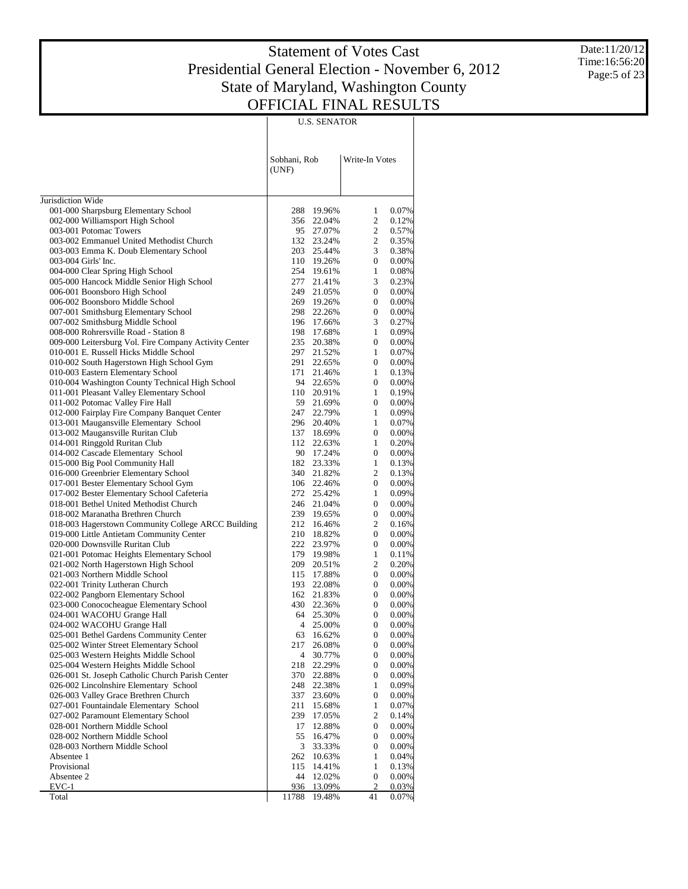# Statement of Votes Cast
## Presidential General Election - November 6, 2012
## State of Maryland, Washington County
## OFFICIAL FINAL RESULTS

Date:11/20/12
Time:16:56:20

| | U.S. SENATOR | | | |
|---|---|---|---|---|
| | Sobhani, Rob (UNF) | | Write-In Votes | |
| Jurisdiction Wide | | | | |
| 001-000 Sharpsburg Elementary School | 288 | 19.96% | 1 | 0.07% |
| 002-000 Williamsport High School | 356 | 22.04% | 2 | 0.12% |
| 003-001 Potomac Towers | 95 | 27.07% | 2 | 0.57% |
| 003-002 Emmanuel United Methodist Church | 132 | 23.24% | 2 | 0.35% |
| 003-003 Emma K. Doub Elementary School | 203 | 25.44% | 3 | 0.38% |
| 003-004 Girls' Inc. | 110 | 19.26% | 0 | 0.00% |
| 004-000 Clear Spring High School | 254 | 19.61% | 1 | 0.08% |
| 005-000 Hancock Middle Senior High School | 277 | 21.41% | 3 | 0.23% |
| 006-001 Boonsboro High School | 249 | 21.05% | 0 | 0.00% |
| 006-002 Boonsboro Middle School | 269 | 19.26% | 0 | 0.00% |
| 007-001 Smithsburg Elementary School | 298 | 22.26% | 0 | 0.00% |
| 007-002 Smithsburg Middle School | 196 | 17.66% | 3 | 0.27% |
| 008-000 Rohrersville Road - Station 8 | 198 | 17.68% | 1 | 0.09% |
| 009-000 Leitersburg Vol. Fire Company Activity Center | 235 | 20.38% | 0 | 0.00% |
| 010-001 E. Russell Hicks Middle School | 297 | 21.52% | 1 | 0.07% |
| 010-002 South Hagerstown High School Gym | 291 | 22.65% | 0 | 0.00% |
| 010-003 Eastern Elementary School | 171 | 21.46% | 1 | 0.13% |
| 010-004 Washington County Technical High School | 94 | 22.65% | 0 | 0.00% |
| 011-001 Pleasant Valley Elementary School | 110 | 20.91% | 1 | 0.19% |
| 011-002 Potomac Valley Fire Hall | 59 | 21.69% | 0 | 0.00% |
| 012-000 Fairplay Fire Company Banquet Center | 247 | 22.79% | 1 | 0.09% |
| 013-001 Maugansville Elementary School | 296 | 20.40% | 1 | 0.07% |
| 013-002 Maugansville Ruritan Club | 137 | 18.69% | 0 | 0.00% |
| 014-001 Ringgold Ruritan Club | 112 | 22.63% | 1 | 0.20% |
| 014-002 Cascade Elementary School | 90 | 17.24% | 0 | 0.00% |
| 015-000 Big Pool Community Hall | 182 | 23.33% | 1 | 0.13% |
| 016-000 Greenbrier Elementary School | 340 | 21.82% | 2 | 0.13% |
| 017-001 Bester Elementary School Gym | 106 | 22.46% | 0 | 0.00% |
| 017-002 Bester Elementary School Cafeteria | 272 | 25.42% | 1 | 0.09% |
| 018-001 Bethel United Methodist Church | 246 | 21.04% | 0 | 0.00% |
| 018-002 Maranatha Brethren Church | 239 | 19.65% | 0 | 0.00% |
| 018-003 Hagerstown Community College ARCC Building | 212 | 16.46% | 2 | 0.16% |
| 019-000 Little Antietam Community Center | 210 | 18.82% | 0 | 0.00% |
| 020-000 Downsville Ruritan Club | 222 | 23.97% | 0 | 0.00% |
| 021-001 Potomac Heights Elementary School | 179 | 19.98% | 1 | 0.11% |
| 021-002 North Hagerstown High School | 209 | 20.51% | 2 | 0.20% |
| 021-003 Northern Middle School | 115 | 17.88% | 0 | 0.00% |
| 022-001 Trinity Lutheran Church | 193 | 22.08% | 0 | 0.00% |
| 022-002 Pangborn Elementary School | 162 | 21.83% | 0 | 0.00% |
| 023-000 Conococheague Elementary School | 430 | 22.36% | 0 | 0.00% |
| 024-001 WACOHU Grange Hall | 64 | 25.30% | 0 | 0.00% |
| 024-002 WACOHU Grange Hall | 4 | 25.00% | 0 | 0.00% |
| 025-001 Bethel Gardens Community Center | 63 | 16.62% | 0 | 0.00% |
| 025-002 Winter Street Elementary School | 217 | 26.08% | 0 | 0.00% |
| 025-003 Western Heights Middle School | 4 | 30.77% | 0 | 0.00% |
| 025-004 Western Heights Middle School | 218 | 22.29% | 0 | 0.00% |
| 026-001 St. Joseph Catholic Church Parish Center | 370 | 22.88% | 0 | 0.00% |
| 026-002 Lincolnshire Elementary School | 248 | 22.38% | 1 | 0.09% |
| 026-003 Valley Grace Brethren Church | 337 | 23.60% | 0 | 0.00% |
| 027-001 Fountaindale Elementary School | 211 | 15.68% | 1 | 0.07% |
| 027-002 Paramount Elementary School | 239 | 17.05% | 2 | 0.14% |
| 028-001 Northern Middle School | 17 | 12.88% | 0 | 0.00% |
| 028-002 Northern Middle School | 55 | 16.47% | 0 | 0.00% |
| 028-003 Northern Middle School | 3 | 33.33% | 0 | 0.00% |
| Absentee 1 | 262 | 10.63% | 1 | 0.04% |
| Provisional | 115 | 14.41% | 1 | 0.13% |
| Absentee 2 | 44 | 12.02% | 0 | 0.00% |
| EVC-1 | 936 | 13.09% | 2 | 0.03% |
| Total | 11788 | 19.48% | 41 | 0.07% |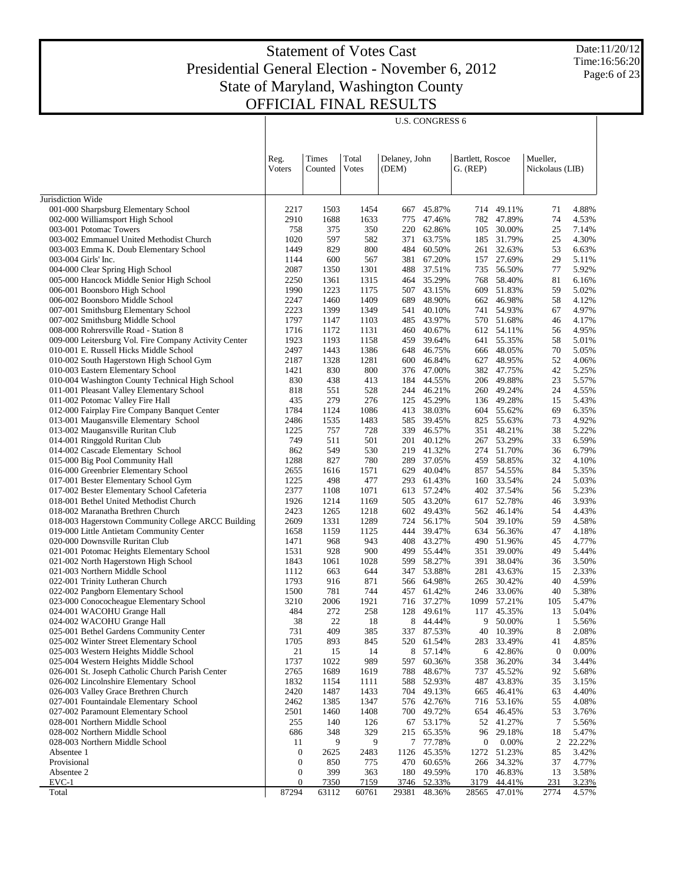# Statement of Votes Cast
## Presidential General Election - November 6, 2012
## State of Maryland, Washington County
## OFFICIAL FINAL RESULTS

Date:11/20/12
Time:16:56:20

U.S. CONGRESS 6

| | Reg. Voters | Times Counted | Total Votes | Delaney, John (DEM) | | Bartlett, Roscoe G. (REP) | | Mueller, Nickolaus (LIB) | |
|---|---|---|---|---|---|---|---|---|---|
| Jurisdiction Wide | | | | | | | | | |
| 001-000 Sharpsburg Elementary School | 2217 | 1503 | 1454 | 667 | 45.87% | 714 | 49.11% | 71 | 4.88% |
| 002-000 Williamsport High School | 2910 | 1688 | 1633 | 775 | 47.46% | 782 | 47.89% | 74 | 4.53% |
| 003-001 Potomac Towers | 758 | 375 | 350 | 220 | 62.86% | 105 | 30.00% | 25 | 7.14% |
| 003-002 Emmanuel United Methodist Church | 1020 | 597 | 582 | 371 | 63.75% | 185 | 31.79% | 25 | 4.30% |
| 003-003 Emma K. Doub Elementary School | 1449 | 829 | 800 | 484 | 60.50% | 261 | 32.63% | 53 | 6.63% |
| 003-004 Girls' Inc. | 1144 | 600 | 567 | 381 | 67.20% | 157 | 27.69% | 29 | 5.11% |
| 004-000 Clear Spring High School | 2087 | 1350 | 1301 | 488 | 37.51% | 735 | 56.50% | 77 | 5.92% |
| 005-000 Hancock Middle Senior High School | 2250 | 1361 | 1315 | 464 | 35.29% | 768 | 58.40% | 81 | 6.16% |
| 006-001 Boonsboro High School | 1990 | 1223 | 1175 | 507 | 43.15% | 609 | 51.83% | 59 | 5.02% |
| 006-002 Boonsboro Middle School | 2247 | 1460 | 1409 | 689 | 48.90% | 662 | 46.98% | 58 | 4.12% |
| 007-001 Smithsburg Elementary School | 2223 | 1399 | 1349 | 541 | 40.10% | 741 | 54.93% | 67 | 4.97% |
| 007-002 Smithsburg Middle School | 1797 | 1147 | 1103 | 485 | 43.97% | 570 | 51.68% | 46 | 4.17% |
| 008-000 Rohrersville Road - Station 8 | 1716 | 1172 | 1131 | 460 | 40.67% | 612 | 54.11% | 56 | 4.95% |
| 009-000 Leitersburg Vol. Fire Company Activity Center | 1923 | 1193 | 1158 | 459 | 39.64% | 641 | 55.35% | 58 | 5.01% |
| 010-001 E. Russell Hicks Middle School | 2497 | 1443 | 1386 | 648 | 46.75% | 666 | 48.05% | 70 | 5.05% |
| 010-002 South Hagerstown High School Gym | 2187 | 1328 | 1281 | 600 | 46.84% | 627 | 48.95% | 52 | 4.06% |
| 010-003 Eastern Elementary School | 1421 | 830 | 800 | 376 | 47.00% | 382 | 47.75% | 42 | 5.25% |
| 010-004 Washington County Technical High School | 830 | 438 | 413 | 184 | 44.55% | 206 | 49.88% | 23 | 5.57% |
| 011-001 Pleasant Valley Elementary School | 818 | 551 | 528 | 244 | 46.21% | 260 | 49.24% | 24 | 4.55% |
| 011-002 Potomac Valley Fire Hall | 435 | 279 | 276 | 125 | 45.29% | 136 | 49.28% | 15 | 5.43% |
| 012-000 Fairplay Fire Company Banquet Center | 1784 | 1124 | 1086 | 413 | 38.03% | 604 | 55.62% | 69 | 6.35% |
| 013-001 Maugansville Elementary School | 2486 | 1535 | 1483 | 585 | 39.45% | 825 | 55.63% | 73 | 4.92% |
| 013-002 Maugansville Ruritan Club | 1225 | 757 | 728 | 339 | 46.57% | 351 | 48.21% | 38 | 5.22% |
| 014-001 Ringgold Ruritan Club | 749 | 511 | 501 | 201 | 40.12% | 267 | 53.29% | 33 | 6.59% |
| 014-002 Cascade Elementary School | 862 | 549 | 530 | 219 | 41.32% | 274 | 51.70% | 36 | 6.79% |
| 015-000 Big Pool Community Hall | 1288 | 827 | 780 | 289 | 37.05% | 459 | 58.85% | 32 | 4.10% |
| 016-000 Greenbrier Elementary School | 2655 | 1616 | 1571 | 629 | 40.04% | 857 | 54.55% | 84 | 5.35% |
| 017-001 Bester Elementary School Gym | 1225 | 498 | 477 | 293 | 61.43% | 160 | 33.54% | 24 | 5.03% |
| 017-002 Bester Elementary School Cafeteria | 2377 | 1108 | 1071 | 613 | 57.24% | 402 | 37.54% | 56 | 5.23% |
| 018-001 Bethel United Methodist Church | 1926 | 1214 | 1169 | 505 | 43.20% | 617 | 52.78% | 46 | 3.93% |
| 018-002 Maranatha Brethren Church | 2423 | 1265 | 1218 | 602 | 49.43% | 562 | 46.14% | 54 | 4.43% |
| 018-003 Hagerstown Community College ARCC Building | 2609 | 1331 | 1289 | 724 | 56.17% | 504 | 39.10% | 59 | 4.58% |
| 019-000 Little Antietam Community Center | 1658 | 1159 | 1125 | 444 | 39.47% | 634 | 56.36% | 47 | 4.18% |
| 020-000 Downsville Ruritan Club | 1471 | 968 | 943 | 408 | 43.27% | 490 | 51.96% | 45 | 4.77% |
| 021-001 Potomac Heights Elementary School | 1531 | 928 | 900 | 499 | 55.44% | 351 | 39.00% | 49 | 5.44% |
| 021-002 North Hagerstown High School | 1843 | 1061 | 1028 | 599 | 58.27% | 391 | 38.04% | 36 | 3.50% |
| 021-003 Northern Middle School | 1112 | 663 | 644 | 347 | 53.88% | 281 | 43.63% | 15 | 2.33% |
| 022-001 Trinity Lutheran Church | 1793 | 916 | 871 | 566 | 64.98% | 265 | 30.42% | 40 | 4.59% |
| 022-002 Pangborn Elementary School | 1500 | 781 | 744 | 457 | 61.42% | 246 | 33.06% | 40 | 5.38% |
| 023-000 Conococheague Elementary School | 3210 | 2006 | 1921 | 716 | 37.27% | 1099 | 57.21% | 105 | 5.47% |
| 024-001 WACOHU Grange Hall | 484 | 272 | 258 | 128 | 49.61% | 117 | 45.35% | 13 | 5.04% |
| 024-002 WACOHU Grange Hall | 38 | 22 | 18 | 8 | 44.44% | 9 | 50.00% | 1 | 5.56% |
| 025-001 Bethel Gardens Community Center | 731 | 409 | 385 | 337 | 87.53% | 40 | 10.39% | 8 | 2.08% |
| 025-002 Winter Street Elementary School | 1705 | 893 | 845 | 520 | 61.54% | 283 | 33.49% | 41 | 4.85% |
| 025-003 Western Heights Middle School | 21 | 15 | 14 | 8 | 57.14% | 6 | 42.86% | 0 | 0.00% |
| 025-004 Western Heights Middle School | 1737 | 1022 | 989 | 597 | 60.36% | 358 | 36.20% | 34 | 3.44% |
| 026-001 St. Joseph Catholic Church Parish Center | 2765 | 1689 | 1619 | 788 | 48.67% | 737 | 45.52% | 92 | 5.68% |
| 026-002 Lincolnshire Elementary School | 1832 | 1154 | 1111 | 588 | 52.93% | 487 | 43.83% | 35 | 3.15% |
| 026-003 Valley Grace Brethren Church | 2420 | 1487 | 1433 | 704 | 49.13% | 665 | 46.41% | 63 | 4.40% |
| 027-001 Fountaindale Elementary School | 2462 | 1385 | 1347 | 576 | 42.76% | 716 | 53.16% | 55 | 4.08% |
| 027-002 Paramount Elementary School | 2501 | 1460 | 1408 | 700 | 49.72% | 654 | 46.45% | 53 | 3.76% |
| 028-001 Northern Middle School | 255 | 140 | 126 | 67 | 53.17% | 52 | 41.27% | 7 | 5.56% |
| 028-002 Northern Middle School | 686 | 348 | 329 | 215 | 65.35% | 96 | 29.18% | 18 | 5.47% |
| 028-003 Northern Middle School | 11 | 9 | 9 | 7 | 77.78% | 0 | 0.00% | 2 | 22.22% |
| Absentee 1 | 0 | 2625 | 2483 | 1126 | 45.35% | 1272 | 51.23% | 85 | 3.42% |
| Provisional | 0 | 850 | 775 | 470 | 60.65% | 266 | 34.32% | 37 | 4.77% |
| Absentee 2 | 0 | 399 | 363 | 180 | 49.59% | 170 | 46.83% | 13 | 3.58% |
| EVC-1 | 0 | 7350 | 7159 | 3746 | 52.33% | 3179 | 44.41% | 231 | 3.23% |
| Total | 87294 | 63112 | 60761 | 29381 | 48.36% | 28565 | 47.01% | 2774 | 4.57% |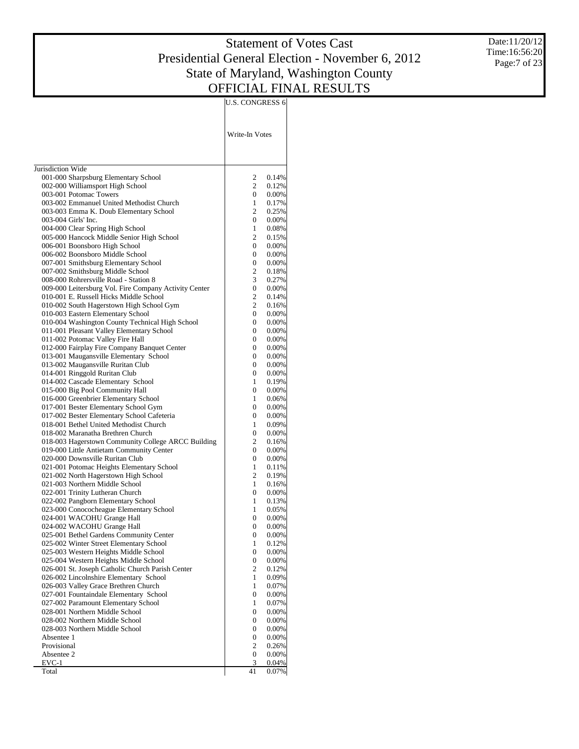# Statement of Votes Cast
## Presidential General Election - November 6, 2012
## State of Maryland, Washington County
## OFFICIAL FINAL RESULTS

Date:11/20/12
Time:16:56:20

| | U.S. CONGRESS 6 | |
|---|---|---|
| | Write-In Votes | |
| Jurisdiction Wide | | |
| 001-000 Sharpsburg Elementary School | 2 | 0.14% |
| 002-000 Williamsport High School | 2 | 0.12% |
| 003-001 Potomac Towers | 0 | 0.00% |
| 003-002 Emmanuel United Methodist Church | 1 | 0.17% |
| 003-003 Emma K. Doub Elementary School | 2 | 0.25% |
| 003-004 Girls' Inc. | 0 | 0.00% |
| 004-000 Clear Spring High School | 1 | 0.08% |
| 005-000 Hancock Middle Senior High School | 2 | 0.15% |
| 006-001 Boonsboro High School | 0 | 0.00% |
| 006-002 Boonsboro Middle School | 0 | 0.00% |
| 007-001 Smithsburg Elementary School | 0 | 0.00% |
| 007-002 Smithsburg Middle School | 2 | 0.18% |
| 008-000 Rohrersville Road - Station 8 | 3 | 0.27% |
| 009-000 Leitersburg Vol. Fire Company Activity Center | 0 | 0.00% |
| 010-001 E. Russell Hicks Middle School | 2 | 0.14% |
| 010-002 South Hagerstown High School Gym | 2 | 0.16% |
| 010-003 Eastern Elementary School | 0 | 0.00% |
| 010-004 Washington County Technical High School | 0 | 0.00% |
| 011-001 Pleasant Valley Elementary School | 0 | 0.00% |
| 011-002 Potomac Valley Fire Hall | 0 | 0.00% |
| 012-000 Fairplay Fire Company Banquet Center | 0 | 0.00% |
| 013-001 Maugansville Elementary School | 0 | 0.00% |
| 013-002 Maugansville Ruritan Club | 0 | 0.00% |
| 014-001 Ringgold Ruritan Club | 0 | 0.00% |
| 014-002 Cascade Elementary School | 1 | 0.19% |
| 015-000 Big Pool Community Hall | 0 | 0.00% |
| 016-000 Greenbrier Elementary School | 1 | 0.06% |
| 017-001 Bester Elementary School Gym | 0 | 0.00% |
| 017-002 Bester Elementary School Cafeteria | 0 | 0.00% |
| 018-001 Bethel United Methodist Church | 1 | 0.09% |
| 018-002 Maranatha Brethren Church | 0 | 0.00% |
| 018-003 Hagerstown Community College ARCC Building | 2 | 0.16% |
| 019-000 Little Antietam Community Center | 0 | 0.00% |
| 020-000 Downsville Ruritan Club | 0 | 0.00% |
| 021-001 Potomac Heights Elementary School | 1 | 0.11% |
| 021-002 North Hagerstown High School | 2 | 0.19% |
| 021-003 Northern Middle School | 1 | 0.16% |
| 022-001 Trinity Lutheran Church | 0 | 0.00% |
| 022-002 Pangborn Elementary School | 1 | 0.13% |
| 023-000 Conococheague Elementary School | 1 | 0.05% |
| 024-001 WACOHU Grange Hall | 0 | 0.00% |
| 024-002 WACOHU Grange Hall | 0 | 0.00% |
| 025-001 Bethel Gardens Community Center | 0 | 0.00% |
| 025-002 Winter Street Elementary School | 1 | 0.12% |
| 025-003 Western Heights Middle School | 0 | 0.00% |
| 025-004 Western Heights Middle School | 0 | 0.00% |
| 026-001 St. Joseph Catholic Church Parish Center | 2 | 0.12% |
| 026-002 Lincolnshire Elementary School | 1 | 0.09% |
| 026-003 Valley Grace Brethren Church | 1 | 0.07% |
| 027-001 Fountaindale Elementary School | 0 | 0.00% |
| 027-002 Paramount Elementary School | 1 | 0.07% |
| 028-001 Northern Middle School | 0 | 0.00% |
| 028-002 Northern Middle School | 0 | 0.00% |
| 028-003 Northern Middle School | 0 | 0.00% |
| Absentee 1 | 0 | 0.00% |
| Provisional | 2 | 0.26% |
| Absentee 2 | 0 | 0.00% |
| EVC-1 | 3 | 0.04% |
| Total | 41 | 0.07% |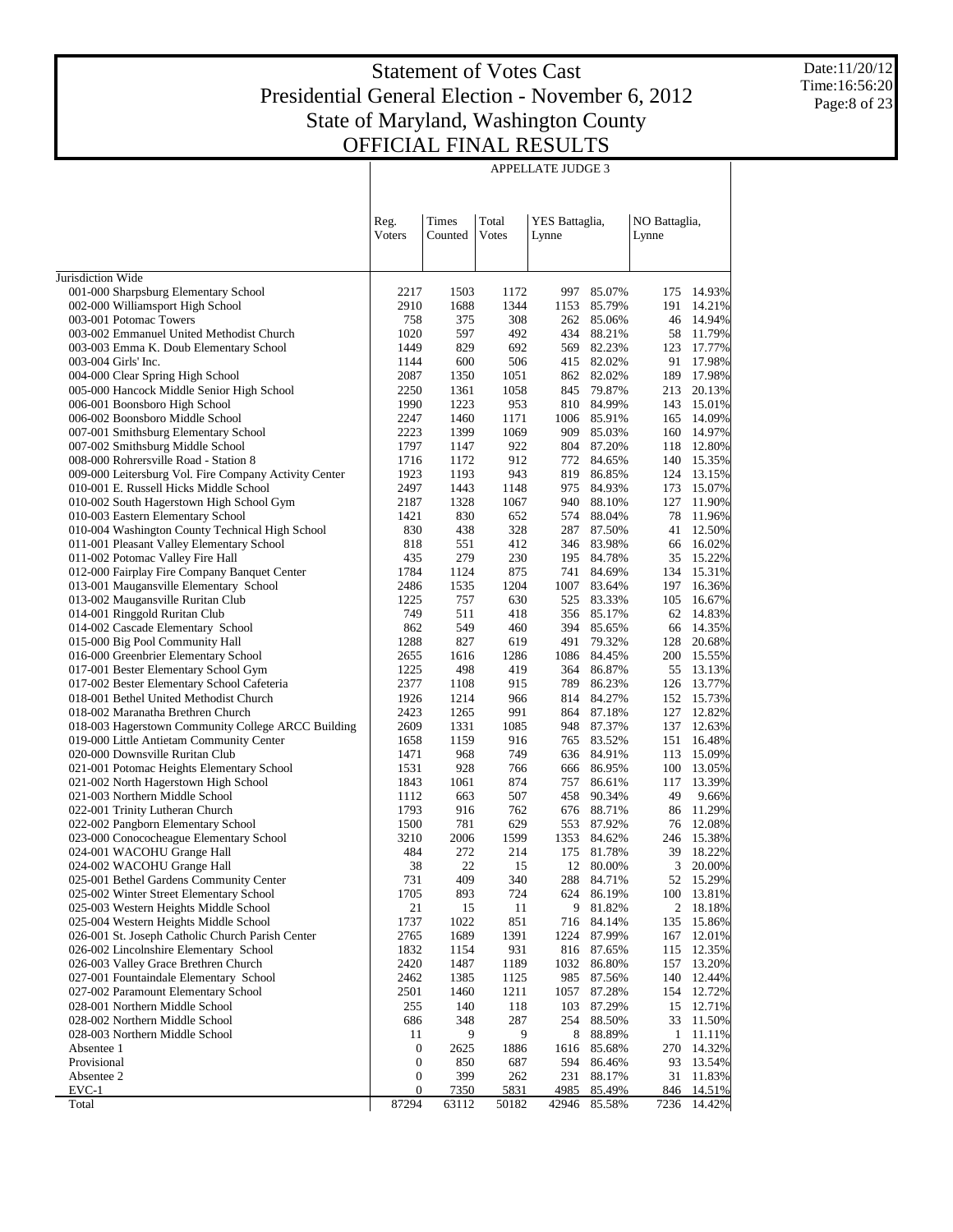# Statement of Votes Cast
# Presidential General Election - November 6, 2012
# State of Maryland, Washington County
# OFFICIAL FINAL RESULTS

Date:11/20/12
Time:16:56:20

| | APPELLATE JUDGE 3 | | | | | | |
|---|---|---|---|---|---|---|---|
| | Reg. Voters | Times Counted | Total Votes | YES Battaglia, Lynne | | NO Battaglia, Lynne | |
| Jurisdiction Wide | | | | | | | |
| 001-000 Sharpsburg Elementary School | 2217 | 1503 | 1172 | 997 | 85.07% | 175 | 14.93% |
| 002-000 Williamsport High School | 2910 | 1688 | 1344 | 1153 | 85.79% | 191 | 14.21% |
| 003-001 Potomac Towers | 758 | 375 | 308 | 262 | 85.06% | 46 | 14.94% |
| 003-002 Emmanuel United Methodist Church | 1020 | 597 | 492 | 434 | 88.21% | 58 | 11.79% |
| 003-003 Emma K. Doub Elementary School | 1449 | 829 | 692 | 569 | 82.23% | 123 | 17.77% |
| 003-004 Girls' Inc. | 1144 | 600 | 506 | 415 | 82.02% | 91 | 17.98% |
| 004-000 Clear Spring High School | 2087 | 1350 | 1051 | 862 | 82.02% | 189 | 17.98% |
| 005-000 Hancock Middle Senior High School | 2250 | 1361 | 1058 | 845 | 79.87% | 213 | 20.13% |
| 006-001 Boonsboro High School | 1990 | 1223 | 953 | 810 | 84.99% | 143 | 15.01% |
| 006-002 Boonsboro Middle School | 2247 | 1460 | 1171 | 1006 | 85.91% | 165 | 14.09% |
| 007-001 Smithsburg Elementary School | 2223 | 1399 | 1069 | 909 | 85.03% | 160 | 14.97% |
| 007-002 Smithsburg Middle School | 1797 | 1147 | 922 | 804 | 87.20% | 118 | 12.80% |
| 008-000 Rohrersville Road - Station 8 | 1716 | 1172 | 912 | 772 | 84.65% | 140 | 15.35% |
| 009-000 Leitersburg Vol. Fire Company Activity Center | 1923 | 1193 | 943 | 819 | 86.85% | 124 | 13.15% |
| 010-001 E. Russell Hicks Middle School | 2497 | 1443 | 1148 | 975 | 84.93% | 173 | 15.07% |
| 010-002 South Hagerstown High School Gym | 2187 | 1328 | 1067 | 940 | 88.10% | 127 | 11.90% |
| 010-003 Eastern Elementary School | 1421 | 830 | 652 | 574 | 88.04% | 78 | 11.96% |
| 010-004 Washington County Technical High School | 830 | 438 | 328 | 287 | 87.50% | 41 | 12.50% |
| 011-001 Pleasant Valley Elementary School | 818 | 551 | 412 | 346 | 83.98% | 66 | 16.02% |
| 011-002 Potomac Valley Fire Hall | 435 | 279 | 230 | 195 | 84.78% | 35 | 15.22% |
| 012-000 Fairplay Fire Company Banquet Center | 1784 | 1124 | 875 | 741 | 84.69% | 134 | 15.31% |
| 013-001 Maugansville Elementary School | 2486 | 1535 | 1204 | 1007 | 83.64% | 197 | 16.36% |
| 013-002 Maugansville Ruritan Club | 1225 | 757 | 630 | 525 | 83.33% | 105 | 16.67% |
| 014-001 Ringgold Ruritan Club | 749 | 511 | 418 | 356 | 85.17% | 62 | 14.83% |
| 014-002 Cascade Elementary School | 862 | 549 | 460 | 394 | 85.65% | 66 | 14.35% |
| 015-000 Big Pool Community Hall | 1288 | 827 | 619 | 491 | 79.32% | 128 | 20.68% |
| 016-000 Greenbrier Elementary School | 2655 | 1616 | 1286 | 1086 | 84.45% | 200 | 15.55% |
| 017-001 Bester Elementary School Gym | 1225 | 498 | 419 | 364 | 86.87% | 55 | 13.13% |
| 017-002 Bester Elementary School Cafeteria | 2377 | 1108 | 915 | 789 | 86.23% | 126 | 13.77% |
| 018-001 Bethel United Methodist Church | 1926 | 1214 | 966 | 814 | 84.27% | 152 | 15.73% |
| 018-002 Maranatha Brethren Church | 2423 | 1265 | 991 | 864 | 87.18% | 127 | 12.82% |
| 018-003 Hagerstown Community College ARCC Building | 2609 | 1331 | 1085 | 948 | 87.37% | 137 | 12.63% |
| 019-000 Little Antietam Community Center | 1658 | 1159 | 916 | 765 | 83.52% | 151 | 16.48% |
| 020-000 Downsville Ruritan Club | 1471 | 968 | 749 | 636 | 84.91% | 113 | 15.09% |
| 021-001 Potomac Heights Elementary School | 1531 | 928 | 766 | 666 | 86.95% | 100 | 13.05% |
| 021-002 North Hagerstown High School | 1843 | 1061 | 874 | 757 | 86.61% | 117 | 13.39% |
| 021-003 Northern Middle School | 1112 | 663 | 507 | 458 | 90.34% | 49 | 9.66% |
| 022-001 Trinity Lutheran Church | 1793 | 916 | 762 | 676 | 88.71% | 86 | 11.29% |
| 022-002 Pangborn Elementary School | 1500 | 781 | 629 | 553 | 87.92% | 76 | 12.08% |
| 023-000 Conococheague Elementary School | 3210 | 2006 | 1599 | 1353 | 84.62% | 246 | 15.38% |
| 024-001 WACOHU Grange Hall | 484 | 272 | 214 | 175 | 81.78% | 39 | 18.22% |
| 024-002 WACOHU Grange Hall | 38 | 22 | 15 | 12 | 80.00% | 3 | 20.00% |
| 025-001 Bethel Gardens Community Center | 731 | 409 | 340 | 288 | 84.71% | 52 | 15.29% |
| 025-002 Winter Street Elementary School | 1705 | 893 | 724 | 624 | 86.19% | 100 | 13.81% |
| 025-003 Western Heights Middle School | 21 | 15 | 11 | 9 | 81.82% | 2 | 18.18% |
| 025-004 Western Heights Middle School | 1737 | 1022 | 851 | 716 | 84.14% | 135 | 15.86% |
| 026-001 St. Joseph Catholic Church Parish Center | 2765 | 1689 | 1391 | 1224 | 87.99% | 167 | 12.01% |
| 026-002 Lincolnshire Elementary School | 1832 | 1154 | 931 | 816 | 87.65% | 115 | 12.35% |
| 026-003 Valley Grace Brethren Church | 2420 | 1487 | 1189 | 1032 | 86.80% | 157 | 13.20% |
| 027-001 Fountaindale Elementary School | 2462 | 1385 | 1125 | 985 | 87.56% | 140 | 12.44% |
| 027-002 Paramount Elementary School | 2501 | 1460 | 1211 | 1057 | 87.28% | 154 | 12.72% |
| 028-001 Northern Middle School | 255 | 140 | 118 | 103 | 87.29% | 15 | 12.71% |
| 028-002 Northern Middle School | 686 | 348 | 287 | 254 | 88.50% | 33 | 11.50% |
| 028-003 Northern Middle School | 11 | 9 | 9 | 8 | 88.89% | 1 | 11.11% |
| Absentee 1 | 0 | 2625 | 1886 | 1616 | 85.68% | 270 | 14.32% |
| Provisional | 0 | 850 | 687 | 594 | 86.46% | 93 | 13.54% |
| Absentee 2 | 0 | 399 | 262 | 231 | 88.17% | 31 | 11.83% |
| EVC-1 | 0 | 7350 | 5831 | 4985 | 85.49% | 846 | 14.51% |
| Total | 87294 | 63112 | 50182 | 42946 | 85.58% | 7236 | 14.42% |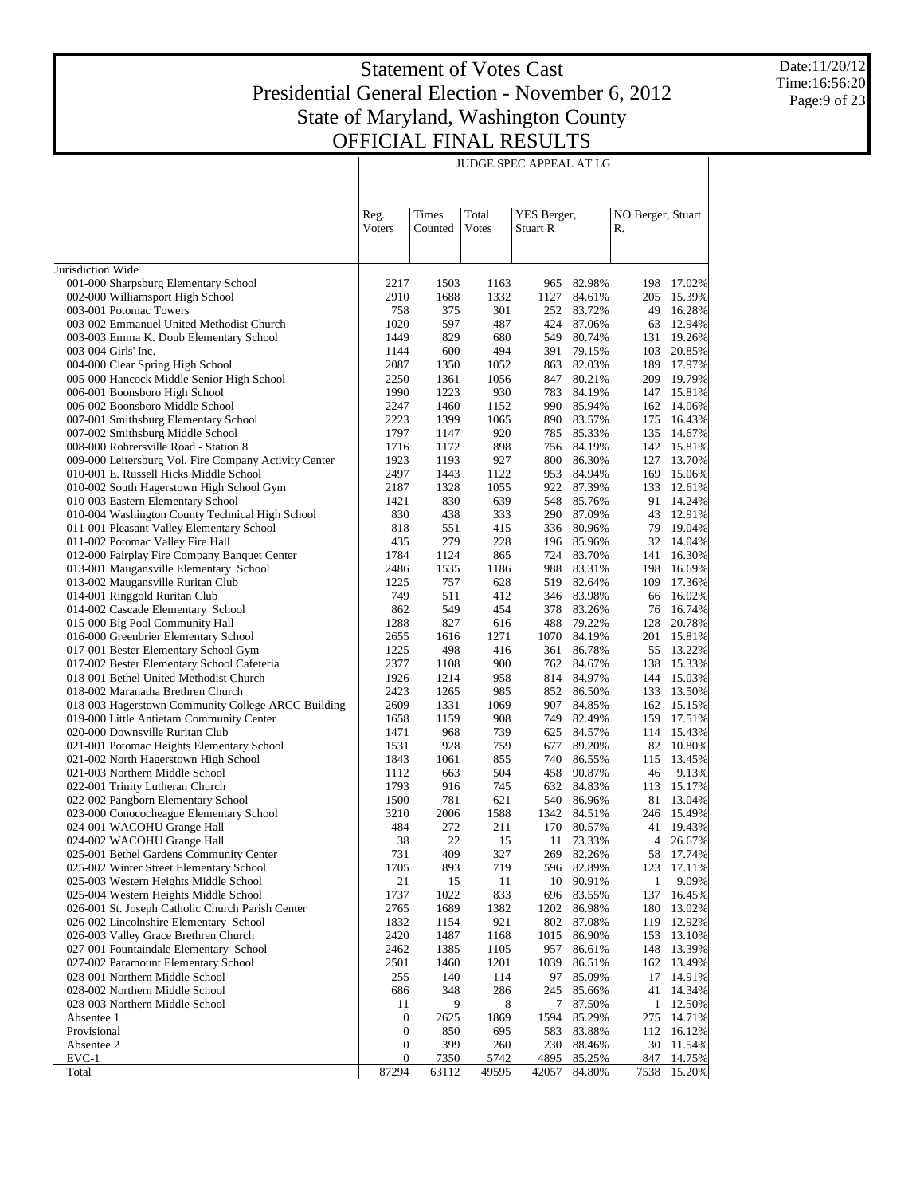# Statement of Votes Cast
# Presidential General Election - November 6, 2012
# State of Maryland, Washington County
# OFFICIAL FINAL RESULTS

Date:11/20/12
Time:16:56:20

JUDGE SPEC APPEAL AT LG

| | Reg. Voters | Times Counted | Total Votes | YES Berger, Stuart R | | NO Berger, Stuart R. | |
|---|---|---|---|---|---|---|---|
| Jurisdiction Wide | | | | | | | |
| 001-000 Sharpsburg Elementary School | 2217 | 1503 | 1163 | 965 | 82.98% | 198 | 17.02% |
| 002-000 Williamsport High School | 2910 | 1688 | 1332 | 1127 | 84.61% | 205 | 15.39% |
| 003-001 Potomac Towers | 758 | 375 | 301 | 252 | 83.72% | 49 | 16.28% |
| 003-002 Emmanuel United Methodist Church | 1020 | 597 | 487 | 424 | 87.06% | 63 | 12.94% |
| 003-003 Emma K. Doub Elementary School | 1449 | 829 | 680 | 549 | 80.74% | 131 | 19.26% |
| 003-004 Girls' Inc. | 1144 | 600 | 494 | 391 | 79.15% | 103 | 20.85% |
| 004-000 Clear Spring High School | 2087 | 1350 | 1052 | 863 | 82.03% | 189 | 17.97% |
| 005-000 Hancock Middle Senior High School | 2250 | 1361 | 1056 | 847 | 80.21% | 209 | 19.79% |
| 006-001 Boonsboro High School | 1990 | 1223 | 930 | 783 | 84.19% | 147 | 15.81% |
| 006-002 Boonsboro Middle School | 2247 | 1460 | 1152 | 990 | 85.94% | 162 | 14.06% |
| 007-001 Smithsburg Elementary School | 2223 | 1399 | 1065 | 890 | 83.57% | 175 | 16.43% |
| 007-002 Smithsburg Middle School | 1797 | 1147 | 920 | 785 | 85.33% | 135 | 14.67% |
| 008-000 Rohrersville Road - Station 8 | 1716 | 1172 | 898 | 756 | 84.19% | 142 | 15.81% |
| 009-000 Leitersburg Vol. Fire Company Activity Center | 1923 | 1193 | 927 | 800 | 86.30% | 127 | 13.70% |
| 010-001 E. Russell Hicks Middle School | 2497 | 1443 | 1122 | 953 | 84.94% | 169 | 15.06% |
| 010-002 South Hagerstown High School Gym | 2187 | 1328 | 1055 | 922 | 87.39% | 133 | 12.61% |
| 010-003 Eastern Elementary School | 1421 | 830 | 639 | 548 | 85.76% | 91 | 14.24% |
| 010-004 Washington County Technical High School | 830 | 438 | 333 | 290 | 87.09% | 43 | 12.91% |
| 011-001 Pleasant Valley Elementary School | 818 | 551 | 415 | 336 | 80.96% | 79 | 19.04% |
| 011-002 Potomac Valley Fire Hall | 435 | 279 | 228 | 196 | 85.96% | 32 | 14.04% |
| 012-000 Fairplay Fire Company Banquet Center | 1784 | 1124 | 865 | 724 | 83.70% | 141 | 16.30% |
| 013-001 Maugansville Elementary School | 2486 | 1535 | 1186 | 988 | 83.31% | 198 | 16.69% |
| 013-002 Maugansville Ruritan Club | 1225 | 757 | 628 | 519 | 82.64% | 109 | 17.36% |
| 014-001 Ringgold Ruritan Club | 749 | 511 | 412 | 346 | 83.98% | 66 | 16.02% |
| 014-002 Cascade Elementary School | 862 | 549 | 454 | 378 | 83.26% | 76 | 16.74% |
| 015-000 Big Pool Community Hall | 1288 | 827 | 616 | 488 | 79.22% | 128 | 20.78% |
| 016-000 Greenbrier Elementary School | 2655 | 1616 | 1271 | 1070 | 84.19% | 201 | 15.81% |
| 017-001 Bester Elementary School Gym | 1225 | 498 | 416 | 361 | 86.78% | 55 | 13.22% |
| 017-002 Bester Elementary School Cafeteria | 2377 | 1108 | 900 | 762 | 84.67% | 138 | 15.33% |
| 018-001 Bethel United Methodist Church | 1926 | 1214 | 958 | 814 | 84.97% | 144 | 15.03% |
| 018-002 Maranatha Brethren Church | 2423 | 1265 | 985 | 852 | 86.50% | 133 | 13.50% |
| 018-003 Hagerstown Community College ARCC Building | 2609 | 1331 | 1069 | 907 | 84.85% | 162 | 15.15% |
| 019-000 Little Antietam Community Center | 1658 | 1159 | 908 | 749 | 82.49% | 159 | 17.51% |
| 020-000 Downsville Ruritan Club | 1471 | 968 | 739 | 625 | 84.57% | 114 | 15.43% |
| 021-001 Potomac Heights Elementary School | 1531 | 928 | 759 | 677 | 89.20% | 82 | 10.80% |
| 021-002 North Hagerstown High School | 1843 | 1061 | 855 | 740 | 86.55% | 115 | 13.45% |
| 021-003 Northern Middle School | 1112 | 663 | 504 | 458 | 90.87% | 46 | 9.13% |
| 022-001 Trinity Lutheran Church | 1793 | 916 | 745 | 632 | 84.83% | 113 | 15.17% |
| 022-002 Pangborn Elementary School | 1500 | 781 | 621 | 540 | 86.96% | 81 | 13.04% |
| 023-000 Conococheague Elementary School | 3210 | 2006 | 1588 | 1342 | 84.51% | 246 | 15.49% |
| 024-001 WACOHU Grange Hall | 484 | 272 | 211 | 170 | 80.57% | 41 | 19.43% |
| 024-002 WACOHU Grange Hall | 38 | 22 | 15 | 11 | 73.33% | 4 | 26.67% |
| 025-001 Bethel Gardens Community Center | 731 | 409 | 327 | 269 | 82.26% | 58 | 17.74% |
| 025-002 Winter Street Elementary School | 1705 | 893 | 719 | 596 | 82.89% | 123 | 17.11% |
| 025-003 Western Heights Middle School | 21 | 15 | 11 | 10 | 90.91% | 1 | 9.09% |
| 025-004 Western Heights Middle School | 1737 | 1022 | 833 | 696 | 83.55% | 137 | 16.45% |
| 026-001 St. Joseph Catholic Church Parish Center | 2765 | 1689 | 1382 | 1202 | 86.98% | 180 | 13.02% |
| 026-002 Lincolnshire Elementary School | 1832 | 1154 | 921 | 802 | 87.08% | 119 | 12.92% |
| 026-003 Valley Grace Brethren Church | 2420 | 1487 | 1168 | 1015 | 86.90% | 153 | 13.10% |
| 027-001 Fountaindale Elementary School | 2462 | 1385 | 1105 | 957 | 86.61% | 148 | 13.39% |
| 027-002 Paramount Elementary School | 2501 | 1460 | 1201 | 1039 | 86.51% | 162 | 13.49% |
| 028-001 Northern Middle School | 255 | 140 | 114 | 97 | 85.09% | 17 | 14.91% |
| 028-002 Northern Middle School | 686 | 348 | 286 | 245 | 85.66% | 41 | 14.34% |
| 028-003 Northern Middle School | 11 | 9 | 8 | 7 | 87.50% | 1 | 12.50% |
| Absentee 1 | 0 | 2625 | 1869 | 1594 | 85.29% | 275 | 14.71% |
| Provisional | 0 | 850 | 695 | 583 | 83.88% | 112 | 16.12% |
| Absentee 2 | 0 | 399 | 260 | 230 | 88.46% | 30 | 11.54% |
| EVC-1 | 0 | 7350 | 5742 | 4895 | 85.25% | 847 | 14.75% |
| Total | 87294 | 63112 | 49595 | 42057 | 84.80% | 7538 | 15.20% |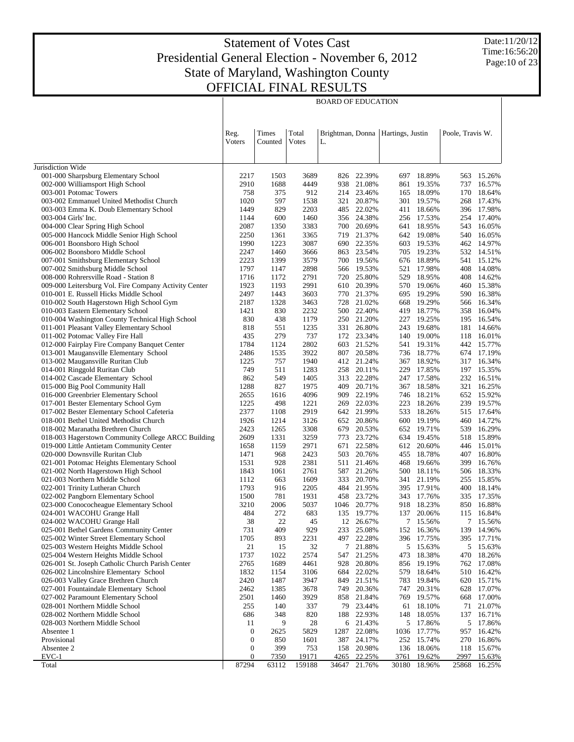# Statement of Votes Cast
# Presidential General Election - November 6, 2012
# State of Maryland, Washington County
# OFFICIAL FINAL RESULTS

Date:11/20/12
Time:16:56:20

## BOARD OF EDUCATION

| | Reg. Voters | Times Counted | Total Votes | Brightman, Donna L. | | Hartings, Justin | | Poole, Travis W. | |
|---|---|---|---|---|---|---|---|---|---|
| Jurisdiction Wide | | | | | | | | | |
| 001-000 Sharpsburg Elementary School | 2217 | 1503 | 3689 | 826 | 22.39% | 697 | 18.89% | 563 | 15.26% |
| 002-000 Williamsport High School | 2910 | 1688 | 4449 | 938 | 21.08% | 861 | 19.35% | 737 | 16.57% |
| 003-001 Potomac Towers | 758 | 375 | 912 | 214 | 23.46% | 165 | 18.09% | 170 | 18.64% |
| 003-002 Emmanuel United Methodist Church | 1020 | 597 | 1538 | 321 | 20.87% | 301 | 19.57% | 268 | 17.43% |
| 003-003 Emma K. Doub Elementary School | 1449 | 829 | 2203 | 485 | 22.02% | 411 | 18.66% | 396 | 17.98% |
| 003-004 Girls' Inc. | 1144 | 600 | 1460 | 356 | 24.38% | 256 | 17.53% | 254 | 17.40% |
| 004-000 Clear Spring High School | 2087 | 1350 | 3383 | 700 | 20.69% | 641 | 18.95% | 543 | 16.05% |
| 005-000 Hancock Middle Senior High School | 2250 | 1361 | 3365 | 719 | 21.37% | 642 | 19.08% | 540 | 16.05% |
| 006-001 Boonsboro High School | 1990 | 1223 | 3087 | 690 | 22.35% | 603 | 19.53% | 462 | 14.97% |
| 006-002 Boonsboro Middle School | 2247 | 1460 | 3666 | 863 | 23.54% | 705 | 19.23% | 532 | 14.51% |
| 007-001 Smithsburg Elementary School | 2223 | 1399 | 3579 | 700 | 19.56% | 676 | 18.89% | 541 | 15.12% |
| 007-002 Smithsburg Middle School | 1797 | 1147 | 2898 | 566 | 19.53% | 521 | 17.98% | 408 | 14.08% |
| 008-000 Rohrersville Road - Station 8 | 1716 | 1172 | 2791 | 720 | 25.80% | 529 | 18.95% | 408 | 14.62% |
| 009-000 Leitersburg Vol. Fire Company Activity Center | 1923 | 1193 | 2991 | 610 | 20.39% | 570 | 19.06% | 460 | 15.38% |
| 010-001 E. Russell Hicks Middle School | 2497 | 1443 | 3603 | 770 | 21.37% | 695 | 19.29% | 590 | 16.38% |
| 010-002 South Hagerstown High School Gym | 2187 | 1328 | 3463 | 728 | 21.02% | 668 | 19.29% | 566 | 16.34% |
| 010-003 Eastern Elementary School | 1421 | 830 | 2232 | 500 | 22.40% | 419 | 18.77% | 358 | 16.04% |
| 010-004 Washington County Technical High School | 830 | 438 | 1179 | 250 | 21.20% | 227 | 19.25% | 195 | 16.54% |
| 011-001 Pleasant Valley Elementary School | 818 | 551 | 1235 | 331 | 26.80% | 243 | 19.68% | 181 | 14.66% |
| 011-002 Potomac Valley Fire Hall | 435 | 279 | 737 | 172 | 23.34% | 140 | 19.00% | 118 | 16.01% |
| 012-000 Fairplay Fire Company Banquet Center | 1784 | 1124 | 2802 | 603 | 21.52% | 541 | 19.31% | 442 | 15.77% |
| 013-001 Maugansville Elementary School | 2486 | 1535 | 3922 | 807 | 20.58% | 736 | 18.77% | 674 | 17.19% |
| 013-002 Maugansville Ruritan Club | 1225 | 757 | 1940 | 412 | 21.24% | 367 | 18.92% | 317 | 16.34% |
| 014-001 Ringgold Ruritan Club | 749 | 511 | 1283 | 258 | 20.11% | 229 | 17.85% | 197 | 15.35% |
| 014-002 Cascade Elementary School | 862 | 549 | 1405 | 313 | 22.28% | 247 | 17.58% | 232 | 16.51% |
| 015-000 Big Pool Community Hall | 1288 | 827 | 1975 | 409 | 20.71% | 367 | 18.58% | 321 | 16.25% |
| 016-000 Greenbrier Elementary School | 2655 | 1616 | 4096 | 909 | 22.19% | 746 | 18.21% | 652 | 15.92% |
| 017-001 Bester Elementary School Gym | 1225 | 498 | 1221 | 269 | 22.03% | 223 | 18.26% | 239 | 19.57% |
| 017-002 Bester Elementary School Cafeteria | 2377 | 1108 | 2919 | 642 | 21.99% | 533 | 18.26% | 515 | 17.64% |
| 018-001 Bethel United Methodist Church | 1926 | 1214 | 3126 | 652 | 20.86% | 600 | 19.19% | 460 | 14.72% |
| 018-002 Maranatha Brethren Church | 2423 | 1265 | 3308 | 679 | 20.53% | 652 | 19.71% | 539 | 16.29% |
| 018-003 Hagerstown Community College ARCC Building | 2609 | 1331 | 3259 | 773 | 23.72% | 634 | 19.45% | 518 | 15.89% |
| 019-000 Little Antietam Community Center | 1658 | 1159 | 2971 | 671 | 22.58% | 612 | 20.60% | 446 | 15.01% |
| 020-000 Downsville Ruritan Club | 1471 | 968 | 2423 | 503 | 20.76% | 455 | 18.78% | 407 | 16.80% |
| 021-001 Potomac Heights Elementary School | 1531 | 928 | 2381 | 511 | 21.46% | 468 | 19.66% | 399 | 16.76% |
| 021-002 North Hagerstown High School | 1843 | 1061 | 2761 | 587 | 21.26% | 500 | 18.11% | 506 | 18.33% |
| 021-003 Northern Middle School | 1112 | 663 | 1609 | 333 | 20.70% | 341 | 21.19% | 255 | 15.85% |
| 022-001 Trinity Lutheran Church | 1793 | 916 | 2205 | 484 | 21.95% | 395 | 17.91% | 400 | 18.14% |
| 022-002 Pangborn Elementary School | 1500 | 781 | 1931 | 458 | 23.72% | 343 | 17.76% | 335 | 17.35% |
| 023-000 Conococheague Elementary School | 3210 | 2006 | 5037 | 1046 | 20.77% | 918 | 18.23% | 850 | 16.88% |
| 024-001 WACOHU Grange Hall | 484 | 272 | 683 | 135 | 19.77% | 137 | 20.06% | 115 | 16.84% |
| 024-002 WACOHU Grange Hall | 38 | 22 | 45 | 12 | 26.67% | 7 | 15.56% | 7 | 15.56% |
| 025-001 Bethel Gardens Community Center | 731 | 409 | 929 | 233 | 25.08% | 152 | 16.36% | 139 | 14.96% |
| 025-002 Winter Street Elementary School | 1705 | 893 | 2231 | 497 | 22.28% | 396 | 17.75% | 395 | 17.71% |
| 025-003 Western Heights Middle School | 21 | 15 | 32 | 7 | 21.88% | 5 | 15.63% | 5 | 15.63% |
| 025-004 Western Heights Middle School | 1737 | 1022 | 2574 | 547 | 21.25% | 473 | 18.38% | 470 | 18.26% |
| 026-001 St. Joseph Catholic Church Parish Center | 2765 | 1689 | 4461 | 928 | 20.80% | 856 | 19.19% | 762 | 17.08% |
| 026-002 Lincolnshire Elementary School | 1832 | 1154 | 3106 | 684 | 22.02% | 579 | 18.64% | 510 | 16.42% |
| 026-003 Valley Grace Brethren Church | 2420 | 1487 | 3947 | 849 | 21.51% | 783 | 19.84% | 620 | 15.71% |
| 027-001 Fountaindale Elementary School | 2462 | 1385 | 3678 | 749 | 20.36% | 747 | 20.31% | 628 | 17.07% |
| 027-002 Paramount Elementary School | 2501 | 1460 | 3929 | 858 | 21.84% | 769 | 19.57% | 668 | 17.00% |
| 028-001 Northern Middle School | 255 | 140 | 337 | 79 | 23.44% | 61 | 18.10% | 71 | 21.07% |
| 028-002 Northern Middle School | 686 | 348 | 820 | 188 | 22.93% | 148 | 18.05% | 137 | 16.71% |
| 028-003 Northern Middle School | 11 | 9 | 28 | 6 | 21.43% | 5 | 17.86% | 5 | 17.86% |
| Absentee 1 | 0 | 2625 | 5829 | 1287 | 22.08% | 1036 | 17.77% | 957 | 16.42% |
| Provisional | 0 | 850 | 1601 | 387 | 24.17% | 252 | 15.74% | 270 | 16.86% |
| Absentee 2 | 0 | 399 | 753 | 158 | 20.98% | 136 | 18.06% | 118 | 15.67% |
| EVC-1 | 0 | 7350 | 19171 | 4265 | 22.25% | 3761 | 19.62% | 2997 | 15.63% |
| Total | 87294 | 63112 | 159188 | 34647 | 21.76% | 30180 | 18.96% | 25868 | 16.25% |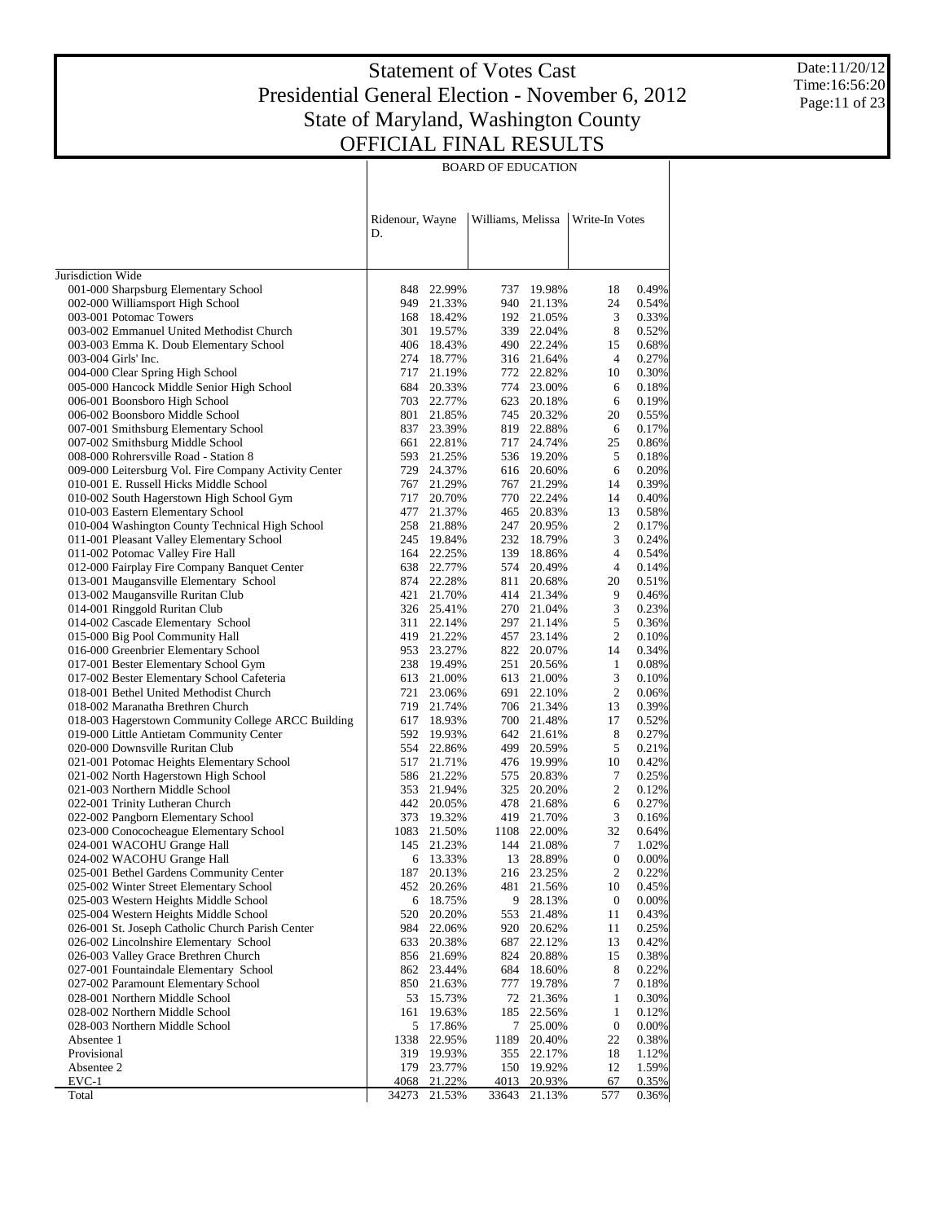# Statement of Votes Cast
# Presidential General Election - November 6, 2012
# State of Maryland, Washington County
# OFFICIAL FINAL RESULTS

Date:11/20/12
Time:16:56:20

## BOARD OF EDUCATION

| | Ridenour, Wayne D. | | Williams, Melissa | | Write-In Votes | |
|---|---|---|---|---|---|---|
| Jurisdiction Wide | | | | | | |
| 001-000 Sharpsburg Elementary School | 848 | 22.99% | 737 | 19.98% | 18 | 0.49% |
| 002-000 Williamsport High School | 949 | 21.33% | 940 | 21.13% | 24 | 0.54% |
| 003-001 Potomac Towers | 168 | 18.42% | 192 | 21.05% | 3 | 0.33% |
| 003-002 Emmanuel United Methodist Church | 301 | 19.57% | 339 | 22.04% | 8 | 0.52% |
| 003-003 Emma K. Doub Elementary School | 406 | 18.43% | 490 | 22.24% | 15 | 0.68% |
| 003-004 Girls' Inc. | 274 | 18.77% | 316 | 21.64% | 4 | 0.27% |
| 004-000 Clear Spring High School | 717 | 21.19% | 772 | 22.82% | 10 | 0.30% |
| 005-000 Hancock Middle Senior High School | 684 | 20.33% | 774 | 23.00% | 6 | 0.18% |
| 006-001 Boonsboro High School | 703 | 22.77% | 623 | 20.18% | 6 | 0.19% |
| 006-002 Boonsboro Middle School | 801 | 21.85% | 745 | 20.32% | 20 | 0.55% |
| 007-001 Smithsburg Elementary School | 837 | 23.39% | 819 | 22.88% | 6 | 0.17% |
| 007-002 Smithsburg Middle School | 661 | 22.81% | 717 | 24.74% | 25 | 0.86% |
| 008-000 Rohrersville Road - Station 8 | 593 | 21.25% | 536 | 19.20% | 5 | 0.18% |
| 009-000 Leitersburg Vol. Fire Company Activity Center | 729 | 24.37% | 616 | 20.60% | 6 | 0.20% |
| 010-001 E. Russell Hicks Middle School | 767 | 21.29% | 767 | 21.29% | 14 | 0.39% |
| 010-002 South Hagerstown High School Gym | 717 | 20.70% | 770 | 22.24% | 14 | 0.40% |
| 010-003 Eastern Elementary School | 477 | 21.37% | 465 | 20.83% | 13 | 0.58% |
| 010-004 Washington County Technical High School | 258 | 21.88% | 247 | 20.95% | 2 | 0.17% |
| 011-001 Pleasant Valley Elementary School | 245 | 19.84% | 232 | 18.79% | 3 | 0.24% |
| 011-002 Potomac Valley Fire Hall | 164 | 22.25% | 139 | 18.86% | 4 | 0.54% |
| 012-000 Fairplay Fire Company Banquet Center | 638 | 22.77% | 574 | 20.49% | 4 | 0.14% |
| 013-001 Maugansville Elementary School | 874 | 22.28% | 811 | 20.68% | 20 | 0.51% |
| 013-002 Maugansville Ruritan Club | 421 | 21.70% | 414 | 21.34% | 9 | 0.46% |
| 014-001 Ringgold Ruritan Club | 326 | 25.41% | 270 | 21.04% | 3 | 0.23% |
| 014-002 Cascade Elementary School | 311 | 22.14% | 297 | 21.14% | 5 | 0.36% |
| 015-000 Big Pool Community Hall | 419 | 21.22% | 457 | 23.14% | 2 | 0.10% |
| 016-000 Greenbrier Elementary School | 953 | 23.27% | 822 | 20.07% | 14 | 0.34% |
| 017-001 Bester Elementary School Gym | 238 | 19.49% | 251 | 20.56% | 1 | 0.08% |
| 017-002 Bester Elementary School Cafeteria | 613 | 21.00% | 613 | 21.00% | 3 | 0.10% |
| 018-001 Bethel United Methodist Church | 721 | 23.06% | 691 | 22.10% | 2 | 0.06% |
| 018-002 Maranatha Brethren Church | 719 | 21.74% | 706 | 21.34% | 13 | 0.39% |
| 018-003 Hagerstown Community College ARCC Building | 617 | 18.93% | 700 | 21.48% | 17 | 0.52% |
| 019-000 Little Antietam Community Center | 592 | 19.93% | 642 | 21.61% | 8 | 0.27% |
| 020-000 Downsville Ruritan Club | 554 | 22.86% | 499 | 20.59% | 5 | 0.21% |
| 021-001 Potomac Heights Elementary School | 517 | 21.71% | 476 | 19.99% | 10 | 0.42% |
| 021-002 North Hagerstown High School | 586 | 21.22% | 575 | 20.83% | 7 | 0.25% |
| 021-003 Northern Middle School | 353 | 21.94% | 325 | 20.20% | 2 | 0.12% |
| 022-001 Trinity Lutheran Church | 442 | 20.05% | 478 | 21.68% | 6 | 0.27% |
| 022-002 Pangborn Elementary School | 373 | 19.32% | 419 | 21.70% | 3 | 0.16% |
| 023-000 Conococheague Elementary School | 1083 | 21.50% | 1108 | 22.00% | 32 | 0.64% |
| 024-001 WACOHU Grange Hall | 145 | 21.23% | 144 | 21.08% | 7 | 1.02% |
| 024-002 WACOHU Grange Hall | 6 | 13.33% | 13 | 28.89% | 0 | 0.00% |
| 025-001 Bethel Gardens Community Center | 187 | 20.13% | 216 | 23.25% | 2 | 0.22% |
| 025-002 Winter Street Elementary School | 452 | 20.26% | 481 | 21.56% | 10 | 0.45% |
| 025-003 Western Heights Middle School | 6 | 18.75% | 9 | 28.13% | 0 | 0.00% |
| 025-004 Western Heights Middle School | 520 | 20.20% | 553 | 21.48% | 11 | 0.43% |
| 026-001 St. Joseph Catholic Church Parish Center | 984 | 22.06% | 920 | 20.62% | 11 | 0.25% |
| 026-002 Lincolnshire Elementary School | 633 | 20.38% | 687 | 22.12% | 13 | 0.42% |
| 026-003 Valley Grace Brethren Church | 856 | 21.69% | 824 | 20.88% | 15 | 0.38% |
| 027-001 Fountaindale Elementary School | 862 | 23.44% | 684 | 18.60% | 8 | 0.22% |
| 027-002 Paramount Elementary School | 850 | 21.63% | 777 | 19.78% | 7 | 0.18% |
| 028-001 Northern Middle School | 53 | 15.73% | 72 | 21.36% | 1 | 0.30% |
| 028-002 Northern Middle School | 161 | 19.63% | 185 | 22.56% | 1 | 0.12% |
| 028-003 Northern Middle School | 5 | 17.86% | 7 | 25.00% | 0 | 0.00% |
| Absentee 1 | 1338 | 22.95% | 1189 | 20.40% | 22 | 0.38% |
| Provisional | 319 | 19.93% | 355 | 22.17% | 18 | 1.12% |
| Absentee 2 | 179 | 23.77% | 150 | 19.92% | 12 | 1.59% |
| EVC-1 | 4068 | 21.22% | 4013 | 20.93% | 67 | 0.35% |
| Total | 34273 | 21.53% | 33643 | 21.13% | 577 | 0.36% |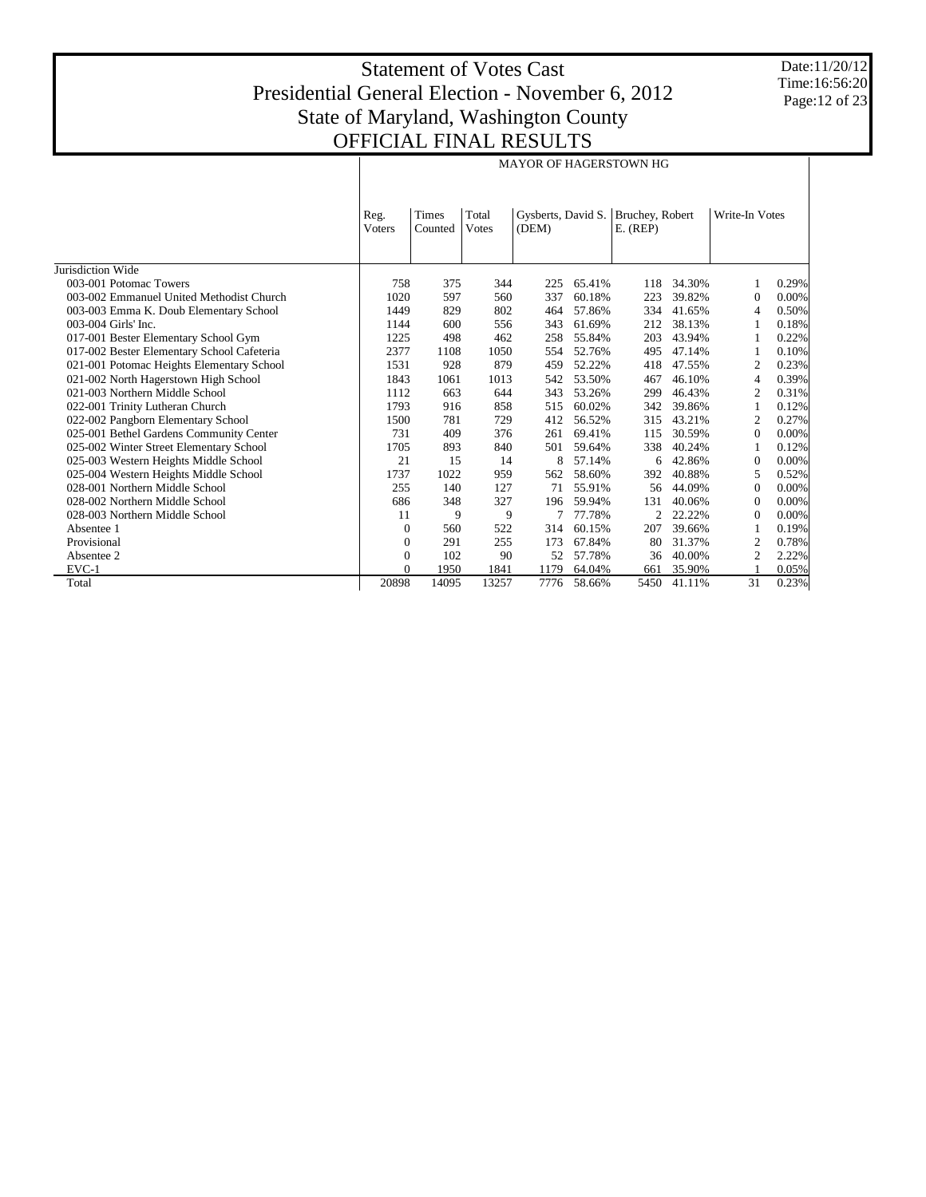# Statement of Votes Cast
## Presidential General Election - November 6, 2012
## State of Maryland, Washington County
## OFFICIAL FINAL RESULTS

Date:11/20/12
Time:16:56:20

| | MAYOR OF HAGERSTOWN HG | | | | | | | | |
|---|---|---|---|---|---|---|---|---|---|
| | Reg. Voters | Times Counted | Total Votes | Gysberts, David S. (DEM) | | Bruchey, Robert E. (REP) | | Write-In Votes | |
| Jurisdiction Wide | | | | | | | | | |
| 003-001 Potomac Towers | 758 | 375 | 344 | 225 | 65.41% | 118 | 34.30% | 1 | 0.29% |
| 003-002 Emmanuel United Methodist Church | 1020 | 597 | 560 | 337 | 60.18% | 223 | 39.82% | 0 | 0.00% |
| 003-003 Emma K. Doub Elementary School | 1449 | 829 | 802 | 464 | 57.86% | 334 | 41.65% | 4 | 0.50% |
| 003-004 Girls' Inc. | 1144 | 600 | 556 | 343 | 61.69% | 212 | 38.13% | 1 | 0.18% |
| 017-001 Bester Elementary School Gym | 1225 | 498 | 462 | 258 | 55.84% | 203 | 43.94% | 1 | 0.22% |
| 017-002 Bester Elementary School Cafeteria | 2377 | 1108 | 1050 | 554 | 52.76% | 495 | 47.14% | 1 | 0.10% |
| 021-001 Potomac Heights Elementary School | 1531 | 928 | 879 | 459 | 52.22% | 418 | 47.55% | 2 | 0.23% |
| 021-002 North Hagerstown High School | 1843 | 1061 | 1013 | 542 | 53.50% | 467 | 46.10% | 4 | 0.39% |
| 021-003 Northern Middle School | 1112 | 663 | 644 | 343 | 53.26% | 299 | 46.43% | 2 | 0.31% |
| 022-001 Trinity Lutheran Church | 1793 | 916 | 858 | 515 | 60.02% | 342 | 39.86% | 1 | 0.12% |
| 022-002 Pangborn Elementary School | 1500 | 781 | 729 | 412 | 56.52% | 315 | 43.21% | 2 | 0.27% |
| 025-001 Bethel Gardens Community Center | 731 | 409 | 376 | 261 | 69.41% | 115 | 30.59% | 0 | 0.00% |
| 025-002 Winter Street Elementary School | 1705 | 893 | 840 | 501 | 59.64% | 338 | 40.24% | 1 | 0.12% |
| 025-003 Western Heights Middle School | 21 | 15 | 14 | 8 | 57.14% | 6 | 42.86% | 0 | 0.00% |
| 025-004 Western Heights Middle School | 1737 | 1022 | 959 | 562 | 58.60% | 392 | 40.88% | 5 | 0.52% |
| 028-001 Northern Middle School | 255 | 140 | 127 | 71 | 55.91% | 56 | 44.09% | 0 | 0.00% |
| 028-002 Northern Middle School | 686 | 348 | 327 | 196 | 59.94% | 131 | 40.06% | 0 | 0.00% |
| 028-003 Northern Middle School | 11 | 9 | 9 | 7 | 77.78% | 2 | 22.22% | 0 | 0.00% |
| Absentee 1 | 0 | 560 | 522 | 314 | 60.15% | 207 | 39.66% | 1 | 0.19% |
| Provisional | 0 | 291 | 255 | 173 | 67.84% | 80 | 31.37% | 2 | 0.78% |
| Absentee 2 | 0 | 102 | 90 | 52 | 57.78% | 36 | 40.00% | 2 | 2.22% |
| EVC-1 | 0 | 1950 | 1841 | 1179 | 64.04% | 661 | 35.90% | 1 | 0.05% |
| Total | 20898 | 14095 | 13257 | 7776 | 58.66% | 5450 | 41.11% | 31 | 0.23% |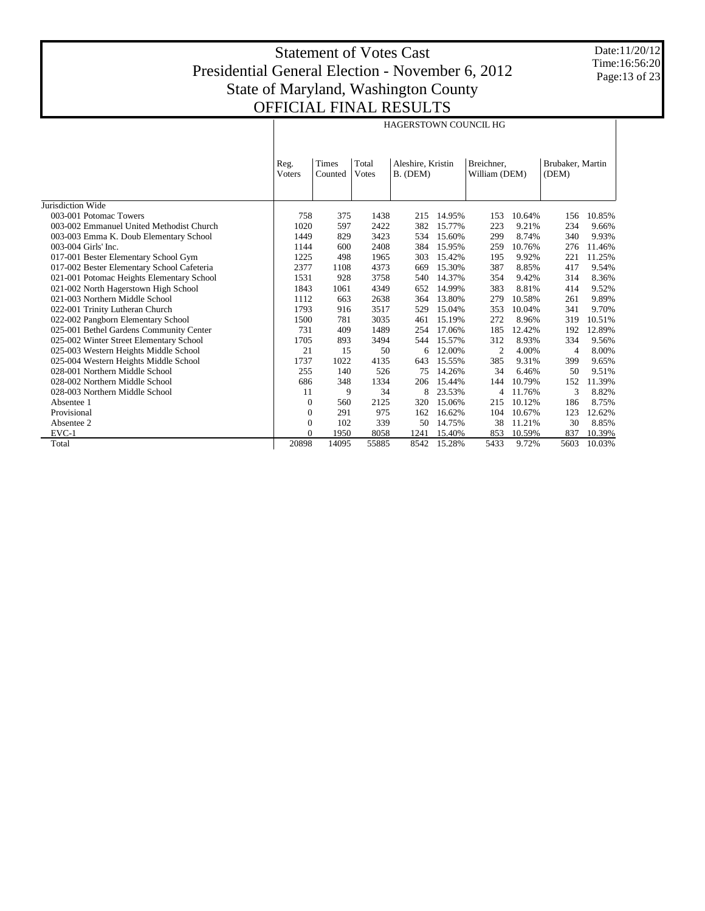# Statement of Votes Cast
## Presidential General Election - November 6, 2012
## State of Maryland, Washington County
## OFFICIAL FINAL RESULTS

Date:11/20/12
Time:16:56:20

| | | | | HAGERSTOWN COUNCIL HG | | | | | |
|---|---|---|---|---|---|---|---|---|---|
| | Reg. Voters | Times Counted | Total Votes | Aleshire, Kristin B. (DEM) | | Breichner, William (DEM) | | Brubaker, Martin (DEM) | |
| Jurisdiction Wide | | | | | | | | | |
| 003-001 Potomac Towers | 758 | 375 | 1438 | 215 | 14.95% | 153 | 10.64% | 156 | 10.85% |
| 003-002 Emmanuel United Methodist Church | 1020 | 597 | 2422 | 382 | 15.77% | 223 | 9.21% | 234 | 9.66% |
| 003-003 Emma K. Doub Elementary School | 1449 | 829 | 3423 | 534 | 15.60% | 299 | 8.74% | 340 | 9.93% |
| 003-004 Girls' Inc. | 1144 | 600 | 2408 | 384 | 15.95% | 259 | 10.76% | 276 | 11.46% |
| 017-001 Bester Elementary School Gym | 1225 | 498 | 1965 | 303 | 15.42% | 195 | 9.92% | 221 | 11.25% |
| 017-002 Bester Elementary School Cafeteria | 2377 | 1108 | 4373 | 669 | 15.30% | 387 | 8.85% | 417 | 9.54% |
| 021-001 Potomac Heights Elementary School | 1531 | 928 | 3758 | 540 | 14.37% | 354 | 9.42% | 314 | 8.36% |
| 021-002 North Hagerstown High School | 1843 | 1061 | 4349 | 652 | 14.99% | 383 | 8.81% | 414 | 9.52% |
| 021-003 Northern Middle School | 1112 | 663 | 2638 | 364 | 13.80% | 279 | 10.58% | 261 | 9.89% |
| 022-001 Trinity Lutheran Church | 1793 | 916 | 3517 | 529 | 15.04% | 353 | 10.04% | 341 | 9.70% |
| 022-002 Pangborn Elementary School | 1500 | 781 | 3035 | 461 | 15.19% | 272 | 8.96% | 319 | 10.51% |
| 025-001 Bethel Gardens Community Center | 731 | 409 | 1489 | 254 | 17.06% | 185 | 12.42% | 192 | 12.89% |
| 025-002 Winter Street Elementary School | 1705 | 893 | 3494 | 544 | 15.57% | 312 | 8.93% | 334 | 9.56% |
| 025-003 Western Heights Middle School | 21 | 15 | 50 | 6 | 12.00% | 2 | 4.00% | 4 | 8.00% |
| 025-004 Western Heights Middle School | 1737 | 1022 | 4135 | 643 | 15.55% | 385 | 9.31% | 399 | 9.65% |
| 028-001 Northern Middle School | 255 | 140 | 526 | 75 | 14.26% | 34 | 6.46% | 50 | 9.51% |
| 028-002 Northern Middle School | 686 | 348 | 1334 | 206 | 15.44% | 144 | 10.79% | 152 | 11.39% |
| 028-003 Northern Middle School | 11 | 9 | 34 | 8 | 23.53% | 4 | 11.76% | 3 | 8.82% |
| Absentee 1 | 0 | 560 | 2125 | 320 | 15.06% | 215 | 10.12% | 186 | 8.75% |
| Provisional | 0 | 291 | 975 | 162 | 16.62% | 104 | 10.67% | 123 | 12.62% |
| Absentee 2 | 0 | 102 | 339 | 50 | 14.75% | 38 | 11.21% | 30 | 8.85% |
| EVC-1 | 0 | 1950 | 8058 | 1241 | 15.40% | 853 | 10.59% | 837 | 10.39% |
| Total | 20898 | 14095 | 55885 | 8542 | 15.28% | 5433 | 9.72% | 5603 | 10.03% |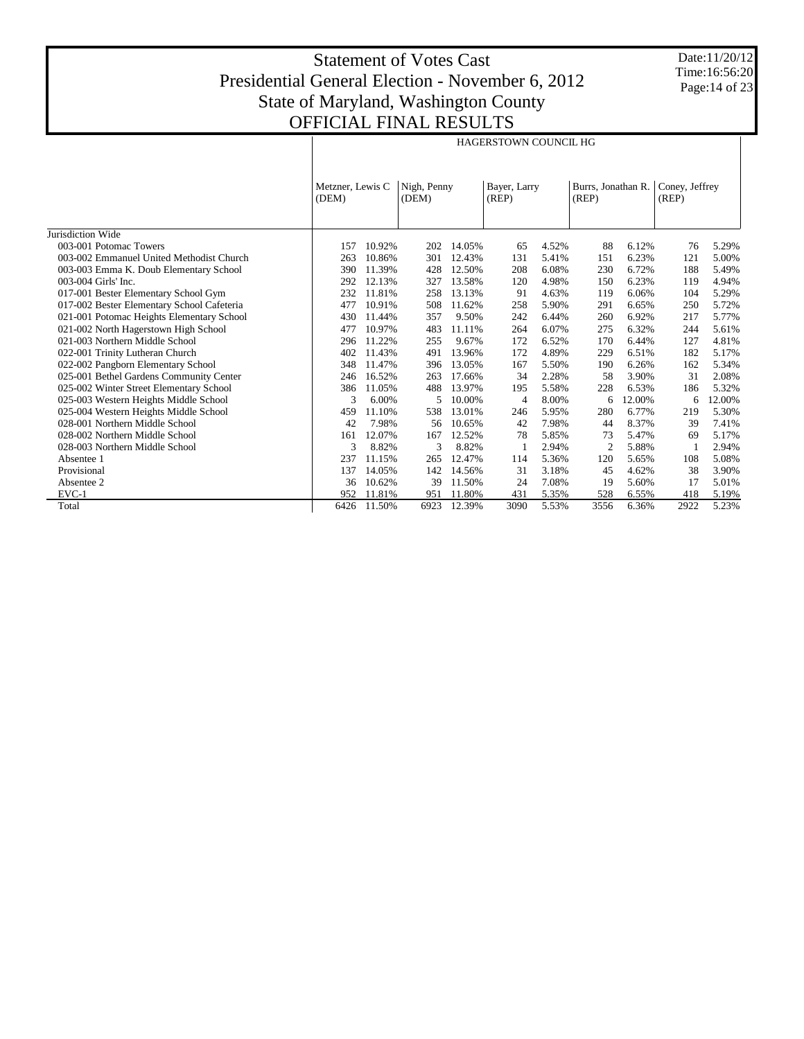# Statement of Votes Cast
## Presidential General Election - November 6, 2012
## State of Maryland, Washington County
## OFFICIAL FINAL RESULTS

Date:11/20/12
Time:16:56:20

| | HAGERSTOWN COUNCIL HG | | | | | | | | | |
|---|---|---|---|---|---|---|---|---|---|---|
| | Metzner, Lewis C (DEM) | | Nigh, Penny (DEM) | | Bayer, Larry (REP) | | Burrs, Jonathan R. (REP) | | Coney, Jeffrey (REP) | |
| Jurisdiction Wide | | | | | | | | | | |
| 003-001 Potomac Towers | 157 | 10.92% | 202 | 14.05% | 65 | 4.52% | 88 | 6.12% | 76 | 5.29% |
| 003-002 Emmanuel United Methodist Church | 263 | 10.86% | 301 | 12.43% | 131 | 5.41% | 151 | 6.23% | 121 | 5.00% |
| 003-003 Emma K. Doub Elementary School | 390 | 11.39% | 428 | 12.50% | 208 | 6.08% | 230 | 6.72% | 188 | 5.49% |
| 003-004 Girls' Inc. | 292 | 12.13% | 327 | 13.58% | 120 | 4.98% | 150 | 6.23% | 119 | 4.94% |
| 017-001 Bester Elementary School Gym | 232 | 11.81% | 258 | 13.13% | 91 | 4.63% | 119 | 6.06% | 104 | 5.29% |
| 017-002 Bester Elementary School Cafeteria | 477 | 10.91% | 508 | 11.62% | 258 | 5.90% | 291 | 6.65% | 250 | 5.72% |
| 021-001 Potomac Heights Elementary School | 430 | 11.44% | 357 | 9.50% | 242 | 6.44% | 260 | 6.92% | 217 | 5.77% |
| 021-002 North Hagerstown High School | 477 | 10.97% | 483 | 11.11% | 264 | 6.07% | 275 | 6.32% | 244 | 5.61% |
| 021-003 Northern Middle School | 296 | 11.22% | 255 | 9.67% | 172 | 6.52% | 170 | 6.44% | 127 | 4.81% |
| 022-001 Trinity Lutheran Church | 402 | 11.43% | 491 | 13.96% | 172 | 4.89% | 229 | 6.51% | 182 | 5.17% |
| 022-002 Pangborn Elementary School | 348 | 11.47% | 396 | 13.05% | 167 | 5.50% | 190 | 6.26% | 162 | 5.34% |
| 025-001 Bethel Gardens Community Center | 246 | 16.52% | 263 | 17.66% | 34 | 2.28% | 58 | 3.90% | 31 | 2.08% |
| 025-002 Winter Street Elementary School | 386 | 11.05% | 488 | 13.97% | 195 | 5.58% | 228 | 6.53% | 186 | 5.32% |
| 025-003 Western Heights Middle School | 3 | 6.00% | 5 | 10.00% | 4 | 8.00% | 6 | 12.00% | 6 | 12.00% |
| 025-004 Western Heights Middle School | 459 | 11.10% | 538 | 13.01% | 246 | 5.95% | 280 | 6.77% | 219 | 5.30% |
| 028-001 Northern Middle School | 42 | 7.98% | 56 | 10.65% | 42 | 7.98% | 44 | 8.37% | 39 | 7.41% |
| 028-002 Northern Middle School | 161 | 12.07% | 167 | 12.52% | 78 | 5.85% | 73 | 5.47% | 69 | 5.17% |
| 028-003 Northern Middle School | 3 | 8.82% | 3 | 8.82% | 1 | 2.94% | 2 | 5.88% | 1 | 2.94% |
| Absentee 1 | 237 | 11.15% | 265 | 12.47% | 114 | 5.36% | 120 | 5.65% | 108 | 5.08% |
| Provisional | 137 | 14.05% | 142 | 14.56% | 31 | 3.18% | 45 | 4.62% | 38 | 3.90% |
| Absentee 2 | 36 | 10.62% | 39 | 11.50% | 24 | 7.08% | 19 | 5.60% | 17 | 5.01% |
| EVC-1 | 952 | 11.81% | 951 | 11.80% | 431 | 5.35% | 528 | 6.55% | 418 | 5.19% |
| Total | 6426 | 11.50% | 6923 | 12.39% | 3090 | 5.53% | 3556 | 6.36% | 2922 | 5.23% |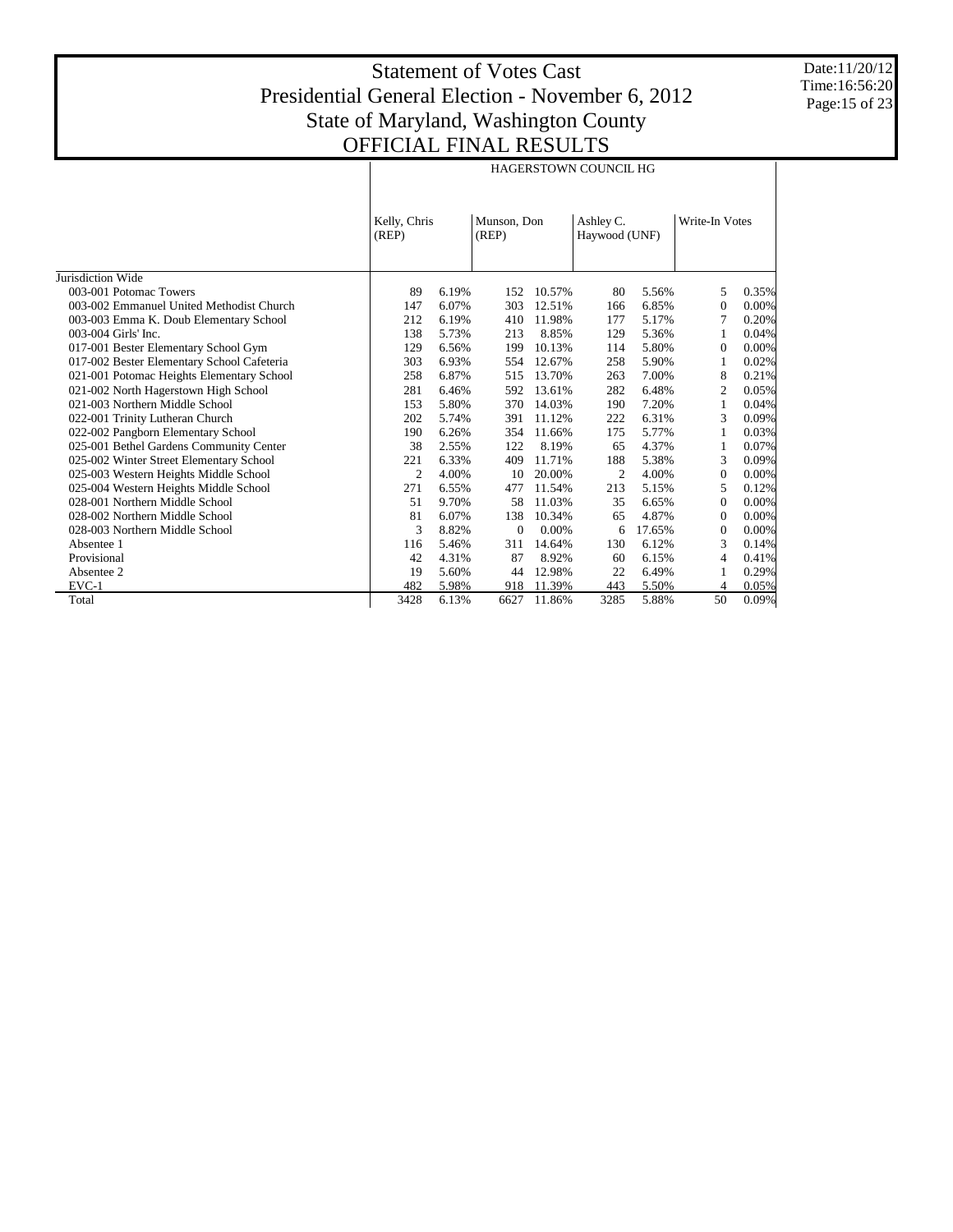# Statement of Votes Cast
# Presidential General Election - November 6, 2012
# State of Maryland, Washington County
# OFFICIAL FINAL RESULTS

Date:11/20/12
Time:16:56:20

| | HAGERSTOWN COUNCIL HG | | | | | | | |
|---|---|---|---|---|---|---|---|---|
| | Kelly, Chris (REP) | | Munson, Don (REP) | | Ashley C. Haywood (UNF) | | Write-In Votes | |
| Jurisdiction Wide | | | | | | | | |
| 003-001 Potomac Towers | 89 | 6.19% | 152 | 10.57% | 80 | 5.56% | 5 | 0.35% |
| 003-002 Emmanuel United Methodist Church | 147 | 6.07% | 303 | 12.51% | 166 | 6.85% | 0 | 0.00% |
| 003-003 Emma K. Doub Elementary School | 212 | 6.19% | 410 | 11.98% | 177 | 5.17% | 7 | 0.20% |
| 003-004 Girls' Inc. | 138 | 5.73% | 213 | 8.85% | 129 | 5.36% | 1 | 0.04% |
| 017-001 Bester Elementary School Gym | 129 | 6.56% | 199 | 10.13% | 114 | 5.80% | 0 | 0.00% |
| 017-002 Bester Elementary School Cafeteria | 303 | 6.93% | 554 | 12.67% | 258 | 5.90% | 1 | 0.02% |
| 021-001 Potomac Heights Elementary School | 258 | 6.87% | 515 | 13.70% | 263 | 7.00% | 8 | 0.21% |
| 021-002 North Hagerstown High School | 281 | 6.46% | 592 | 13.61% | 282 | 6.48% | 2 | 0.05% |
| 021-003 Northern Middle School | 153 | 5.80% | 370 | 14.03% | 190 | 7.20% | 1 | 0.04% |
| 022-001 Trinity Lutheran Church | 202 | 5.74% | 391 | 11.12% | 222 | 6.31% | 3 | 0.09% |
| 022-002 Pangborn Elementary School | 190 | 6.26% | 354 | 11.66% | 175 | 5.77% | 1 | 0.03% |
| 025-001 Bethel Gardens Community Center | 38 | 2.55% | 122 | 8.19% | 65 | 4.37% | 1 | 0.07% |
| 025-002 Winter Street Elementary School | 221 | 6.33% | 409 | 11.71% | 188 | 5.38% | 3 | 0.09% |
| 025-003 Western Heights Middle School | 2 | 4.00% | 10 | 20.00% | 2 | 4.00% | 0 | 0.00% |
| 025-004 Western Heights Middle School | 271 | 6.55% | 477 | 11.54% | 213 | 5.15% | 5 | 0.12% |
| 028-001 Northern Middle School | 51 | 9.70% | 58 | 11.03% | 35 | 6.65% | 0 | 0.00% |
| 028-002 Northern Middle School | 81 | 6.07% | 138 | 10.34% | 65 | 4.87% | 0 | 0.00% |
| 028-003 Northern Middle School | 3 | 8.82% | 0 | 0.00% | 6 | 17.65% | 0 | 0.00% |
| Absentee 1 | 116 | 5.46% | 311 | 14.64% | 130 | 6.12% | 3 | 0.14% |
| Provisional | 42 | 4.31% | 87 | 8.92% | 60 | 6.15% | 4 | 0.41% |
| Absentee 2 | 19 | 5.60% | 44 | 12.98% | 22 | 6.49% | 1 | 0.29% |
| EVC-1 | 482 | 5.98% | 918 | 11.39% | 443 | 5.50% | 4 | 0.05% |
| Total | 3428 | 6.13% | 6627 | 11.86% | 3285 | 5.88% | 50 | 0.09% |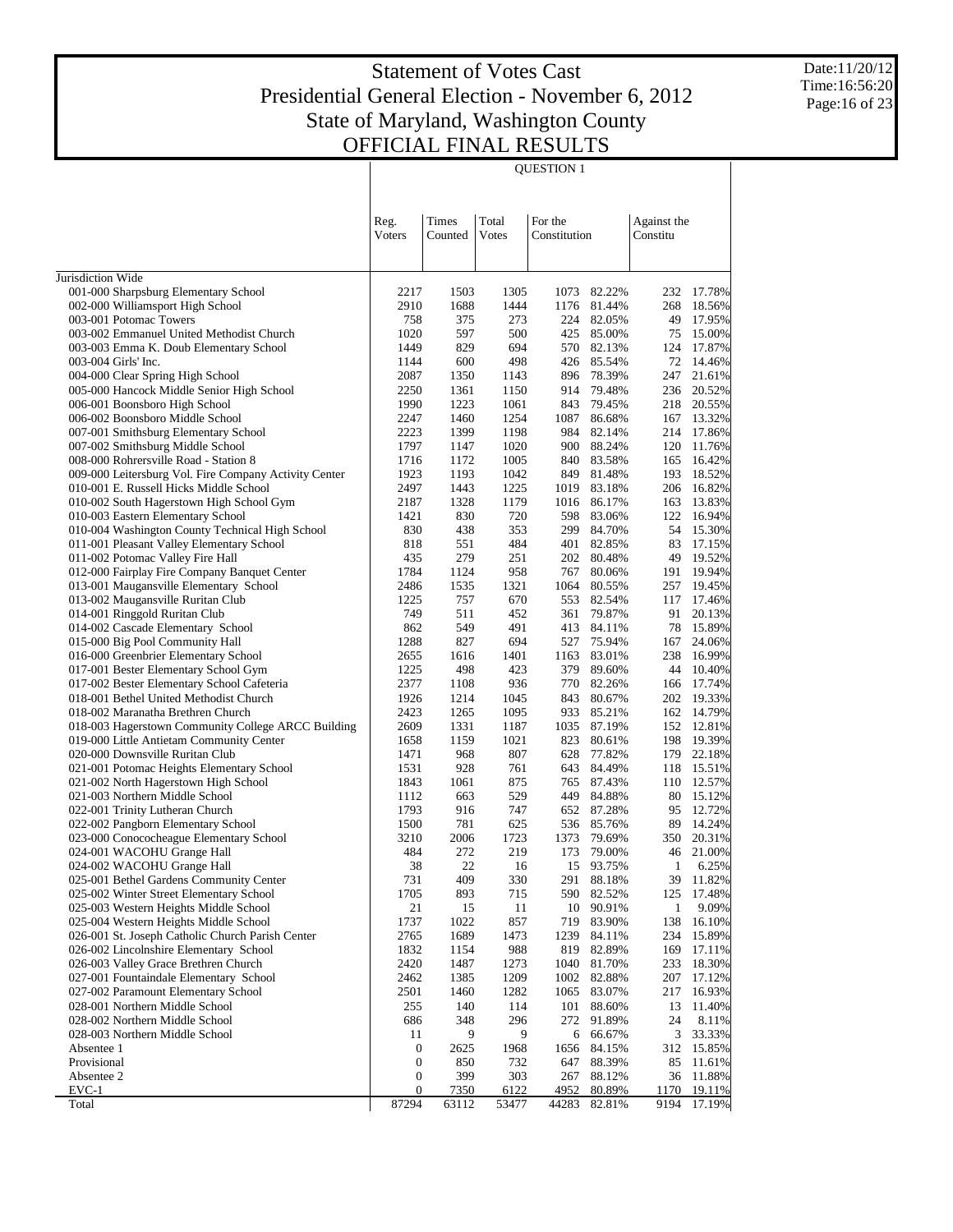# Statement of Votes Cast
# Presidential General Election - November 6, 2012
# State of Maryland, Washington County
# OFFICIAL FINAL RESULTS

Date:11/20/12
Time:16:56:20

| | Reg. Voters | Times Counted | Total Votes | For the Constitution | | Against the Constitu | |
|---|---|---|---|---|---|---|---|
| | | | | QUESTION 1 | | | |
| Jurisdiction Wide | | | | | | | |
| 001-000 Sharpsburg Elementary School | 2217 | 1503 | 1305 | 1073 | 82.22% | 232 | 17.78% |
| 002-000 Williamsport High School | 2910 | 1688 | 1444 | 1176 | 81.44% | 268 | 18.56% |
| 003-001 Potomac Towers | 758 | 375 | 273 | 224 | 82.05% | 49 | 17.95% |
| 003-002 Emmanuel United Methodist Church | 1020 | 597 | 500 | 425 | 85.00% | 75 | 15.00% |
| 003-003 Emma K. Doub Elementary School | 1449 | 829 | 694 | 570 | 82.13% | 124 | 17.87% |
| 003-004 Girls' Inc. | 1144 | 600 | 498 | 426 | 85.54% | 72 | 14.46% |
| 004-000 Clear Spring High School | 2087 | 1350 | 1143 | 896 | 78.39% | 247 | 21.61% |
| 005-000 Hancock Middle Senior High School | 2250 | 1361 | 1150 | 914 | 79.48% | 236 | 20.52% |
| 006-001 Boonsboro High School | 1990 | 1223 | 1061 | 843 | 79.45% | 218 | 20.55% |
| 006-002 Boonsboro Middle School | 2247 | 1460 | 1254 | 1087 | 86.68% | 167 | 13.32% |
| 007-001 Smithsburg Elementary School | 2223 | 1399 | 1198 | 984 | 82.14% | 214 | 17.86% |
| 007-002 Smithsburg Middle School | 1797 | 1147 | 1020 | 900 | 88.24% | 120 | 11.76% |
| 008-000 Rohrersville Road - Station 8 | 1716 | 1172 | 1005 | 840 | 83.58% | 165 | 16.42% |
| 009-000 Leitersburg Vol. Fire Company Activity Center | 1923 | 1193 | 1042 | 849 | 81.48% | 193 | 18.52% |
| 010-001 E. Russell Hicks Middle School | 2497 | 1443 | 1225 | 1019 | 83.18% | 206 | 16.82% |
| 010-002 South Hagerstown High School Gym | 2187 | 1328 | 1179 | 1016 | 86.17% | 163 | 13.83% |
| 010-003 Eastern Elementary School | 1421 | 830 | 720 | 598 | 83.06% | 122 | 16.94% |
| 010-004 Washington County Technical High School | 830 | 438 | 353 | 299 | 84.70% | 54 | 15.30% |
| 011-001 Pleasant Valley Elementary School | 818 | 551 | 484 | 401 | 82.85% | 83 | 17.15% |
| 011-002 Potomac Valley Fire Hall | 435 | 279 | 251 | 202 | 80.48% | 49 | 19.52% |
| 012-000 Fairplay Fire Company Banquet Center | 1784 | 1124 | 958 | 767 | 80.06% | 191 | 19.94% |
| 013-001 Maugansville Elementary School | 2486 | 1535 | 1321 | 1064 | 80.55% | 257 | 19.45% |
| 013-002 Maugansville Ruritan Club | 1225 | 757 | 670 | 553 | 82.54% | 117 | 17.46% |
| 014-001 Ringgold Ruritan Club | 749 | 511 | 452 | 361 | 79.87% | 91 | 20.13% |
| 014-002 Cascade Elementary School | 862 | 549 | 491 | 413 | 84.11% | 78 | 15.89% |
| 015-000 Big Pool Community Hall | 1288 | 827 | 694 | 527 | 75.94% | 167 | 24.06% |
| 016-000 Greenbrier Elementary School | 2655 | 1616 | 1401 | 1163 | 83.01% | 238 | 16.99% |
| 017-001 Bester Elementary School Gym | 1225 | 498 | 423 | 379 | 89.60% | 44 | 10.40% |
| 017-002 Bester Elementary School Cafeteria | 2377 | 1108 | 936 | 770 | 82.26% | 166 | 17.74% |
| 018-001 Bethel United Methodist Church | 1926 | 1214 | 1045 | 843 | 80.67% | 202 | 19.33% |
| 018-002 Maranatha Brethren Church | 2423 | 1265 | 1095 | 933 | 85.21% | 162 | 14.79% |
| 018-003 Hagerstown Community College ARCC Building | 2609 | 1331 | 1187 | 1035 | 87.19% | 152 | 12.81% |
| 019-000 Little Antietam Community Center | 1658 | 1159 | 1021 | 823 | 80.61% | 198 | 19.39% |
| 020-000 Downsville Ruritan Club | 1471 | 968 | 807 | 628 | 77.82% | 179 | 22.18% |
| 021-001 Potomac Heights Elementary School | 1531 | 928 | 761 | 643 | 84.49% | 118 | 15.51% |
| 021-002 North Hagerstown High School | 1843 | 1061 | 875 | 765 | 87.43% | 110 | 12.57% |
| 021-003 Northern Middle School | 1112 | 663 | 529 | 449 | 84.88% | 80 | 15.12% |
| 022-001 Trinity Lutheran Church | 1793 | 916 | 747 | 652 | 87.28% | 95 | 12.72% |
| 022-002 Pangborn Elementary School | 1500 | 781 | 625 | 536 | 85.76% | 89 | 14.24% |
| 023-000 Conococheague Elementary School | 3210 | 2006 | 1723 | 1373 | 79.69% | 350 | 20.31% |
| 024-001 WACOHU Grange Hall | 484 | 272 | 219 | 173 | 79.00% | 46 | 21.00% |
| 024-002 WACOHU Grange Hall | 38 | 22 | 16 | 15 | 93.75% | 1 | 6.25% |
| 025-001 Bethel Gardens Community Center | 731 | 409 | 330 | 291 | 88.18% | 39 | 11.82% |
| 025-002 Winter Street Elementary School | 1705 | 893 | 715 | 590 | 82.52% | 125 | 17.48% |
| 025-003 Western Heights Middle School | 21 | 15 | 11 | 10 | 90.91% | 1 | 9.09% |
| 025-004 Western Heights Middle School | 1737 | 1022 | 857 | 719 | 83.90% | 138 | 16.10% |
| 026-001 St. Joseph Catholic Church Parish Center | 2765 | 1689 | 1473 | 1239 | 84.11% | 234 | 15.89% |
| 026-002 Lincolnshire Elementary School | 1832 | 1154 | 988 | 819 | 82.89% | 169 | 17.11% |
| 026-003 Valley Grace Brethren Church | 2420 | 1487 | 1273 | 1040 | 81.70% | 233 | 18.30% |
| 027-001 Fountaindale Elementary School | 2462 | 1385 | 1209 | 1002 | 82.88% | 207 | 17.12% |
| 027-002 Paramount Elementary School | 2501 | 1460 | 1282 | 1065 | 83.07% | 217 | 16.93% |
| 028-001 Northern Middle School | 255 | 140 | 114 | 101 | 88.60% | 13 | 11.40% |
| 028-002 Northern Middle School | 686 | 348 | 296 | 272 | 91.89% | 24 | 8.11% |
| 028-003 Northern Middle School | 11 | 9 | 9 | 6 | 66.67% | 3 | 33.33% |
| Absentee 1 | 0 | 2625 | 1968 | 1656 | 84.15% | 312 | 15.85% |
| Provisional | 0 | 850 | 732 | 647 | 88.39% | 85 | 11.61% |
| Absentee 2 | 0 | 399 | 303 | 267 | 88.12% | 36 | 11.88% |
| EVC-1 | 0 | 7350 | 6122 | 4952 | 80.89% | 1170 | 19.11% |
| Total | 87294 | 63112 | 53477 | 44283 | 82.81% | 9194 | 17.19% |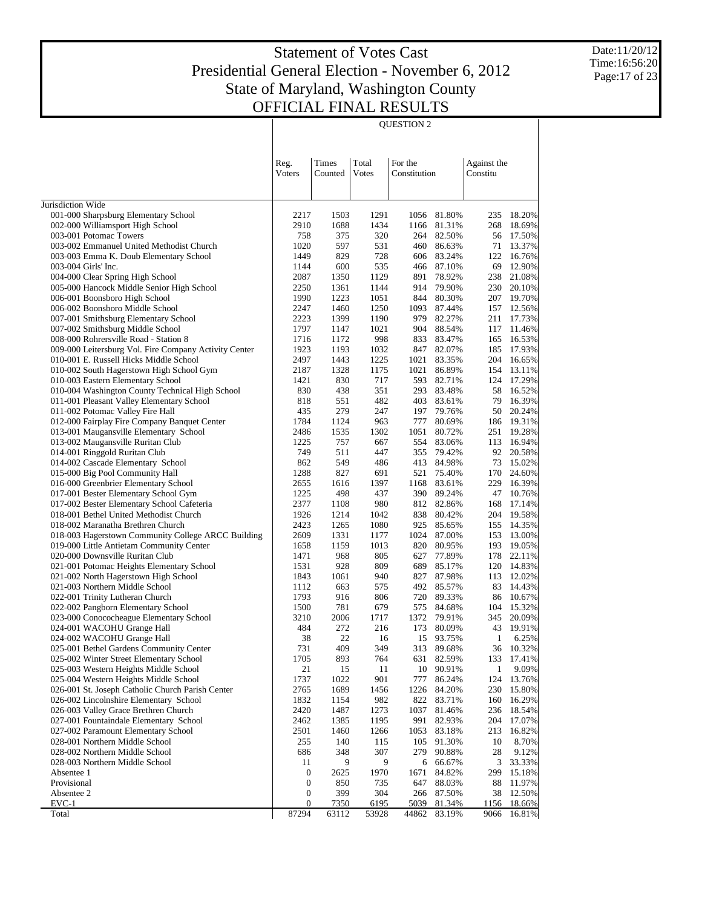# Statement of Votes Cast
# Presidential General Election - November 6, 2012
# State of Maryland, Washington County
# OFFICIAL FINAL RESULTS

Date:11/20/12
Time:16:56:20

| | QUESTION 2 | | | | | | |
|---|---|---|---|---|---|---|---|
| | Reg. Voters | Times Counted | Total Votes | For the Constitution | | Against the Constitu | |
| Jurisdiction Wide | | | | | | | |
| 001-000 Sharpsburg Elementary School | 2217 | 1503 | 1291 | 1056 | 81.80% | 235 | 18.20% |
| 002-000 Williamsport High School | 2910 | 1688 | 1434 | 1166 | 81.31% | 268 | 18.69% |
| 003-001 Potomac Towers | 758 | 375 | 320 | 264 | 82.50% | 56 | 17.50% |
| 003-002 Emmanuel United Methodist Church | 1020 | 597 | 531 | 460 | 86.63% | 71 | 13.37% |
| 003-003 Emma K. Doub Elementary School | 1449 | 829 | 728 | 606 | 83.24% | 122 | 16.76% |
| 003-004 Girls' Inc. | 1144 | 600 | 535 | 466 | 87.10% | 69 | 12.90% |
| 004-000 Clear Spring High School | 2087 | 1350 | 1129 | 891 | 78.92% | 238 | 21.08% |
| 005-000 Hancock Middle Senior High School | 2250 | 1361 | 1144 | 914 | 79.90% | 230 | 20.10% |
| 006-001 Boonsboro High School | 1990 | 1223 | 1051 | 844 | 80.30% | 207 | 19.70% |
| 006-002 Boonsboro Middle School | 2247 | 1460 | 1250 | 1093 | 87.44% | 157 | 12.56% |
| 007-001 Smithsburg Elementary School | 2223 | 1399 | 1190 | 979 | 82.27% | 211 | 17.73% |
| 007-002 Smithsburg Middle School | 1797 | 1147 | 1021 | 904 | 88.54% | 117 | 11.46% |
| 008-000 Rohrersville Road - Station 8 | 1716 | 1172 | 998 | 833 | 83.47% | 165 | 16.53% |
| 009-000 Leitersburg Vol. Fire Company Activity Center | 1923 | 1193 | 1032 | 847 | 82.07% | 185 | 17.93% |
| 010-001 E. Russell Hicks Middle School | 2497 | 1443 | 1225 | 1021 | 83.35% | 204 | 16.65% |
| 010-002 South Hagerstown High School Gym | 2187 | 1328 | 1175 | 1021 | 86.89% | 154 | 13.11% |
| 010-003 Eastern Elementary School | 1421 | 830 | 717 | 593 | 82.71% | 124 | 17.29% |
| 010-004 Washington County Technical High School | 830 | 438 | 351 | 293 | 83.48% | 58 | 16.52% |
| 011-001 Pleasant Valley Elementary School | 818 | 551 | 482 | 403 | 83.61% | 79 | 16.39% |
| 011-002 Potomac Valley Fire Hall | 435 | 279 | 247 | 197 | 79.76% | 50 | 20.24% |
| 012-000 Fairplay Fire Company Banquet Center | 1784 | 1124 | 963 | 777 | 80.69% | 186 | 19.31% |
| 013-001 Maugansville Elementary School | 2486 | 1535 | 1302 | 1051 | 80.72% | 251 | 19.28% |
| 013-002 Maugansville Ruritan Club | 1225 | 757 | 667 | 554 | 83.06% | 113 | 16.94% |
| 014-001 Ringgold Ruritan Club | 749 | 511 | 447 | 355 | 79.42% | 92 | 20.58% |
| 014-002 Cascade Elementary School | 862 | 549 | 486 | 413 | 84.98% | 73 | 15.02% |
| 015-000 Big Pool Community Hall | 1288 | 827 | 691 | 521 | 75.40% | 170 | 24.60% |
| 016-000 Greenbrier Elementary School | 2655 | 1616 | 1397 | 1168 | 83.61% | 229 | 16.39% |
| 017-001 Bester Elementary School Gym | 1225 | 498 | 437 | 390 | 89.24% | 47 | 10.76% |
| 017-002 Bester Elementary School Cafeteria | 2377 | 1108 | 980 | 812 | 82.86% | 168 | 17.14% |
| 018-001 Bethel United Methodist Church | 1926 | 1214 | 1042 | 838 | 80.42% | 204 | 19.58% |
| 018-002 Maranatha Brethren Church | 2423 | 1265 | 1080 | 925 | 85.65% | 155 | 14.35% |
| 018-003 Hagerstown Community College ARCC Building | 2609 | 1331 | 1177 | 1024 | 87.00% | 153 | 13.00% |
| 019-000 Little Antietam Community Center | 1658 | 1159 | 1013 | 820 | 80.95% | 193 | 19.05% |
| 020-000 Downsville Ruritan Club | 1471 | 968 | 805 | 627 | 77.89% | 178 | 22.11% |
| 021-001 Potomac Heights Elementary School | 1531 | 928 | 809 | 689 | 85.17% | 120 | 14.83% |
| 021-002 North Hagerstown High School | 1843 | 1061 | 940 | 827 | 87.98% | 113 | 12.02% |
| 021-003 Northern Middle School | 1112 | 663 | 575 | 492 | 85.57% | 83 | 14.43% |
| 022-001 Trinity Lutheran Church | 1793 | 916 | 806 | 720 | 89.33% | 86 | 10.67% |
| 022-002 Pangborn Elementary School | 1500 | 781 | 679 | 575 | 84.68% | 104 | 15.32% |
| 023-000 Conococheague Elementary School | 3210 | 2006 | 1717 | 1372 | 79.91% | 345 | 20.09% |
| 024-001 WACOHU Grange Hall | 484 | 272 | 216 | 173 | 80.09% | 43 | 19.91% |
| 024-002 WACOHU Grange Hall | 38 | 22 | 16 | 15 | 93.75% | 1 | 6.25% |
| 025-001 Bethel Gardens Community Center | 731 | 409 | 349 | 313 | 89.68% | 36 | 10.32% |
| 025-002 Winter Street Elementary School | 1705 | 893 | 764 | 631 | 82.59% | 133 | 17.41% |
| 025-003 Western Heights Middle School | 21 | 15 | 11 | 10 | 90.91% | 1 | 9.09% |
| 025-004 Western Heights Middle School | 1737 | 1022 | 901 | 777 | 86.24% | 124 | 13.76% |
| 026-001 St. Joseph Catholic Church Parish Center | 2765 | 1689 | 1456 | 1226 | 84.20% | 230 | 15.80% |
| 026-002 Lincolnshire Elementary School | 1832 | 1154 | 982 | 822 | 83.71% | 160 | 16.29% |
| 026-003 Valley Grace Brethren Church | 2420 | 1487 | 1273 | 1037 | 81.46% | 236 | 18.54% |
| 027-001 Fountaindale Elementary School | 2462 | 1385 | 1195 | 991 | 82.93% | 204 | 17.07% |
| 027-002 Paramount Elementary School | 2501 | 1460 | 1266 | 1053 | 83.18% | 213 | 16.82% |
| 028-001 Northern Middle School | 255 | 140 | 115 | 105 | 91.30% | 10 | 8.70% |
| 028-002 Northern Middle School | 686 | 348 | 307 | 279 | 90.88% | 28 | 9.12% |
| 028-003 Northern Middle School | 11 | 9 | 9 | 6 | 66.67% | 3 | 33.33% |
| Absentee 1 | 0 | 2625 | 1970 | 1671 | 84.82% | 299 | 15.18% |
| Provisional | 0 | 850 | 735 | 647 | 88.03% | 88 | 11.97% |
| Absentee 2 | 0 | 399 | 304 | 266 | 87.50% | 38 | 12.50% |
| EVC-1 | 0 | 7350 | 6195 | 5039 | 81.34% | 1156 | 18.66% |
| Total | 87294 | 63112 | 53928 | 44862 | 83.19% | 9066 | 16.81% |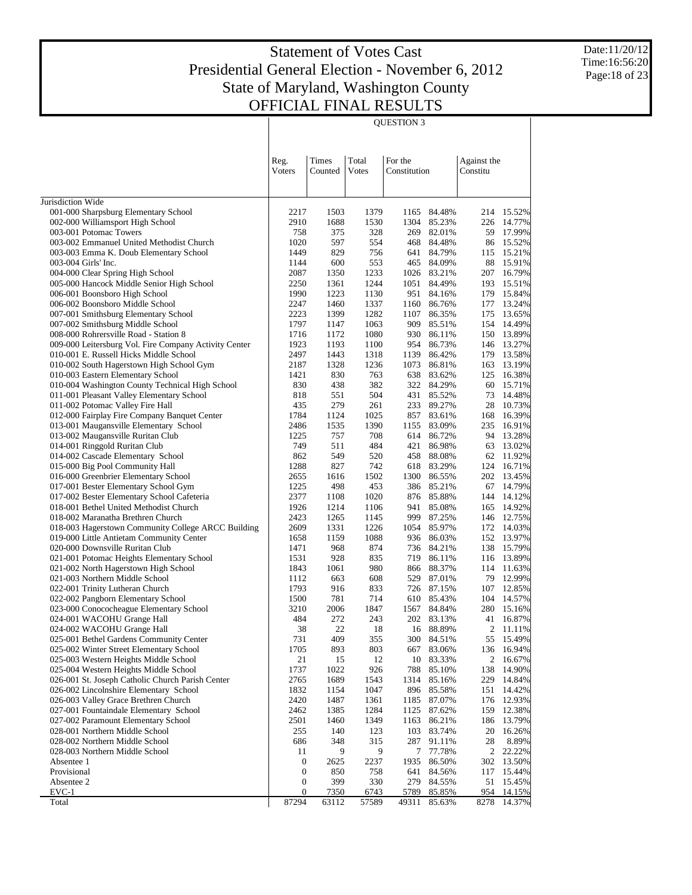# Statement of Votes Cast
# Presidential General Election - November 6, 2012
# State of Maryland, Washington County
# OFFICIAL FINAL RESULTS

Date:11/20/12
Time:16:56:20

| | Reg. Voters | Times Counted | Total Votes | For the Constitution | | Against the Constitu | |
|---|---|---|---|---|---|---|---|
| | QUESTION 3 | | | | | | |
| Jurisdiction Wide | | | | | | | |
| 001-000 Sharpsburg Elementary School | 2217 | 1503 | 1379 | 1165 | 84.48% | 214 | 15.52% |
| 002-000 Williamsport High School | 2910 | 1688 | 1530 | 1304 | 85.23% | 226 | 14.77% |
| 003-001 Potomac Towers | 758 | 375 | 328 | 269 | 82.01% | 59 | 17.99% |
| 003-002 Emmanuel United Methodist Church | 1020 | 597 | 554 | 468 | 84.48% | 86 | 15.52% |
| 003-003 Emma K. Doub Elementary School | 1449 | 829 | 756 | 641 | 84.79% | 115 | 15.21% |
| 003-004 Girls' Inc. | 1144 | 600 | 553 | 465 | 84.09% | 88 | 15.91% |
| 004-000 Clear Spring High School | 2087 | 1350 | 1233 | 1026 | 83.21% | 207 | 16.79% |
| 005-000 Hancock Middle Senior High School | 2250 | 1361 | 1244 | 1051 | 84.49% | 193 | 15.51% |
| 006-001 Boonsboro High School | 1990 | 1223 | 1130 | 951 | 84.16% | 179 | 15.84% |
| 006-002 Boonsboro Middle School | 2247 | 1460 | 1337 | 1160 | 86.76% | 177 | 13.24% |
| 007-001 Smithsburg Elementary School | 2223 | 1399 | 1282 | 1107 | 86.35% | 175 | 13.65% |
| 007-002 Smithsburg Middle School | 1797 | 1147 | 1063 | 909 | 85.51% | 154 | 14.49% |
| 008-000 Rohrersville Road - Station 8 | 1716 | 1172 | 1080 | 930 | 86.11% | 150 | 13.89% |
| 009-000 Leitersburg Vol. Fire Company Activity Center | 1923 | 1193 | 1100 | 954 | 86.73% | 146 | 13.27% |
| 010-001 E. Russell Hicks Middle School | 2497 | 1443 | 1318 | 1139 | 86.42% | 179 | 13.58% |
| 010-002 South Hagerstown High School Gym | 2187 | 1328 | 1236 | 1073 | 86.81% | 163 | 13.19% |
| 010-003 Eastern Elementary School | 1421 | 830 | 763 | 638 | 83.62% | 125 | 16.38% |
| 010-004 Washington County Technical High School | 830 | 438 | 382 | 322 | 84.29% | 60 | 15.71% |
| 011-001 Pleasant Valley Elementary School | 818 | 551 | 504 | 431 | 85.52% | 73 | 14.48% |
| 011-002 Potomac Valley Fire Hall | 435 | 279 | 261 | 233 | 89.27% | 28 | 10.73% |
| 012-000 Fairplay Fire Company Banquet Center | 1784 | 1124 | 1025 | 857 | 83.61% | 168 | 16.39% |
| 013-001 Maugansville Elementary School | 2486 | 1535 | 1390 | 1155 | 83.09% | 235 | 16.91% |
| 013-002 Maugansville Ruritan Club | 1225 | 757 | 708 | 614 | 86.72% | 94 | 13.28% |
| 014-001 Ringgold Ruritan Club | 749 | 511 | 484 | 421 | 86.98% | 63 | 13.02% |
| 014-002 Cascade Elementary School | 862 | 549 | 520 | 458 | 88.08% | 62 | 11.92% |
| 015-000 Big Pool Community Hall | 1288 | 827 | 742 | 618 | 83.29% | 124 | 16.71% |
| 016-000 Greenbrier Elementary School | 2655 | 1616 | 1502 | 1300 | 86.55% | 202 | 13.45% |
| 017-001 Bester Elementary School Gym | 1225 | 498 | 453 | 386 | 85.21% | 67 | 14.79% |
| 017-002 Bester Elementary School Cafeteria | 2377 | 1108 | 1020 | 876 | 85.88% | 144 | 14.12% |
| 018-001 Bethel United Methodist Church | 1926 | 1214 | 1106 | 941 | 85.08% | 165 | 14.92% |
| 018-002 Maranatha Brethren Church | 2423 | 1265 | 1145 | 999 | 87.25% | 146 | 12.75% |
| 018-003 Hagerstown Community College ARCC Building | 2609 | 1331 | 1226 | 1054 | 85.97% | 172 | 14.03% |
| 019-000 Little Antietam Community Center | 1658 | 1159 | 1088 | 936 | 86.03% | 152 | 13.97% |
| 020-000 Downsville Ruritan Club | 1471 | 968 | 874 | 736 | 84.21% | 138 | 15.79% |
| 021-001 Potomac Heights Elementary School | 1531 | 928 | 835 | 719 | 86.11% | 116 | 13.89% |
| 021-002 North Hagerstown High School | 1843 | 1061 | 980 | 866 | 88.37% | 114 | 11.63% |
| 021-003 Northern Middle School | 1112 | 663 | 608 | 529 | 87.01% | 79 | 12.99% |
| 022-001 Trinity Lutheran Church | 1793 | 916 | 833 | 726 | 87.15% | 107 | 12.85% |
| 022-002 Pangborn Elementary School | 1500 | 781 | 714 | 610 | 85.43% | 104 | 14.57% |
| 023-000 Conococheague Elementary School | 3210 | 2006 | 1847 | 1567 | 84.84% | 280 | 15.16% |
| 024-001 WACOHU Grange Hall | 484 | 272 | 243 | 202 | 83.13% | 41 | 16.87% |
| 024-002 WACOHU Grange Hall | 38 | 22 | 18 | 16 | 88.89% | 2 | 11.11% |
| 025-001 Bethel Gardens Community Center | 731 | 409 | 355 | 300 | 84.51% | 55 | 15.49% |
| 025-002 Winter Street Elementary School | 1705 | 893 | 803 | 667 | 83.06% | 136 | 16.94% |
| 025-003 Western Heights Middle School | 21 | 15 | 12 | 10 | 83.33% | 2 | 16.67% |
| 025-004 Western Heights Middle School | 1737 | 1022 | 926 | 788 | 85.10% | 138 | 14.90% |
| 026-001 St. Joseph Catholic Church Parish Center | 2765 | 1689 | 1543 | 1314 | 85.16% | 229 | 14.84% |
| 026-002 Lincolnshire Elementary School | 1832 | 1154 | 1047 | 896 | 85.58% | 151 | 14.42% |
| 026-003 Valley Grace Brethren Church | 2420 | 1487 | 1361 | 1185 | 87.07% | 176 | 12.93% |
| 027-001 Fountaindale Elementary School | 2462 | 1385 | 1284 | 1125 | 87.62% | 159 | 12.38% |
| 027-002 Paramount Elementary School | 2501 | 1460 | 1349 | 1163 | 86.21% | 186 | 13.79% |
| 028-001 Northern Middle School | 255 | 140 | 123 | 103 | 83.74% | 20 | 16.26% |
| 028-002 Northern Middle School | 686 | 348 | 315 | 287 | 91.11% | 28 | 8.89% |
| 028-003 Northern Middle School | 11 | 9 | 9 | 7 | 77.78% | 2 | 22.22% |
| Absentee 1 | 0 | 2625 | 2237 | 1935 | 86.50% | 302 | 13.50% |
| Provisional | 0 | 850 | 758 | 641 | 84.56% | 117 | 15.44% |
| Absentee 2 | 0 | 399 | 330 | 279 | 84.55% | 51 | 15.45% |
| EVC-1 | 0 | 7350 | 6743 | 5789 | 85.85% | 954 | 14.15% |
| Total | 87294 | 63112 | 57589 | 49311 | 85.63% | 8278 | 14.37% |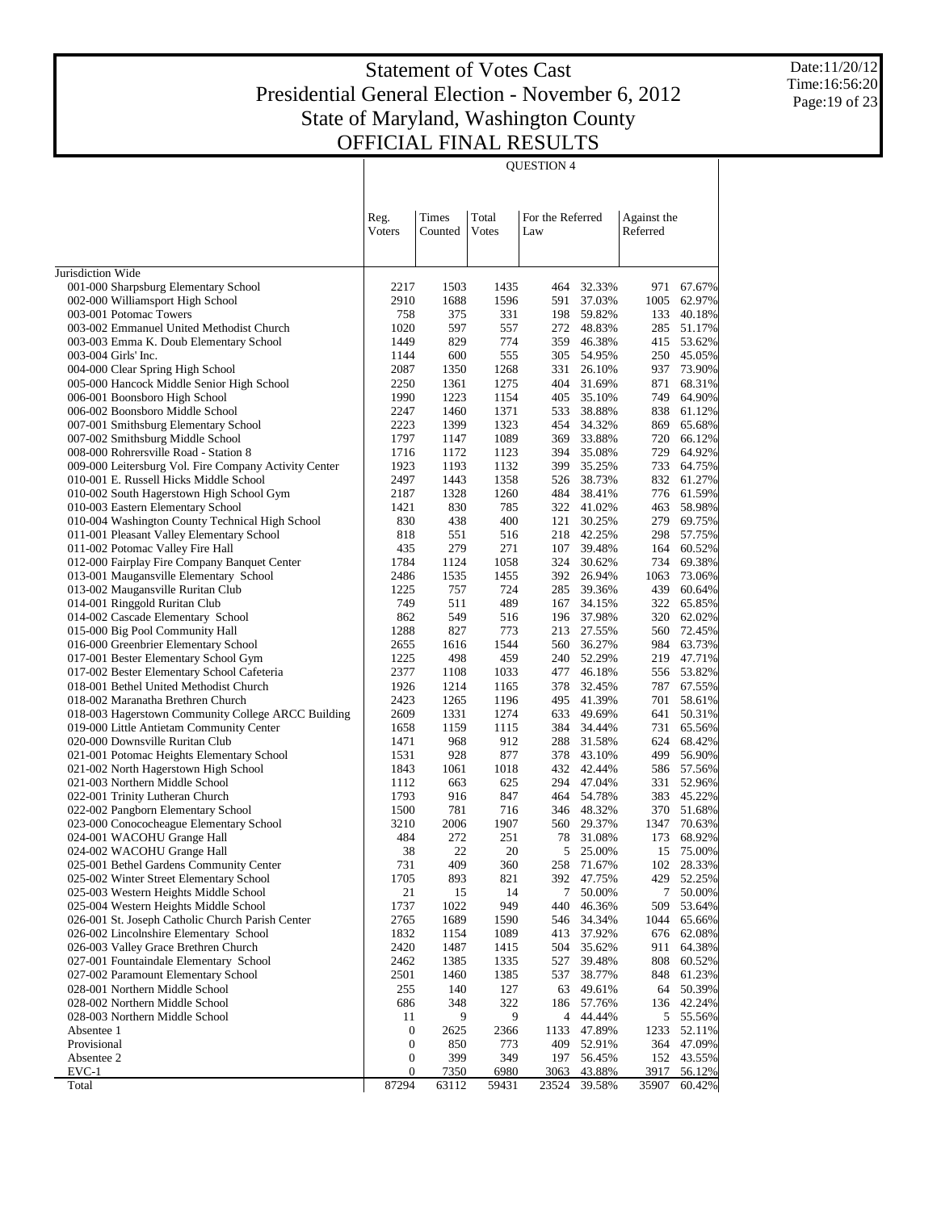# Statement of Votes Cast
## Presidential General Election - November 6, 2012
## State of Maryland, Washington County
## OFFICIAL FINAL RESULTS

Date:11/20/12
Time:16:56:20

### QUESTION 4

| | Reg. Voters | Times Counted | Total Votes | For the Referred Law | | Against the Referred | |
|---|---|---|---|---|---|---|---|
| Jurisdiction Wide | | | | | | | |
| 001-000 Sharpsburg Elementary School | 2217 | 1503 | 1435 | 464 | 32.33% | 971 | 67.67% |
| 002-000 Williamsport High School | 2910 | 1688 | 1596 | 591 | 37.03% | 1005 | 62.97% |
| 003-001 Potomac Towers | 758 | 375 | 331 | 198 | 59.82% | 133 | 40.18% |
| 003-002 Emmanuel United Methodist Church | 1020 | 597 | 557 | 272 | 48.83% | 285 | 51.17% |
| 003-003 Emma K. Doub Elementary School | 1449 | 829 | 774 | 359 | 46.38% | 415 | 53.62% |
| 003-004 Girls' Inc. | 1144 | 600 | 555 | 305 | 54.95% | 250 | 45.05% |
| 004-000 Clear Spring High School | 2087 | 1350 | 1268 | 331 | 26.10% | 937 | 73.90% |
| 005-000 Hancock Middle Senior High School | 2250 | 1361 | 1275 | 404 | 31.69% | 871 | 68.31% |
| 006-001 Boonsboro High School | 1990 | 1223 | 1154 | 405 | 35.10% | 749 | 64.90% |
| 006-002 Boonsboro Middle School | 2247 | 1460 | 1371 | 533 | 38.88% | 838 | 61.12% |
| 007-001 Smithsburg Elementary School | 2223 | 1399 | 1323 | 454 | 34.32% | 869 | 65.68% |
| 007-002 Smithsburg Middle School | 1797 | 1147 | 1089 | 369 | 33.88% | 720 | 66.12% |
| 008-000 Rohrersville Road - Station 8 | 1716 | 1172 | 1123 | 394 | 35.08% | 729 | 64.92% |
| 009-000 Leitersburg Vol. Fire Company Activity Center | 1923 | 1193 | 1132 | 399 | 35.25% | 733 | 64.75% |
| 010-001 E. Russell Hicks Middle School | 2497 | 1443 | 1358 | 526 | 38.73% | 832 | 61.27% |
| 010-002 South Hagerstown High School Gym | 2187 | 1328 | 1260 | 484 | 38.41% | 776 | 61.59% |
| 010-003 Eastern Elementary School | 1421 | 830 | 785 | 322 | 41.02% | 463 | 58.98% |
| 010-004 Washington County Technical High School | 830 | 438 | 400 | 121 | 30.25% | 279 | 69.75% |
| 011-001 Pleasant Valley Elementary School | 818 | 551 | 516 | 218 | 42.25% | 298 | 57.75% |
| 011-002 Potomac Valley Fire Hall | 435 | 279 | 271 | 107 | 39.48% | 164 | 60.52% |
| 012-000 Fairplay Fire Company Banquet Center | 1784 | 1124 | 1058 | 324 | 30.62% | 734 | 69.38% |
| 013-001 Maugansville Elementary School | 2486 | 1535 | 1455 | 392 | 26.94% | 1063 | 73.06% |
| 013-002 Maugansville Ruritan Club | 1225 | 757 | 724 | 285 | 39.36% | 439 | 60.64% |
| 014-001 Ringgold Ruritan Club | 749 | 511 | 489 | 167 | 34.15% | 322 | 65.85% |
| 014-002 Cascade Elementary School | 862 | 549 | 516 | 196 | 37.98% | 320 | 62.02% |
| 015-000 Big Pool Community Hall | 1288 | 827 | 773 | 213 | 27.55% | 560 | 72.45% |
| 016-000 Greenbrier Elementary School | 2655 | 1616 | 1544 | 560 | 36.27% | 984 | 63.73% |
| 017-001 Bester Elementary School Gym | 1225 | 498 | 459 | 240 | 52.29% | 219 | 47.71% |
| 017-002 Bester Elementary School Cafeteria | 2377 | 1108 | 1033 | 477 | 46.18% | 556 | 53.82% |
| 018-001 Bethel United Methodist Church | 1926 | 1214 | 1165 | 378 | 32.45% | 787 | 67.55% |
| 018-002 Maranatha Brethren Church | 2423 | 1265 | 1196 | 495 | 41.39% | 701 | 58.61% |
| 018-003 Hagerstown Community College ARCC Building | 2609 | 1331 | 1274 | 633 | 49.69% | 641 | 50.31% |
| 019-000 Little Antietam Community Center | 1658 | 1159 | 1115 | 384 | 34.44% | 731 | 65.56% |
| 020-000 Downsville Ruritan Club | 1471 | 968 | 912 | 288 | 31.58% | 624 | 68.42% |
| 021-001 Potomac Heights Elementary School | 1531 | 928 | 877 | 378 | 43.10% | 499 | 56.90% |
| 021-002 North Hagerstown High School | 1843 | 1061 | 1018 | 432 | 42.44% | 586 | 57.56% |
| 021-003 Northern Middle School | 1112 | 663 | 625 | 294 | 47.04% | 331 | 52.96% |
| 022-001 Trinity Lutheran Church | 1793 | 916 | 847 | 464 | 54.78% | 383 | 45.22% |
| 022-002 Pangborn Elementary School | 1500 | 781 | 716 | 346 | 48.32% | 370 | 51.68% |
| 023-000 Conococheague Elementary School | 3210 | 2006 | 1907 | 560 | 29.37% | 1347 | 70.63% |
| 024-001 WACOHU Grange Hall | 484 | 272 | 251 | 78 | 31.08% | 173 | 68.92% |
| 024-002 WACOHU Grange Hall | 38 | 22 | 20 | 5 | 25.00% | 15 | 75.00% |
| 025-001 Bethel Gardens Community Center | 731 | 409 | 360 | 258 | 71.67% | 102 | 28.33% |
| 025-002 Winter Street Elementary School | 1705 | 893 | 821 | 392 | 47.75% | 429 | 52.25% |
| 025-003 Western Heights Middle School | 21 | 15 | 14 | 7 | 50.00% | 7 | 50.00% |
| 025-004 Western Heights Middle School | 1737 | 1022 | 949 | 440 | 46.36% | 509 | 53.64% |
| 026-001 St. Joseph Catholic Church Parish Center | 2765 | 1689 | 1590 | 546 | 34.34% | 1044 | 65.66% |
| 026-002 Lincolnshire Elementary School | 1832 | 1154 | 1089 | 413 | 37.92% | 676 | 62.08% |
| 026-003 Valley Grace Brethren Church | 2420 | 1487 | 1415 | 504 | 35.62% | 911 | 64.38% |
| 027-001 Fountaindale Elementary School | 2462 | 1385 | 1335 | 527 | 39.48% | 808 | 60.52% |
| 027-002 Paramount Elementary School | 2501 | 1460 | 1385 | 537 | 38.77% | 848 | 61.23% |
| 028-001 Northern Middle School | 255 | 140 | 127 | 63 | 49.61% | 64 | 50.39% |
| 028-002 Northern Middle School | 686 | 348 | 322 | 186 | 57.76% | 136 | 42.24% |
| 028-003 Northern Middle School | 11 | 9 | 9 | 4 | 44.44% | 5 | 55.56% |
| Absentee 1 | 0 | 2625 | 2366 | 1133 | 47.89% | 1233 | 52.11% |
| Provisional | 0 | 850 | 773 | 409 | 52.91% | 364 | 47.09% |
| Absentee 2 | 0 | 399 | 349 | 197 | 56.45% | 152 | 43.55% |
| EVC-1 | 0 | 7350 | 6980 | 3063 | 43.88% | 3917 | 56.12% |
| Total | 87294 | 63112 | 59431 | 23524 | 39.58% | 35907 | 60.42% |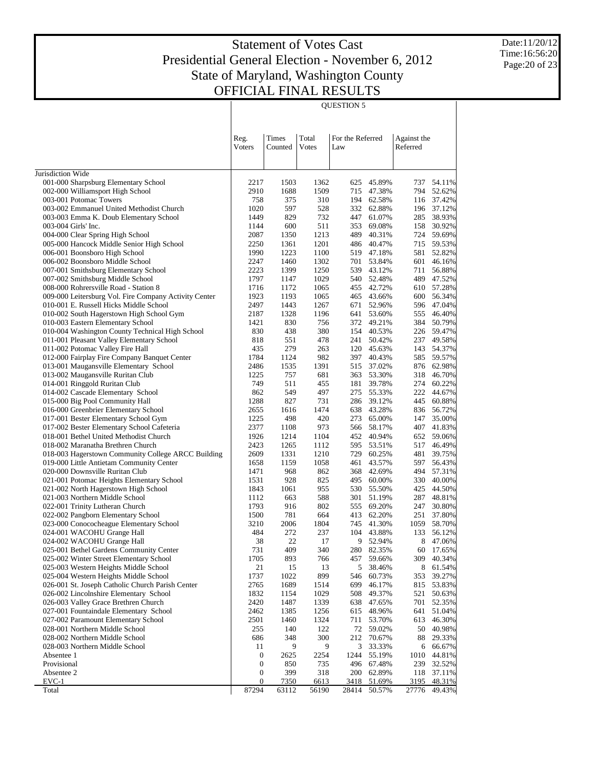# Statement of Votes Cast
# Presidential General Election - November 6, 2012
# State of Maryland, Washington County
# OFFICIAL FINAL RESULTS

Date:11/20/12
Time:16:56:20

## QUESTION 5

| | Reg. Voters | Times Counted | Total Votes | For the Referred Law | | Against the Referred | |
|---|---|---|---|---|---|---|---|
| Jurisdiction Wide | | | | | | | |
| 001-000 Sharpsburg Elementary School | 2217 | 1503 | 1362 | 625 | 45.89% | 737 | 54.11% |
| 002-000 Williamsport High School | 2910 | 1688 | 1509 | 715 | 47.38% | 794 | 52.62% |
| 003-001 Potomac Towers | 758 | 375 | 310 | 194 | 62.58% | 116 | 37.42% |
| 003-002 Emmanuel United Methodist Church | 1020 | 597 | 528 | 332 | 62.88% | 196 | 37.12% |
| 003-003 Emma K. Doub Elementary School | 1449 | 829 | 732 | 447 | 61.07% | 285 | 38.93% |
| 003-004 Girls' Inc. | 1144 | 600 | 511 | 353 | 69.08% | 158 | 30.92% |
| 004-000 Clear Spring High School | 2087 | 1350 | 1213 | 489 | 40.31% | 724 | 59.69% |
| 005-000 Hancock Middle Senior High School | 2250 | 1361 | 1201 | 486 | 40.47% | 715 | 59.53% |
| 006-001 Boonsboro High School | 1990 | 1223 | 1100 | 519 | 47.18% | 581 | 52.82% |
| 006-002 Boonsboro Middle School | 2247 | 1460 | 1302 | 701 | 53.84% | 601 | 46.16% |
| 007-001 Smithsburg Elementary School | 2223 | 1399 | 1250 | 539 | 43.12% | 711 | 56.88% |
| 007-002 Smithsburg Middle School | 1797 | 1147 | 1029 | 540 | 52.48% | 489 | 47.52% |
| 008-000 Rohrersville Road - Station 8 | 1716 | 1172 | 1065 | 455 | 42.72% | 610 | 57.28% |
| 009-000 Leitersburg Vol. Fire Company Activity Center | 1923 | 1193 | 1065 | 465 | 43.66% | 600 | 56.34% |
| 010-001 E. Russell Hicks Middle School | 2497 | 1443 | 1267 | 671 | 52.96% | 596 | 47.04% |
| 010-002 South Hagerstown High School Gym | 2187 | 1328 | 1196 | 641 | 53.60% | 555 | 46.40% |
| 010-003 Eastern Elementary School | 1421 | 830 | 756 | 372 | 49.21% | 384 | 50.79% |
| 010-004 Washington County Technical High School | 830 | 438 | 380 | 154 | 40.53% | 226 | 59.47% |
| 011-001 Pleasant Valley Elementary School | 818 | 551 | 478 | 241 | 50.42% | 237 | 49.58% |
| 011-002 Potomac Valley Fire Hall | 435 | 279 | 263 | 120 | 45.63% | 143 | 54.37% |
| 012-000 Fairplay Fire Company Banquet Center | 1784 | 1124 | 982 | 397 | 40.43% | 585 | 59.57% |
| 013-001 Maugansville Elementary School | 2486 | 1535 | 1391 | 515 | 37.02% | 876 | 62.98% |
| 013-002 Maugansville Ruritan Club | 1225 | 757 | 681 | 363 | 53.30% | 318 | 46.70% |
| 014-001 Ringgold Ruritan Club | 749 | 511 | 455 | 181 | 39.78% | 274 | 60.22% |
| 014-002 Cascade Elementary School | 862 | 549 | 497 | 275 | 55.33% | 222 | 44.67% |
| 015-000 Big Pool Community Hall | 1288 | 827 | 731 | 286 | 39.12% | 445 | 60.88% |
| 016-000 Greenbrier Elementary School | 2655 | 1616 | 1474 | 638 | 43.28% | 836 | 56.72% |
| 017-001 Bester Elementary School Gym | 1225 | 498 | 420 | 273 | 65.00% | 147 | 35.00% |
| 017-002 Bester Elementary School Cafeteria | 2377 | 1108 | 973 | 566 | 58.17% | 407 | 41.83% |
| 018-001 Bethel United Methodist Church | 1926 | 1214 | 1104 | 452 | 40.94% | 652 | 59.06% |
| 018-002 Maranatha Brethren Church | 2423 | 1265 | 1112 | 595 | 53.51% | 517 | 46.49% |
| 018-003 Hagerstown Community College ARCC Building | 2609 | 1331 | 1210 | 729 | 60.25% | 481 | 39.75% |
| 019-000 Little Antietam Community Center | 1658 | 1159 | 1058 | 461 | 43.57% | 597 | 56.43% |
| 020-000 Downsville Ruritan Club | 1471 | 968 | 862 | 368 | 42.69% | 494 | 57.31% |
| 021-001 Potomac Heights Elementary School | 1531 | 928 | 825 | 495 | 60.00% | 330 | 40.00% |
| 021-002 North Hagerstown High School | 1843 | 1061 | 955 | 530 | 55.50% | 425 | 44.50% |
| 021-003 Northern Middle School | 1112 | 663 | 588 | 301 | 51.19% | 287 | 48.81% |
| 022-001 Trinity Lutheran Church | 1793 | 916 | 802 | 555 | 69.20% | 247 | 30.80% |
| 022-002 Pangborn Elementary School | 1500 | 781 | 664 | 413 | 62.20% | 251 | 37.80% |
| 023-000 Conococheague Elementary School | 3210 | 2006 | 1804 | 745 | 41.30% | 1059 | 58.70% |
| 024-001 WACOHU Grange Hall | 484 | 272 | 237 | 104 | 43.88% | 133 | 56.12% |
| 024-002 WACOHU Grange Hall | 38 | 22 | 17 | 9 | 52.94% | 8 | 47.06% |
| 025-001 Bethel Gardens Community Center | 731 | 409 | 340 | 280 | 82.35% | 60 | 17.65% |
| 025-002 Winter Street Elementary School | 1705 | 893 | 766 | 457 | 59.66% | 309 | 40.34% |
| 025-003 Western Heights Middle School | 21 | 15 | 13 | 5 | 38.46% | 8 | 61.54% |
| 025-004 Western Heights Middle School | 1737 | 1022 | 899 | 546 | 60.73% | 353 | 39.27% |
| 026-001 St. Joseph Catholic Church Parish Center | 2765 | 1689 | 1514 | 699 | 46.17% | 815 | 53.83% |
| 026-002 Lincolnshire Elementary School | 1832 | 1154 | 1029 | 508 | 49.37% | 521 | 50.63% |
| 026-003 Valley Grace Brethren Church | 2420 | 1487 | 1339 | 638 | 47.65% | 701 | 52.35% |
| 027-001 Fountaindale Elementary School | 2462 | 1385 | 1256 | 615 | 48.96% | 641 | 51.04% |
| 027-002 Paramount Elementary School | 2501 | 1460 | 1324 | 711 | 53.70% | 613 | 46.30% |
| 028-001 Northern Middle School | 255 | 140 | 122 | 72 | 59.02% | 50 | 40.98% |
| 028-002 Northern Middle School | 686 | 348 | 300 | 212 | 70.67% | 88 | 29.33% |
| 028-003 Northern Middle School | 11 | 9 | 9 | 3 | 33.33% | 6 | 66.67% |
| Absentee 1 | 0 | 2625 | 2254 | 1244 | 55.19% | 1010 | 44.81% |
| Provisional | 0 | 850 | 735 | 496 | 67.48% | 239 | 32.52% |
| Absentee 2 | 0 | 399 | 318 | 200 | 62.89% | 118 | 37.11% |
| EVC-1 | 0 | 7350 | 6613 | 3418 | 51.69% | 3195 | 48.31% |
| Total | 87294 | 63112 | 56190 | 28414 | 50.57% | 27776 | 49.43% |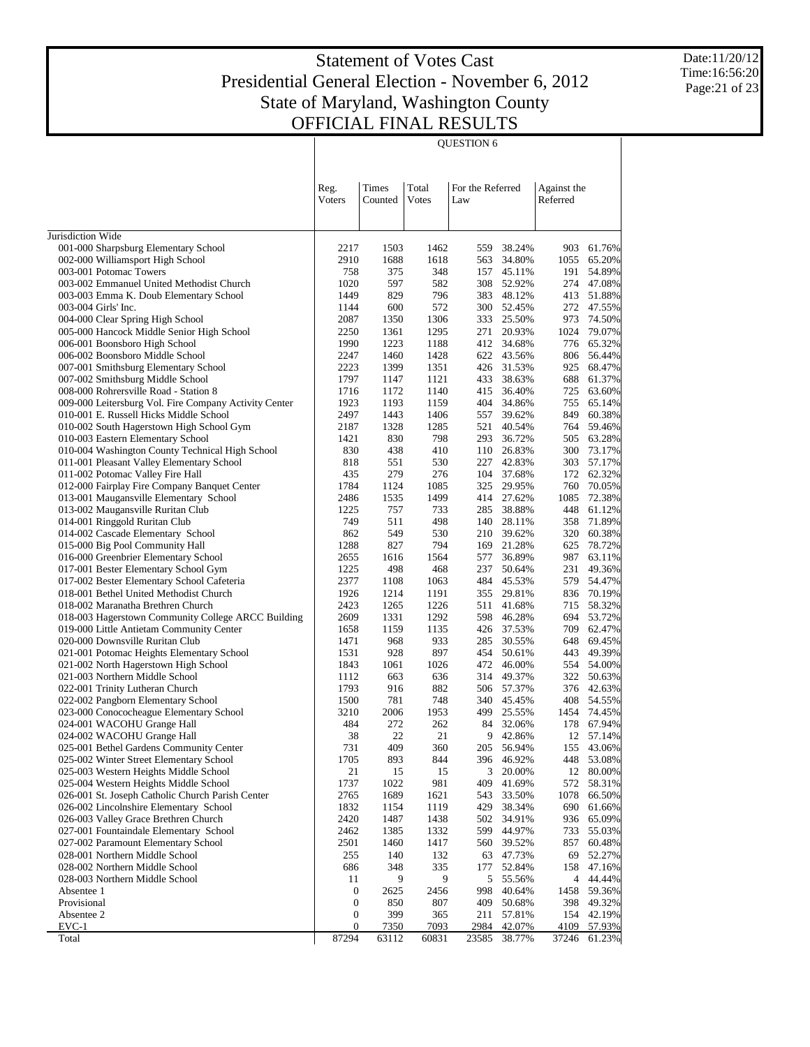# Statement of Votes Cast
## Presidential General Election - November 6, 2012
## State of Maryland, Washington County
## OFFICIAL FINAL RESULTS

Date:11/20/12
Time:16:56:20

| | Reg. Voters | Times Counted | Total Votes | QUESTION 6 For the Referred Law | | Against the Referred | |
|---|---|---|---|---|---|---|---|
| Jurisdiction Wide | | | | | | | |
| 001-000 Sharpsburg Elementary School | 2217 | 1503 | 1462 | 559 | 38.24% | 903 | 61.76% |
| 002-000 Williamsport High School | 2910 | 1688 | 1618 | 563 | 34.80% | 1055 | 65.20% |
| 003-001 Potomac Towers | 758 | 375 | 348 | 157 | 45.11% | 191 | 54.89% |
| 003-002 Emmanuel United Methodist Church | 1020 | 597 | 582 | 308 | 52.92% | 274 | 47.08% |
| 003-003 Emma K. Doub Elementary School | 1449 | 829 | 796 | 383 | 48.12% | 413 | 51.88% |
| 003-004 Girls' Inc. | 1144 | 600 | 572 | 300 | 52.45% | 272 | 47.55% |
| 004-000 Clear Spring High School | 2087 | 1350 | 1306 | 333 | 25.50% | 973 | 74.50% |
| 005-000 Hancock Middle Senior High School | 2250 | 1361 | 1295 | 271 | 20.93% | 1024 | 79.07% |
| 006-001 Boonsboro High School | 1990 | 1223 | 1188 | 412 | 34.68% | 776 | 65.32% |
| 006-002 Boonsboro Middle School | 2247 | 1460 | 1428 | 622 | 43.56% | 806 | 56.44% |
| 007-001 Smithsburg Elementary School | 2223 | 1399 | 1351 | 426 | 31.53% | 925 | 68.47% |
| 007-002 Smithsburg Middle School | 1797 | 1147 | 1121 | 433 | 38.63% | 688 | 61.37% |
| 008-000 Rohrersville Road - Station 8 | 1716 | 1172 | 1140 | 415 | 36.40% | 725 | 63.60% |
| 009-000 Leitersburg Vol. Fire Company Activity Center | 1923 | 1193 | 1159 | 404 | 34.86% | 755 | 65.14% |
| 010-001 E. Russell Hicks Middle School | 2497 | 1443 | 1406 | 557 | 39.62% | 849 | 60.38% |
| 010-002 South Hagerstown High School Gym | 2187 | 1328 | 1285 | 521 | 40.54% | 764 | 59.46% |
| 010-003 Eastern Elementary School | 1421 | 830 | 798 | 293 | 36.72% | 505 | 63.28% |
| 010-004 Washington County Technical High School | 830 | 438 | 410 | 110 | 26.83% | 300 | 73.17% |
| 011-001 Pleasant Valley Elementary School | 818 | 551 | 530 | 227 | 42.83% | 303 | 57.17% |
| 011-002 Potomac Valley Fire Hall | 435 | 279 | 276 | 104 | 37.68% | 172 | 62.32% |
| 012-000 Fairplay Fire Company Banquet Center | 1784 | 1124 | 1085 | 325 | 29.95% | 760 | 70.05% |
| 013-001 Maugansville Elementary School | 2486 | 1535 | 1499 | 414 | 27.62% | 1085 | 72.38% |
| 013-002 Maugansville Ruritan Club | 1225 | 757 | 733 | 285 | 38.88% | 448 | 61.12% |
| 014-001 Ringgold Ruritan Club | 749 | 511 | 498 | 140 | 28.11% | 358 | 71.89% |
| 014-002 Cascade Elementary School | 862 | 549 | 530 | 210 | 39.62% | 320 | 60.38% |
| 015-000 Big Pool Community Hall | 1288 | 827 | 794 | 169 | 21.28% | 625 | 78.72% |
| 016-000 Greenbrier Elementary School | 2655 | 1616 | 1564 | 577 | 36.89% | 987 | 63.11% |
| 017-001 Bester Elementary School Gym | 1225 | 498 | 468 | 237 | 50.64% | 231 | 49.36% |
| 017-002 Bester Elementary School Cafeteria | 2377 | 1108 | 1063 | 484 | 45.53% | 579 | 54.47% |
| 018-001 Bethel United Methodist Church | 1926 | 1214 | 1191 | 355 | 29.81% | 836 | 70.19% |
| 018-002 Maranatha Brethren Church | 2423 | 1265 | 1226 | 511 | 41.68% | 715 | 58.32% |
| 018-003 Hagerstown Community College ARCC Building | 2609 | 1331 | 1292 | 598 | 46.28% | 694 | 53.72% |
| 019-000 Little Antietam Community Center | 1658 | 1159 | 1135 | 426 | 37.53% | 709 | 62.47% |
| 020-000 Downsville Ruritan Club | 1471 | 968 | 933 | 285 | 30.55% | 648 | 69.45% |
| 021-001 Potomac Heights Elementary School | 1531 | 928 | 897 | 454 | 50.61% | 443 | 49.39% |
| 021-002 North Hagerstown High School | 1843 | 1061 | 1026 | 472 | 46.00% | 554 | 54.00% |
| 021-003 Northern Middle School | 1112 | 663 | 636 | 314 | 49.37% | 322 | 50.63% |
| 022-001 Trinity Lutheran Church | 1793 | 916 | 882 | 506 | 57.37% | 376 | 42.63% |
| 022-002 Pangborn Elementary School | 1500 | 781 | 748 | 340 | 45.45% | 408 | 54.55% |
| 023-000 Conococheague Elementary School | 3210 | 2006 | 1953 | 499 | 25.55% | 1454 | 74.45% |
| 024-001 WACOHU Grange Hall | 484 | 272 | 262 | 84 | 32.06% | 178 | 67.94% |
| 024-002 WACOHU Grange Hall | 38 | 22 | 21 | 9 | 42.86% | 12 | 57.14% |
| 025-001 Bethel Gardens Community Center | 731 | 409 | 360 | 205 | 56.94% | 155 | 43.06% |
| 025-002 Winter Street Elementary School | 1705 | 893 | 844 | 396 | 46.92% | 448 | 53.08% |
| 025-003 Western Heights Middle School | 21 | 15 | 15 | 3 | 20.00% | 12 | 80.00% |
| 025-004 Western Heights Middle School | 1737 | 1022 | 981 | 409 | 41.69% | 572 | 58.31% |
| 026-001 St. Joseph Catholic Church Parish Center | 2765 | 1689 | 1621 | 543 | 33.50% | 1078 | 66.50% |
| 026-002 Lincolnshire Elementary School | 1832 | 1154 | 1119 | 429 | 38.34% | 690 | 61.66% |
| 026-003 Valley Grace Brethren Church | 2420 | 1487 | 1438 | 502 | 34.91% | 936 | 65.09% |
| 027-001 Fountaindale Elementary School | 2462 | 1385 | 1332 | 599 | 44.97% | 733 | 55.03% |
| 027-002 Paramount Elementary School | 2501 | 1460 | 1417 | 560 | 39.52% | 857 | 60.48% |
| 028-001 Northern Middle School | 255 | 140 | 132 | 63 | 47.73% | 69 | 52.27% |
| 028-002 Northern Middle School | 686 | 348 | 335 | 177 | 52.84% | 158 | 47.16% |
| 028-003 Northern Middle School | 11 | 9 | 9 | 5 | 55.56% | 4 | 44.44% |
| Absentee 1 | 0 | 2625 | 2456 | 998 | 40.64% | 1458 | 59.36% |
| Provisional | 0 | 850 | 807 | 409 | 50.68% | 398 | 49.32% |
| Absentee 2 | 0 | 399 | 365 | 211 | 57.81% | 154 | 42.19% |
| EVC-1 | 0 | 7350 | 7093 | 2984 | 42.07% | 4109 | 57.93% |
| Total | 87294 | 63112 | 60831 | 23585 | 38.77% | 37246 | 61.23% |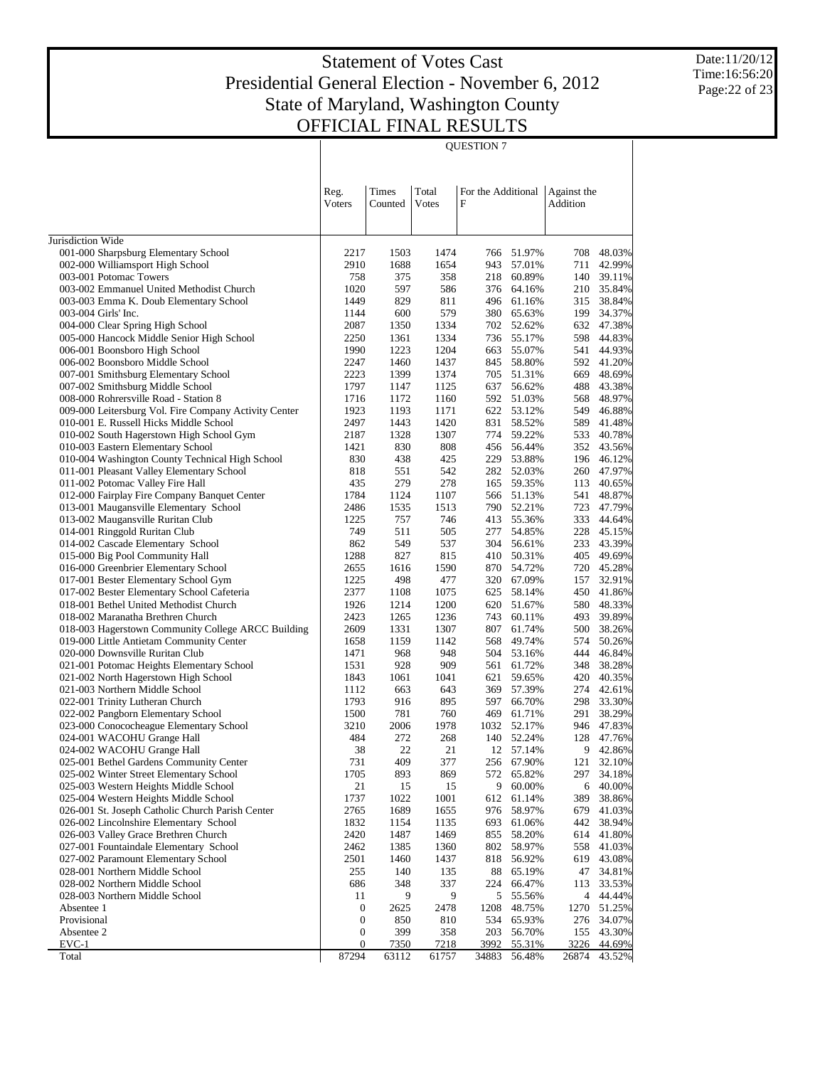# Statement of Votes Cast
# Presidential General Election - November 6, 2012
# State of Maryland, Washington County
# OFFICIAL FINAL RESULTS

Date:11/20/12
Time:16:56:20

## QUESTION 7

| | Reg. Voters | Times Counted | Total Votes | For the Additional F | | Against the Addition | |
|---|---|---|---|---|---|---|---|
| Jurisdiction Wide | | | | | | | |
| 001-000 Sharpsburg Elementary School | 2217 | 1503 | 1474 | 766 | 51.97% | 708 | 48.03% |
| 002-000 Williamsport High School | 2910 | 1688 | 1654 | 943 | 57.01% | 711 | 42.99% |
| 003-001 Potomac Towers | 758 | 375 | 358 | 218 | 60.89% | 140 | 39.11% |
| 003-002 Emmanuel United Methodist Church | 1020 | 597 | 586 | 376 | 64.16% | 210 | 35.84% |
| 003-003 Emma K. Doub Elementary School | 1449 | 829 | 811 | 496 | 61.16% | 315 | 38.84% |
| 003-004 Girls' Inc. | 1144 | 600 | 579 | 380 | 65.63% | 199 | 34.37% |
| 004-000 Clear Spring High School | 2087 | 1350 | 1334 | 702 | 52.62% | 632 | 47.38% |
| 005-000 Hancock Middle Senior High School | 2250 | 1361 | 1334 | 736 | 55.17% | 598 | 44.83% |
| 006-001 Boonsboro High School | 1990 | 1223 | 1204 | 663 | 55.07% | 541 | 44.93% |
| 006-002 Boonsboro Middle School | 2247 | 1460 | 1437 | 845 | 58.80% | 592 | 41.20% |
| 007-001 Smithsburg Elementary School | 2223 | 1399 | 1374 | 705 | 51.31% | 669 | 48.69% |
| 007-002 Smithsburg Middle School | 1797 | 1147 | 1125 | 637 | 56.62% | 488 | 43.38% |
| 008-000 Rohrersville Road - Station 8 | 1716 | 1172 | 1160 | 592 | 51.03% | 568 | 48.97% |
| 009-000 Leitersburg Vol. Fire Company Activity Center | 1923 | 1193 | 1171 | 622 | 53.12% | 549 | 46.88% |
| 010-001 E. Russell Hicks Middle School | 2497 | 1443 | 1420 | 831 | 58.52% | 589 | 41.48% |
| 010-002 South Hagerstown High School Gym | 2187 | 1328 | 1307 | 774 | 59.22% | 533 | 40.78% |
| 010-003 Eastern Elementary School | 1421 | 830 | 808 | 456 | 56.44% | 352 | 43.56% |
| 010-004 Washington County Technical High School | 830 | 438 | 425 | 229 | 53.88% | 196 | 46.12% |
| 011-001 Pleasant Valley Elementary School | 818 | 551 | 542 | 282 | 52.03% | 260 | 47.97% |
| 011-002 Potomac Valley Fire Hall | 435 | 279 | 278 | 165 | 59.35% | 113 | 40.65% |
| 012-000 Fairplay Fire Company Banquet Center | 1784 | 1124 | 1107 | 566 | 51.13% | 541 | 48.87% |
| 013-001 Maugansville Elementary School | 2486 | 1535 | 1513 | 790 | 52.21% | 723 | 47.79% |
| 013-002 Maugansville Ruritan Club | 1225 | 757 | 746 | 413 | 55.36% | 333 | 44.64% |
| 014-001 Ringgold Ruritan Club | 749 | 511 | 505 | 277 | 54.85% | 228 | 45.15% |
| 014-002 Cascade Elementary School | 862 | 549 | 537 | 304 | 56.61% | 233 | 43.39% |
| 015-000 Big Pool Community Hall | 1288 | 827 | 815 | 410 | 50.31% | 405 | 49.69% |
| 016-000 Greenbrier Elementary School | 2655 | 1616 | 1590 | 870 | 54.72% | 720 | 45.28% |
| 017-001 Bester Elementary School Gym | 1225 | 498 | 477 | 320 | 67.09% | 157 | 32.91% |
| 017-002 Bester Elementary School Cafeteria | 2377 | 1108 | 1075 | 625 | 58.14% | 450 | 41.86% |
| 018-001 Bethel United Methodist Church | 1926 | 1214 | 1200 | 620 | 51.67% | 580 | 48.33% |
| 018-002 Maranatha Brethren Church | 2423 | 1265 | 1236 | 743 | 60.11% | 493 | 39.89% |
| 018-003 Hagerstown Community College ARCC Building | 2609 | 1331 | 1307 | 807 | 61.74% | 500 | 38.26% |
| 019-000 Little Antietam Community Center | 1658 | 1159 | 1142 | 568 | 49.74% | 574 | 50.26% |
| 020-000 Downsville Ruritan Club | 1471 | 968 | 948 | 504 | 53.16% | 444 | 46.84% |
| 021-001 Potomac Heights Elementary School | 1531 | 928 | 909 | 561 | 61.72% | 348 | 38.28% |
| 021-002 North Hagerstown High School | 1843 | 1061 | 1041 | 621 | 59.65% | 420 | 40.35% |
| 021-003 Northern Middle School | 1112 | 663 | 643 | 369 | 57.39% | 274 | 42.61% |
| 022-001 Trinity Lutheran Church | 1793 | 916 | 895 | 597 | 66.70% | 298 | 33.30% |
| 022-002 Pangborn Elementary School | 1500 | 781 | 760 | 469 | 61.71% | 291 | 38.29% |
| 023-000 Conococheague Elementary School | 3210 | 2006 | 1978 | 1032 | 52.17% | 946 | 47.83% |
| 024-001 WACOHU Grange Hall | 484 | 272 | 268 | 140 | 52.24% | 128 | 47.76% |
| 024-002 WACOHU Grange Hall | 38 | 22 | 21 | 12 | 57.14% | 9 | 42.86% |
| 025-001 Bethel Gardens Community Center | 731 | 409 | 377 | 256 | 67.90% | 121 | 32.10% |
| 025-002 Winter Street Elementary School | 1705 | 893 | 869 | 572 | 65.82% | 297 | 34.18% |
| 025-003 Western Heights Middle School | 21 | 15 | 15 | 9 | 60.00% | 6 | 40.00% |
| 025-004 Western Heights Middle School | 1737 | 1022 | 1001 | 612 | 61.14% | 389 | 38.86% |
| 026-001 St. Joseph Catholic Church Parish Center | 2765 | 1689 | 1655 | 976 | 58.97% | 679 | 41.03% |
| 026-002 Lincolnshire Elementary School | 1832 | 1154 | 1135 | 693 | 61.06% | 442 | 38.94% |
| 026-003 Valley Grace Brethren Church | 2420 | 1487 | 1469 | 855 | 58.20% | 614 | 41.80% |
| 027-001 Fountaindale Elementary School | 2462 | 1385 | 1360 | 802 | 58.97% | 558 | 41.03% |
| 027-002 Paramount Elementary School | 2501 | 1460 | 1437 | 818 | 56.92% | 619 | 43.08% |
| 028-001 Northern Middle School | 255 | 140 | 135 | 88 | 65.19% | 47 | 34.81% |
| 028-002 Northern Middle School | 686 | 348 | 337 | 224 | 66.47% | 113 | 33.53% |
| 028-003 Northern Middle School | 11 | 9 | 9 | 5 | 55.56% | 4 | 44.44% |
| Absentee 1 | 0 | 2625 | 2478 | 1208 | 48.75% | 1270 | 51.25% |
| Provisional | 0 | 850 | 810 | 534 | 65.93% | 276 | 34.07% |
| Absentee 2 | 0 | 399 | 358 | 203 | 56.70% | 155 | 43.30% |
| EVC-1 | 0 | 7350 | 7218 | 3992 | 55.31% | 3226 | 44.69% |
| Total | 87294 | 63112 | 61757 | 34883 | 56.48% | 26874 | 43.52% |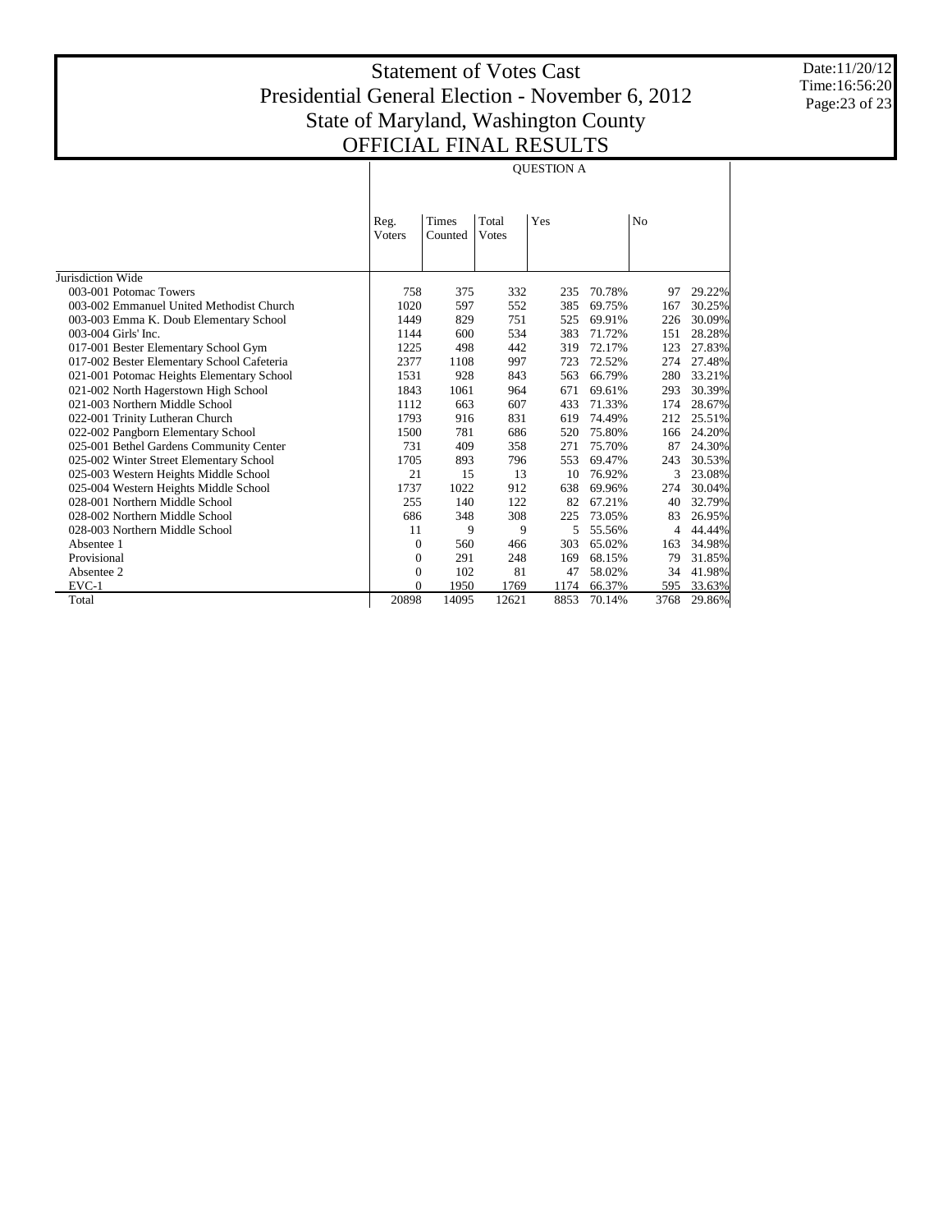# Statement of Votes Cast
## Presidential General Election - November 6, 2012
## State of Maryland, Washington County
## OFFICIAL FINAL RESULTS

Date:11/20/12
Time:16:56:20

| | QUESTION A | | | | | | |
|---|---|---|---|---|---|---|---|
| | Reg. Voters | Times Counted | Total Votes | Yes | | No | |
| Jurisdiction Wide | | | | | | | |
| 003-001 Potomac Towers | 758 | 375 | 332 | 235 | 70.78% | 97 | 29.22% |
| 003-002 Emmanuel United Methodist Church | 1020 | 597 | 552 | 385 | 69.75% | 167 | 30.25% |
| 003-003 Emma K. Doub Elementary School | 1449 | 829 | 751 | 525 | 69.91% | 226 | 30.09% |
| 003-004 Girls' Inc. | 1144 | 600 | 534 | 383 | 71.72% | 151 | 28.28% |
| 017-001 Bester Elementary School Gym | 1225 | 498 | 442 | 319 | 72.17% | 123 | 27.83% |
| 017-002 Bester Elementary School Cafeteria | 2377 | 1108 | 997 | 723 | 72.52% | 274 | 27.48% |
| 021-001 Potomac Heights Elementary School | 1531 | 928 | 843 | 563 | 66.79% | 280 | 33.21% |
| 021-002 North Hagerstown High School | 1843 | 1061 | 964 | 671 | 69.61% | 293 | 30.39% |
| 021-003 Northern Middle School | 1112 | 663 | 607 | 433 | 71.33% | 174 | 28.67% |
| 022-001 Trinity Lutheran Church | 1793 | 916 | 831 | 619 | 74.49% | 212 | 25.51% |
| 022-002 Pangborn Elementary School | 1500 | 781 | 686 | 520 | 75.80% | 166 | 24.20% |
| 025-001 Bethel Gardens Community Center | 731 | 409 | 358 | 271 | 75.70% | 87 | 24.30% |
| 025-002 Winter Street Elementary School | 1705 | 893 | 796 | 553 | 69.47% | 243 | 30.53% |
| 025-003 Western Heights Middle School | 21 | 15 | 13 | 10 | 76.92% | 3 | 23.08% |
| 025-004 Western Heights Middle School | 1737 | 1022 | 912 | 638 | 69.96% | 274 | 30.04% |
| 028-001 Northern Middle School | 255 | 140 | 122 | 82 | 67.21% | 40 | 32.79% |
| 028-002 Northern Middle School | 686 | 348 | 308 | 225 | 73.05% | 83 | 26.95% |
| 028-003 Northern Middle School | 11 | 9 | 9 | 5 | 55.56% | 4 | 44.44% |
| Absentee 1 | 0 | 560 | 466 | 303 | 65.02% | 163 | 34.98% |
| Provisional | 0 | 291 | 248 | 169 | 68.15% | 79 | 31.85% |
| Absentee 2 | 0 | 102 | 81 | 47 | 58.02% | 34 | 41.98% |
| EVC-1 | 0 | 1950 | 1769 | 1174 | 66.37% | 595 | 33.63% |
| Total | 20898 | 14095 | 12621 | 8853 | 70.14% | 3768 | 29.86% |